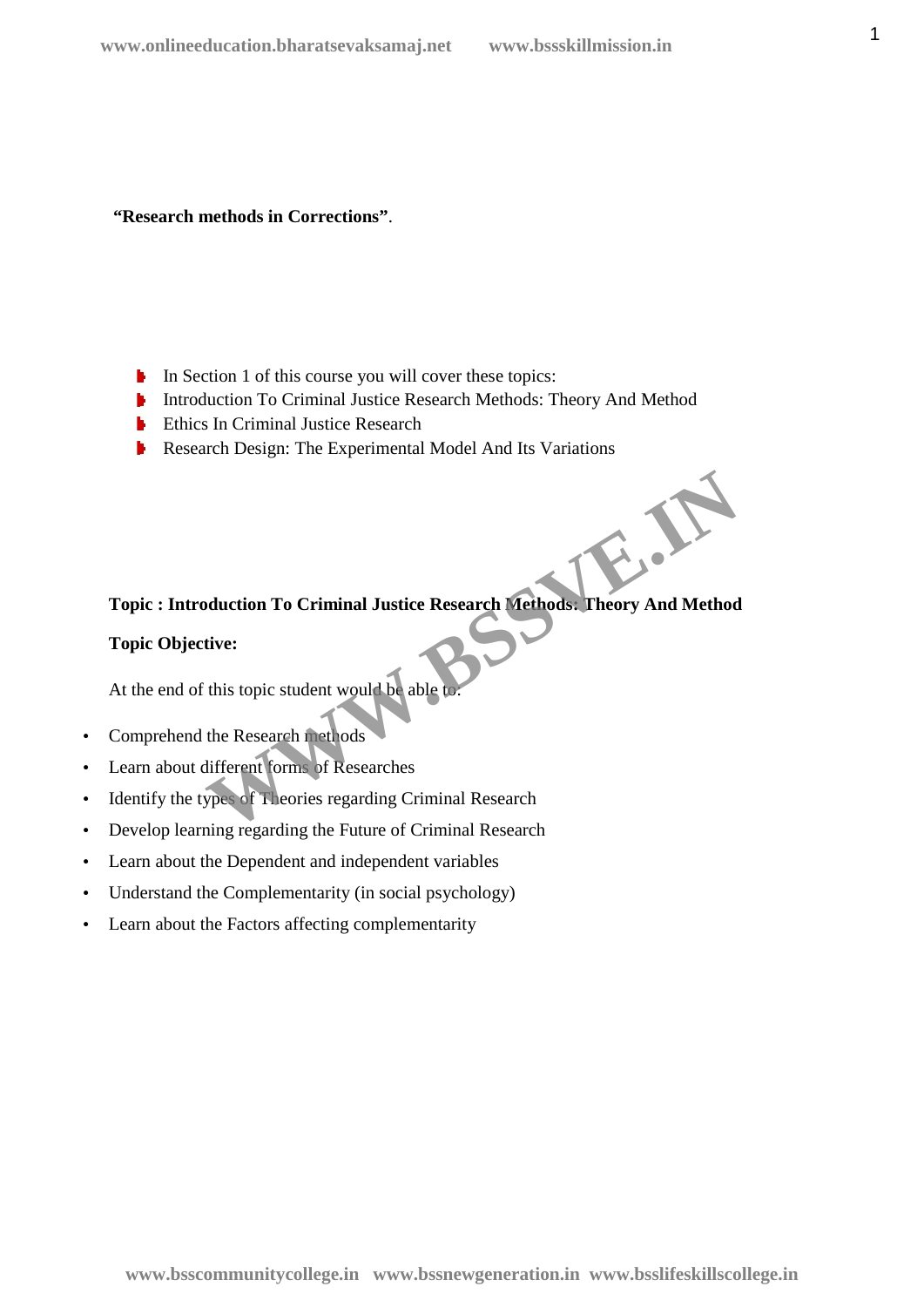**"Research methods in Corrections"**.

- In Section 1 of this course you will cover these topics:
- Introduction To Criminal Justice Research Methods: Theory And Method
- Ethics In Criminal Justice Research
- Research Design: The Experimental Model And Its Variations

**Topic : Introduction To Criminal Justice Research Methods: Theory And Method**

**Topic Objective:**

At the end of this topic student would be able to:

- Comprehend the Research methods
- Learn about different forms of Researches
- Identify the types of Theories regarding Criminal Research
- Develop learning regarding the Future of Criminal Research
- Learn about the Dependent and independent variables
- Understand the Complementarity (in social psychology)
- Learn about the Factors affecting complementarity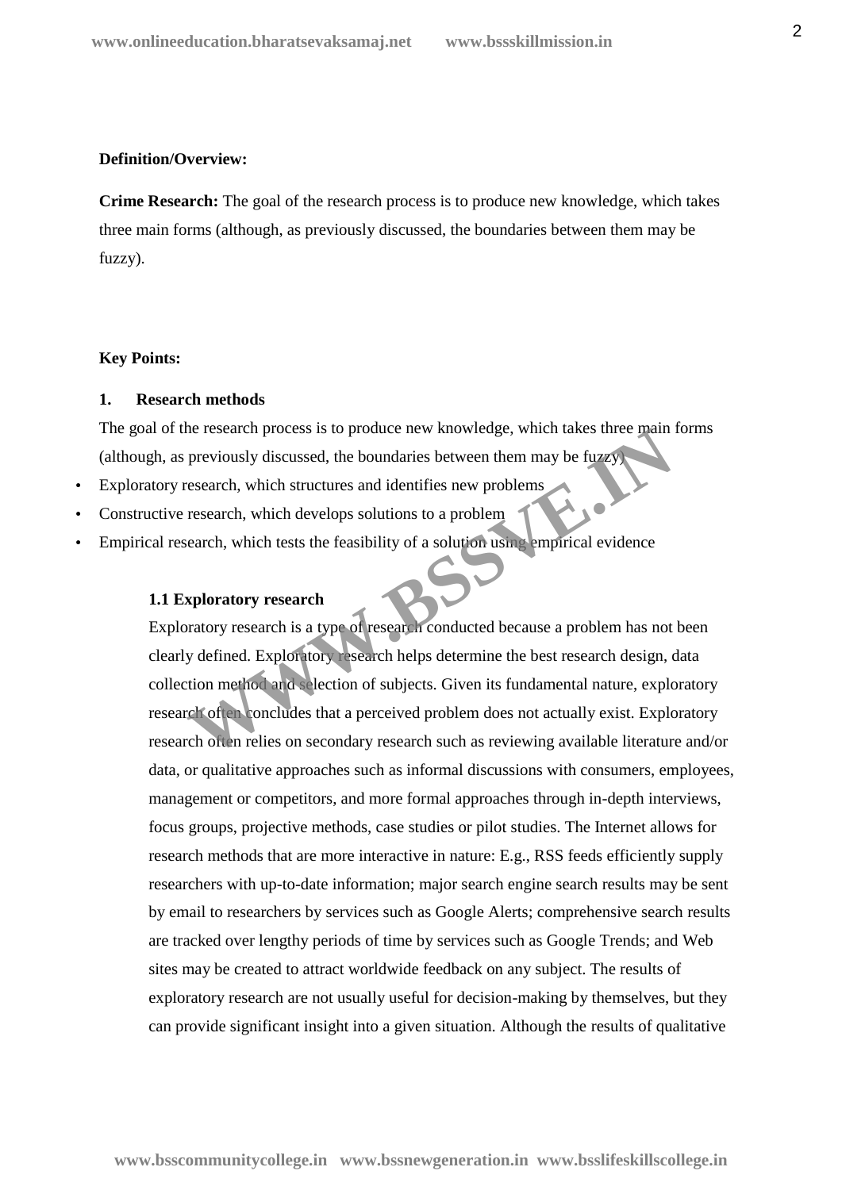**Definition/Overview:**

**Crime Research:** The goal of the research process is to produce new knowledge, which takes three main forms (although, as previously discussed, the boundaries between them may be fuzzy).

**Key Points:**

**1. Research methods**

The goal of the research process is to produce new knowledge, which takes three main forms (although, as previously discussed, the boundaries between them may be fuzzy)

- Exploratory research, which structures and identifies new problems
- Constructive research, which develops solutions to a problem
- Empirical research, which tests the feasibility of a solution using empirical evidence

**1.1 Exploratory research**

Exploratory research is a type of research conducted because a problem has not been clearly defined. Exploratory research helps determine the best research design, data collection method and selection of subjects. Given its fundamental nature, exploratory research often concludes that a perceived problem does not actually exist. Exploratory research often relies on secondary research such as reviewing available literature and/or data, or qualitative approaches such as informal discussions with consumers, employees, management or competitors, and more formal approaches through in-depth interviews, focus groups, projective methods, case studies or pilot studies. The Internet allows for research methods that are more interactive in nature: E.g., RSS feeds efficiently supply researchers with up-to-date information; major search engine search results may be sent by email to researchers by services such as Google Alerts; comprehensive search results are tracked over lengthy periods of time by services such as Google Trends; and Web sites may be created to attract worldwide feedback on any subject. The results of exploratory research are not usually useful for decision-making by themselves, but they can provide significant insight into a given situation. Although the results of qualitative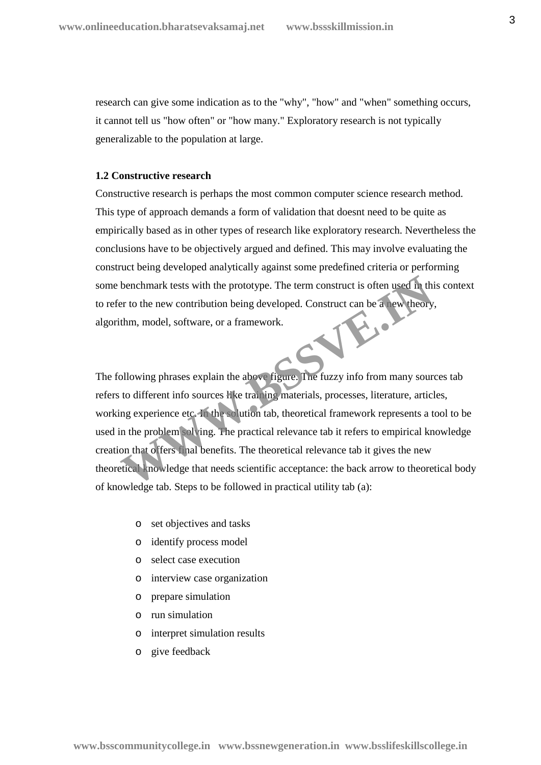research can give some indication as to the "why", "how" and "when" something occurs, it cannot tell us "how often" or "how many." Exploratory research is not typically generalizable to the population at large.

### 1.2 Constructive research

Constructive research is perhaps the most common computer science research method. This type of approach demands a form of validation that doesnt need to be quite as empirically based as in other types of research like exploratory research. Nevertheless the conclusions have to be objectively argued and defined. This may involve evaluating the construct being developed analytically against some predefined criteria or performing some benchmark tests with the prototype. The term construct is often used in this context to refer to the new contribution being developed. Construct can be a new theory, algorithm, model, software, or a framework.

The following phrases explain the above figure. The fuzzy info from many sources tab refers to different info sources like training materials, processes, literature, articles, working experience etc. In the solution tab, theoretical framework represents a tool to be used in the problem solving. The practical relevance tab it refers to empirical knowledge creation that offers final benefits. The theoretical relevance tab it gives the new theoretical knowledge that needs scientific acceptance: the back arrow to theoretical body of knowledge tab. Steps to be followed in practical utility tab (a):

- set objectives and tasks
- identify process model
- select case execution
- interview case organization
- prepare simulation
- run simulation
- interpret simulation results
- give feedback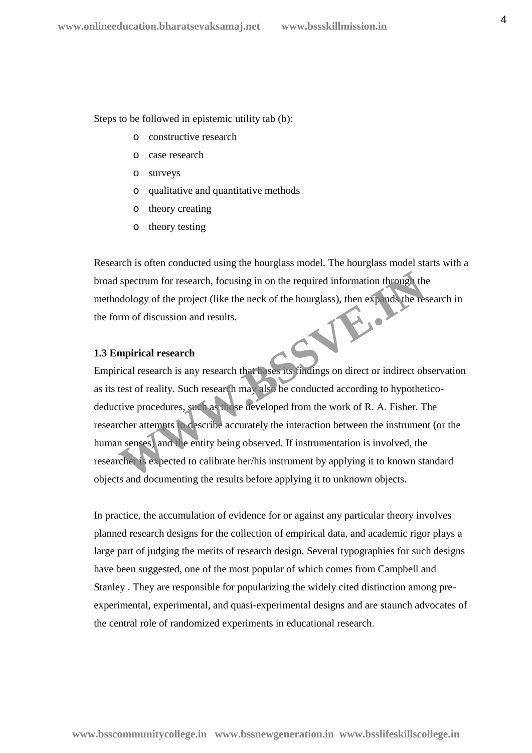Steps to be followed in epistemic utility tab (b):

- constructive research
- case research
- surveys
- qualitative and quantitative methods
- theory creating
- theory testing

Research is often conducted using the hourglass model. The hourglass model starts with a broad spectrum for research, focusing in on the required information through the methodology of the project (like the neck of the hourglass), then expands the research in the form of discussion and results.

### 1.3 Empirical research

Empirical research is any research that bases its findings on direct or indirect observation as its test of reality. Such research may also be conducted according to hypothetico-deductive procedures, such as those developed from the work of R. A. Fisher. The researcher attempts to describe accurately the interaction between the instrument (or the human senses) and the entity being observed. If instrumentation is involved, the researcher is expected to calibrate her/his instrument by applying it to known standard objects and documenting the results before applying it to unknown objects.

In practice, the accumulation of evidence for or against any particular theory involves planned research designs for the collection of empirical data, and academic rigor plays a large part of judging the merits of research design. Several typographies for such designs have been suggested, one of the most popular of which comes from Campbell and Stanley . They are responsible for popularizing the widely cited distinction among pre-experimental, experimental, and quasi-experimental designs and are staunch advocates of the central role of randomized experiments in educational research.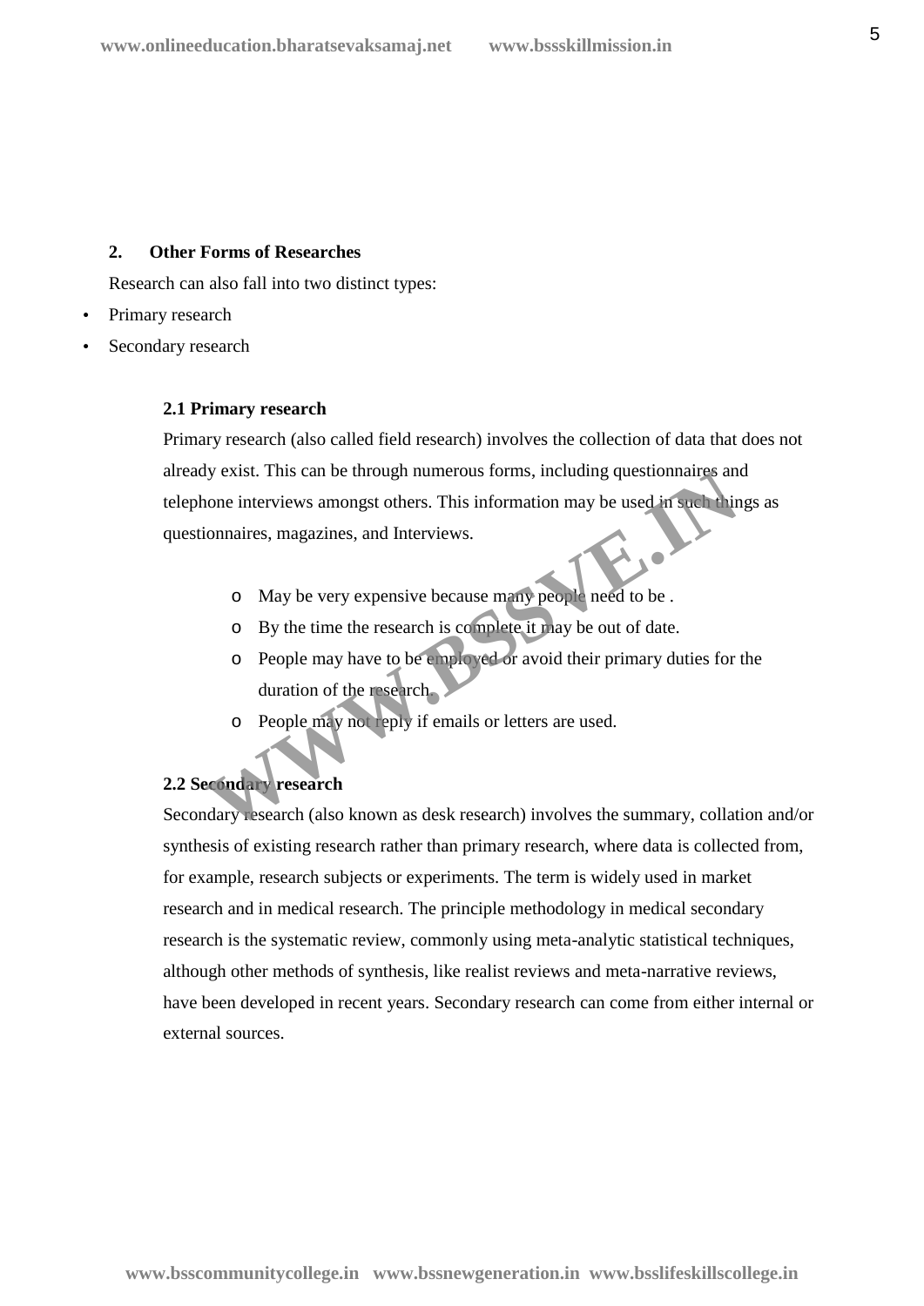## 2. Other Forms of Researches

Research can also fall into two distinct types:

- Primary research
- Secondary research

### 2.1 Primary research

Primary research (also called field research) involves the collection of data that does not already exist. This can be through numerous forms, including questionnaires and telephone interviews amongst others. This information may be used in such things as questionnaires, magazines, and Interviews.

- May be very expensive because many people need to be .
- By the time the research is complete it may be out of date.
- People may have to be employed or avoid their primary duties for the duration of the research.
- People may not reply if emails or letters are used.

### 2.2 Secondary research

Secondary research (also known as desk research) involves the summary, collation and/or synthesis of existing research rather than primary research, where data is collected from, for example, research subjects or experiments. The term is widely used in market research and in medical research. The principle methodology in medical secondary research is the systematic review, commonly using meta-analytic statistical techniques, although other methods of synthesis, like realist reviews and meta-narrative reviews, have been developed in recent years. Secondary research can come from either internal or external sources.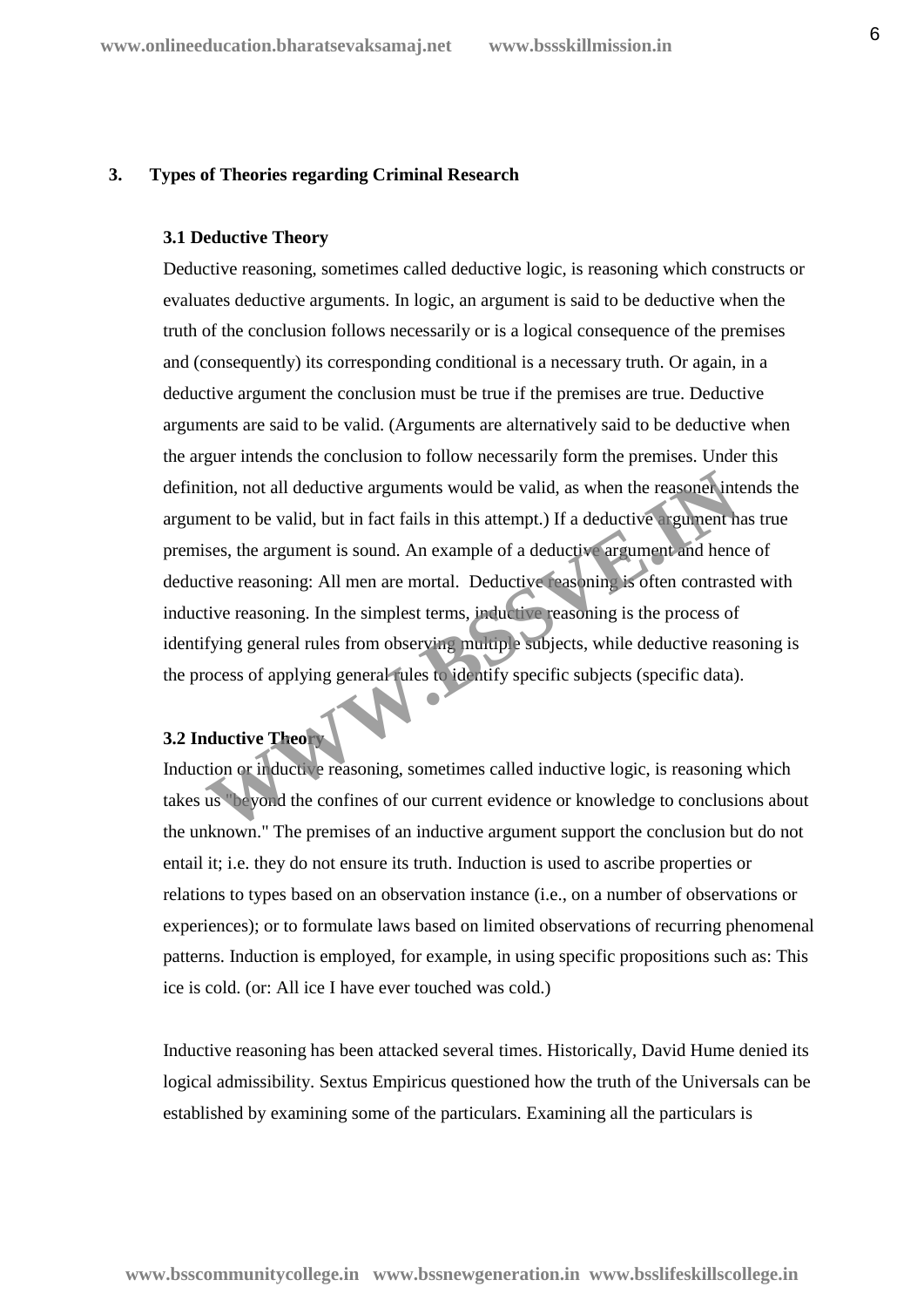## 3. Types of Theories regarding Criminal Research

### 3.1 Deductive Theory

Deductive reasoning, sometimes called deductive logic, is reasoning which constructs or evaluates deductive arguments. In logic, an argument is said to be deductive when the truth of the conclusion follows necessarily or is a logical consequence of the premises and (consequently) its corresponding conditional is a necessary truth. Or again, in a deductive argument the conclusion must be true if the premises are true. Deductive arguments are said to be valid. (Arguments are alternatively said to be deductive when the arguer intends the conclusion to follow necessarily form the premises. Under this definition, not all deductive arguments would be valid, as when the reasoner intends the argument to be valid, but in fact fails in this attempt.) If a deductive argument has true premises, the argument is sound. An example of a deductive argument and hence of deductive reasoning: All men are mortal. Deductive reasoning is often contrasted with inductive reasoning. In the simplest terms, inductive reasoning is the process of identifying general rules from observing multiple subjects, while deductive reasoning is the process of applying general rules to identify specific subjects (specific data).

### 3.2 Inductive Theory

Induction or inductive reasoning, sometimes called inductive logic, is reasoning which takes us "beyond the confines of our current evidence or knowledge to conclusions about the unknown." The premises of an inductive argument support the conclusion but do not entail it; i.e. they do not ensure its truth. Induction is used to ascribe properties or relations to types based on an observation instance (i.e., on a number of observations or experiences); or to formulate laws based on limited observations of recurring phenomenal patterns. Induction is employed, for example, in using specific propositions such as: This ice is cold. (or: All ice I have ever touched was cold.)

Inductive reasoning has been attacked several times. Historically, David Hume denied its logical admissibility. Sextus Empiricus questioned how the truth of the Universals can be established by examining some of the particulars. Examining all the particulars is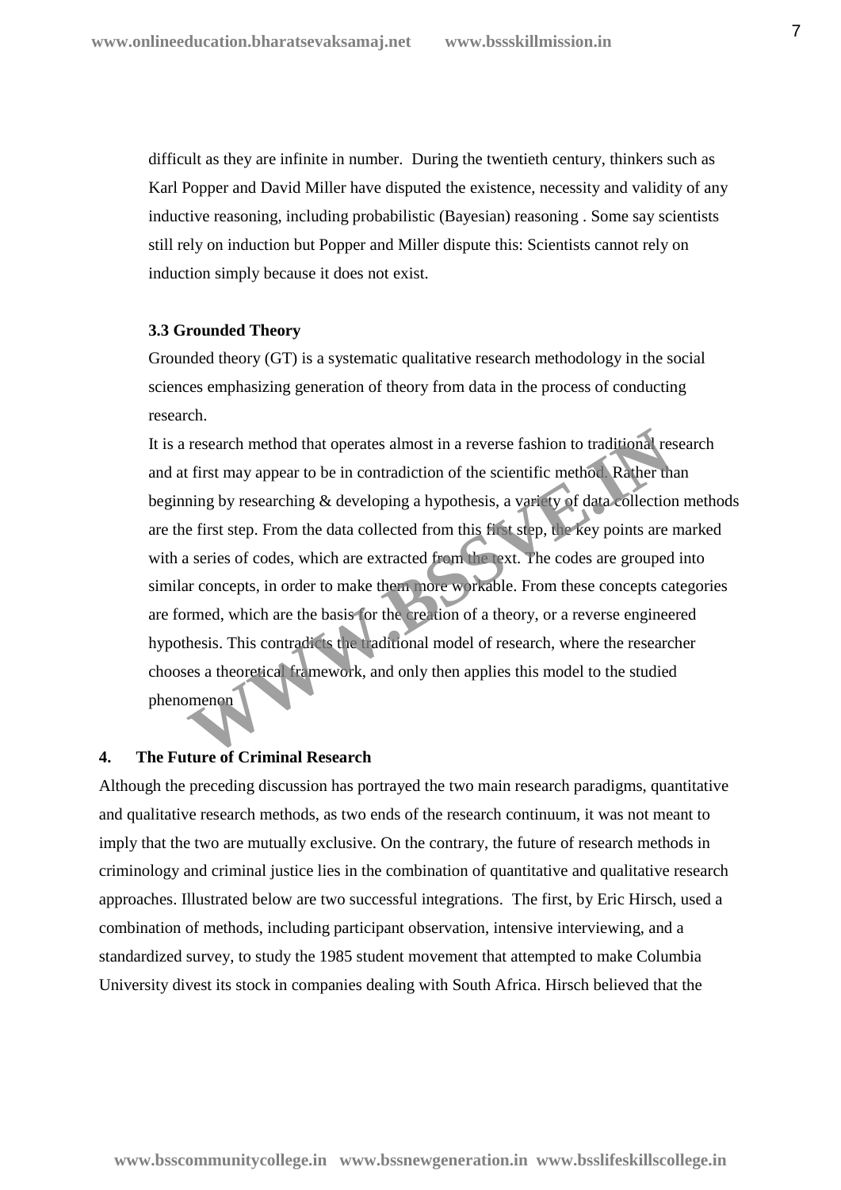difficult as they are infinite in number. During the twentieth century, thinkers such as Karl Popper and David Miller have disputed the existence, necessity and validity of any inductive reasoning, including probabilistic (Bayesian) reasoning . Some say scientists still rely on induction but Popper and Miller dispute this: Scientists cannot rely on induction simply because it does not exist.

### 3.3 Grounded Theory

Grounded theory (GT) is a systematic qualitative research methodology in the social sciences emphasizing generation of theory from data in the process of conducting research.

It is a research method that operates almost in a reverse fashion to traditional research and at first may appear to be in contradiction of the scientific method. Rather than beginning by researching & developing a hypothesis, a variety of data collection methods are the first step. From the data collected from this first step, the key points are marked with a series of codes, which are extracted from the text. The codes are grouped into similar concepts, in order to make them more workable. From these concepts categories are formed, which are the basis for the creation of a theory, or a reverse engineered hypothesis. This contradicts the traditional model of research, where the researcher chooses a theoretical framework, and only then applies this model to the studied phenomenon

## 4. The Future of Criminal Research

Although the preceding discussion has portrayed the two main research paradigms, quantitative and qualitative research methods, as two ends of the research continuum, it was not meant to imply that the two are mutually exclusive. On the contrary, the future of research methods in criminology and criminal justice lies in the combination of quantitative and qualitative research approaches. Illustrated below are two successful integrations. The first, by Eric Hirsch, used a combination of methods, including participant observation, intensive interviewing, and a standardized survey, to study the 1985 student movement that attempted to make Columbia University divest its stock in companies dealing with South Africa. Hirsch believed that the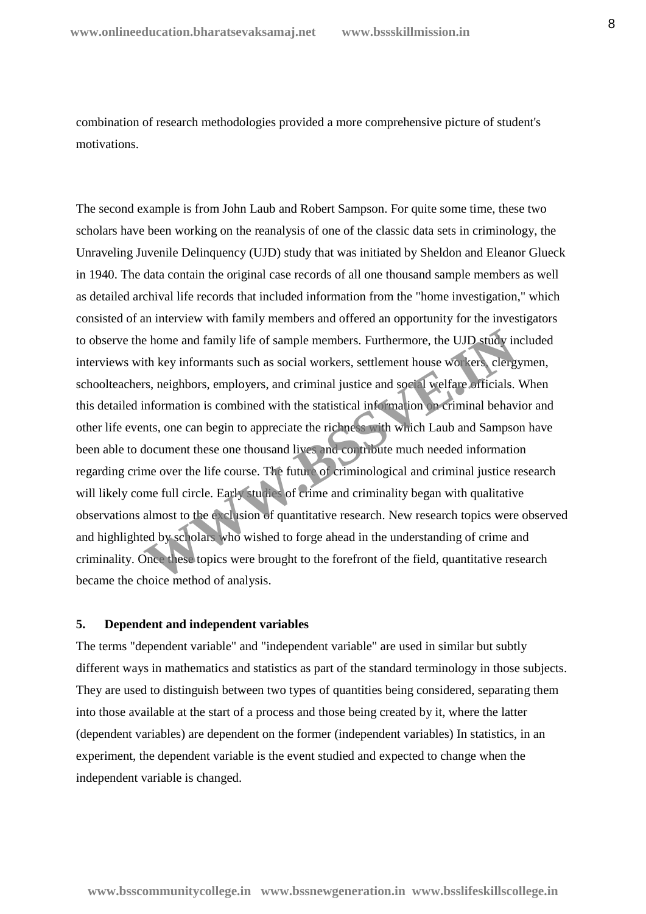combination of research methodologies provided a more comprehensive picture of student's motivations.

The second example is from John Laub and Robert Sampson. For quite some time, these two scholars have been working on the reanalysis of one of the classic data sets in criminology, the Unraveling Juvenile Delinquency (UJD) study that was initiated by Sheldon and Eleanor Glueck in 1940. The data contain the original case records of all one thousand sample members as well as detailed archival life records that included information from the "home investigation," which consisted of an interview with family members and offered an opportunity for the investigators to observe the home and family life of sample members. Furthermore, the UJD study included interviews with key informants such as social workers, settlement house workers, clergymen, schoolteachers, neighbors, employers, and criminal justice and social welfare officials. When this detailed information is combined with the statistical information on criminal behavior and other life events, one can begin to appreciate the richness with which Laub and Sampson have been able to document these one thousand lives and contribute much needed information regarding crime over the life course. The future of criminological and criminal justice research will likely come full circle. Early studies of crime and criminality began with qualitative observations almost to the exclusion of quantitative research. New research topics were observed and highlighted by scholars who wished to forge ahead in the understanding of crime and criminality. Once these topics were brought to the forefront of the field, quantitative research became the choice method of analysis.

## 5. Dependent and independent variables

The terms "dependent variable" and "independent variable" are used in similar but subtly different ways in mathematics and statistics as part of the standard terminology in those subjects. They are used to distinguish between two types of quantities being considered, separating them into those available at the start of a process and those being created by it, where the latter (dependent variables) are dependent on the former (independent variables) In statistics, in an experiment, the dependent variable is the event studied and expected to change when the independent variable is changed.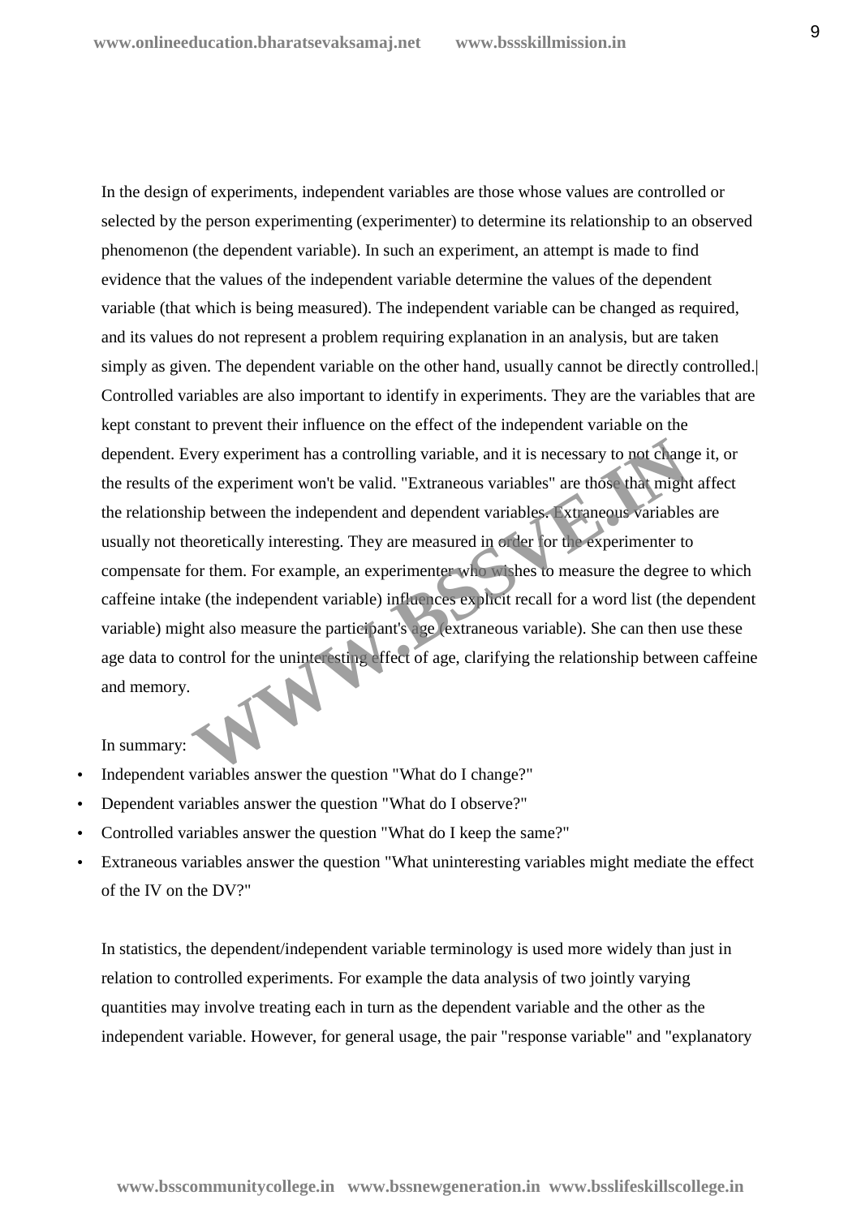In the design of experiments, independent variables are those whose values are controlled or selected by the person experimenting (experimenter) to determine its relationship to an observed phenomenon (the dependent variable). In such an experiment, an attempt is made to find evidence that the values of the independent variable determine the values of the dependent variable (that which is being measured). The independent variable can be changed as required, and its values do not represent a problem requiring explanation in an analysis, but are taken simply as given. The dependent variable on the other hand, usually cannot be directly controlled.| Controlled variables are also important to identify in experiments. They are the variables that are kept constant to prevent their influence on the effect of the independent variable on the dependent. Every experiment has a controlling variable, and it is necessary to not change it, or the results of the experiment won't be valid. "Extraneous variables" are those that might affect the relationship between the independent and dependent variables. Extraneous variables are usually not theoretically interesting. They are measured in order for the experimenter to compensate for them. For example, an experimenter who wishes to measure the degree to which caffeine intake (the independent variable) influences explicit recall for a word list (the dependent variable) might also measure the participant's age (extraneous variable). She can then use these age data to control for the uninteresting effect of age, clarifying the relationship between caffeine and memory.

In summary:

- Independent variables answer the question "What do I change?"
- Dependent variables answer the question "What do I observe?"
- Controlled variables answer the question "What do I keep the same?"
- Extraneous variables answer the question "What uninteresting variables might mediate the effect of the IV on the DV?"

In statistics, the dependent/independent variable terminology is used more widely than just in relation to controlled experiments. For example the data analysis of two jointly varying quantities may involve treating each in turn as the dependent variable and the other as the independent variable. However, for general usage, the pair "response variable" and "explanatory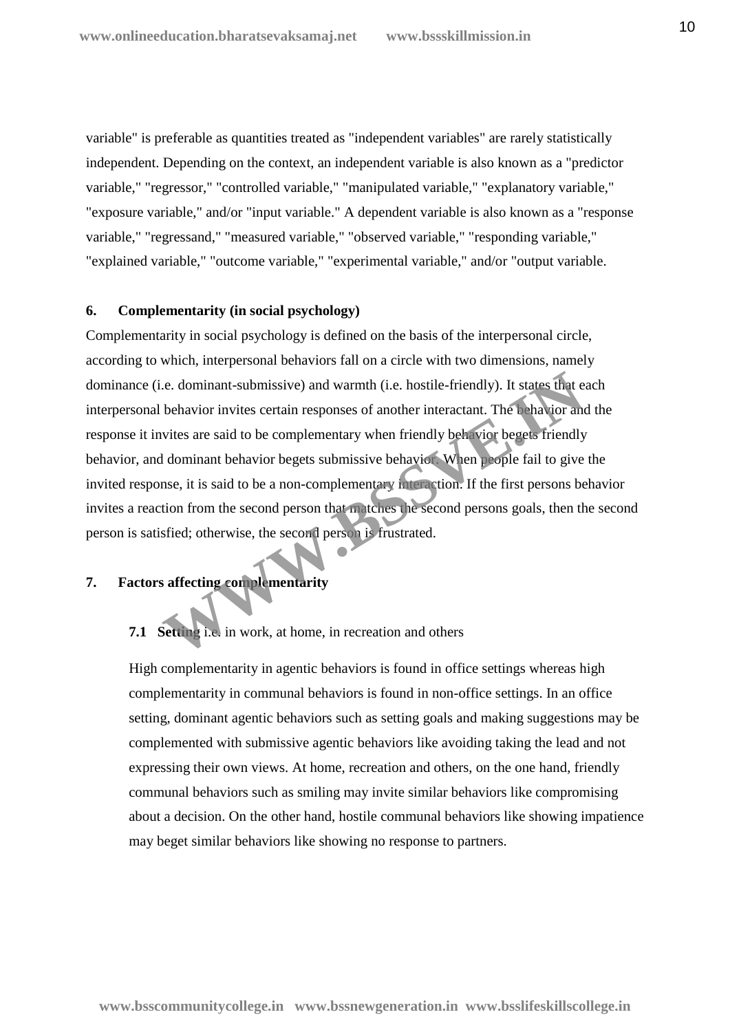variable" is preferable as quantities treated as "independent variables" are rarely statistically independent. Depending on the context, an independent variable is also known as a "predictor variable," "regressor," "controlled variable," "manipulated variable," "explanatory variable," "exposure variable," and/or "input variable." A dependent variable is also known as a "response variable," "regressand," "measured variable," "observed variable," "responding variable," "explained variable," "outcome variable," "experimental variable," and/or "output variable.

**6. Complementarity (in social psychology)**

Complementarity in social psychology is defined on the basis of the interpersonal circle, according to which, interpersonal behaviors fall on a circle with two dimensions, namely dominance (i.e. dominant-submissive) and warmth (i.e. hostile-friendly). It states that each interpersonal behavior invites certain responses of another interactant. The behavior and the response it invites are said to be complementary when friendly behavior begets friendly behavior, and dominant behavior begets submissive behavior. When people fail to give the invited response, it is said to be a non-complementary interaction. If the first persons behavior invites a reaction from the second person that matches the second persons goals, then the second person is satisfied; otherwise, the second person is frustrated.

**7. Factors affecting complementarity**

**7.1 Setting** i.e. in work, at home, in recreation and others

High complementarity in agentic behaviors is found in office settings whereas high complementarity in communal behaviors is found in non-office settings. In an office setting, dominant agentic behaviors such as setting goals and making suggestions may be complemented with submissive agentic behaviors like avoiding taking the lead and not expressing their own views. At home, recreation and others, on the one hand, friendly communal behaviors such as smiling may invite similar behaviors like compromising about a decision. On the other hand, hostile communal behaviors like showing impatience may beget similar behaviors like showing no response to partners.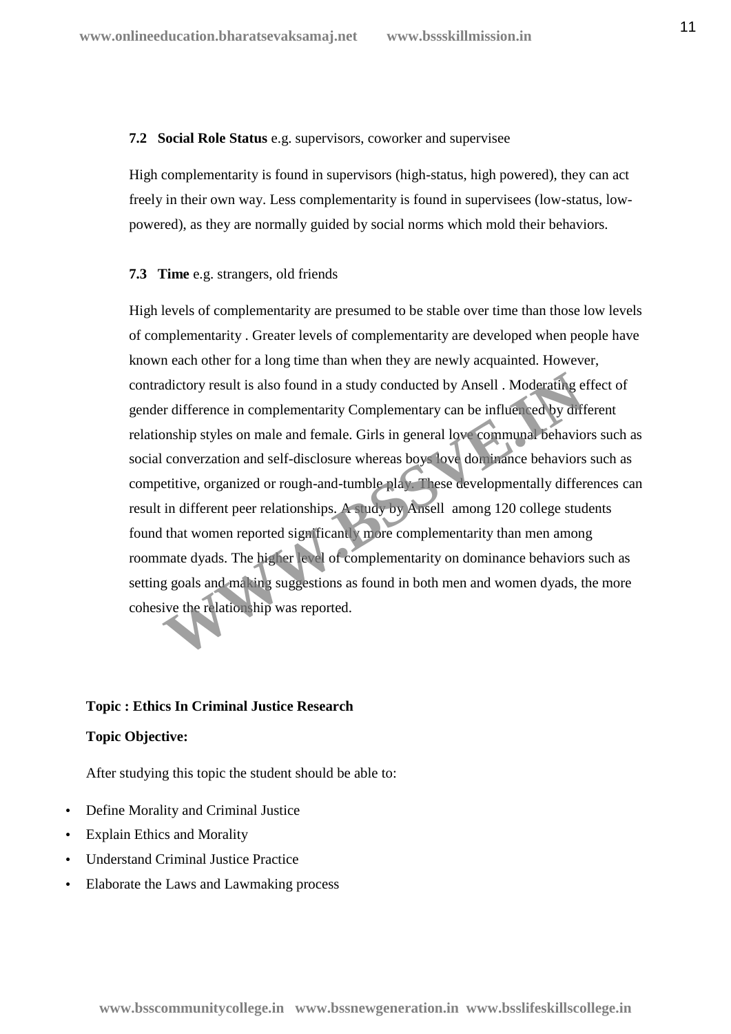**7.2 Social Role Status** e.g. supervisors, coworker and supervisee

High complementarity is found in supervisors (high-status, high powered), they can act freely in their own way. Less complementarity is found in supervisees (low-status, low-powered), as they are normally guided by social norms which mold their behaviors.

**7.3 Time** e.g. strangers, old friends

High levels of complementarity are presumed to be stable over time than those low levels of complementarity . Greater levels of complementarity are developed when people have known each other for a long time than when they are newly acquainted. However, contradictory result is also found in a study conducted by Ansell . Moderating effect of gender difference in complementarity Complementary can be influenced by different relationship styles on male and female. Girls in general love communal behaviors such as social converzation and self-disclosure whereas boys love dominance behaviors such as competitive, organized or rough-and-tumble play. These developmentally differences can result in different peer relationships. A study by Ansell among 120 college students found that women reported significantly more complementarity than men among roommate dyads. The higher level of complementarity on dominance behaviors such as setting goals and making suggestions as found in both men and women dyads, the more cohesive the relationship was reported.

**Topic : Ethics In Criminal Justice Research**

**Topic Objective:**

After studying this topic the student should be able to:

- Define Morality and Criminal Justice
- Explain Ethics and Morality
- Understand Criminal Justice Practice
- Elaborate the Laws and Lawmaking process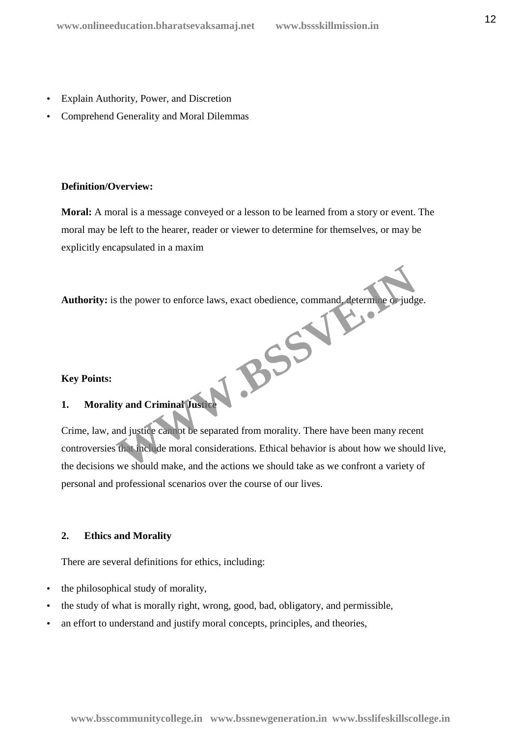- Explain Authority, Power, and Discretion
- Comprehend Generality and Moral Dilemmas

**Definition/Overview:**

**Moral:** A moral is a message conveyed or a lesson to be learned from a story or event. The moral may be left to the hearer, reader or viewer to determine for themselves, or may be explicitly encapsulated in a maxim

**Authority:** is the power to enforce laws, exact obedience, command, determine or judge.

**Key Points:**

**1. Morality and Criminal Justice**

Crime, law, and justice cannot be separated from morality. There have been many recent controversies that include moral considerations. Ethical behavior is about how we should live, the decisions we should make, and the actions we should take as we confront a variety of personal and professional scenarios over the course of our lives.

**2. Ethics and Morality**

There are several definitions for ethics, including:

- the philosophical study of morality,
- the study of what is morally right, wrong, good, bad, obligatory, and permissible,
- an effort to understand and justify moral concepts, principles, and theories,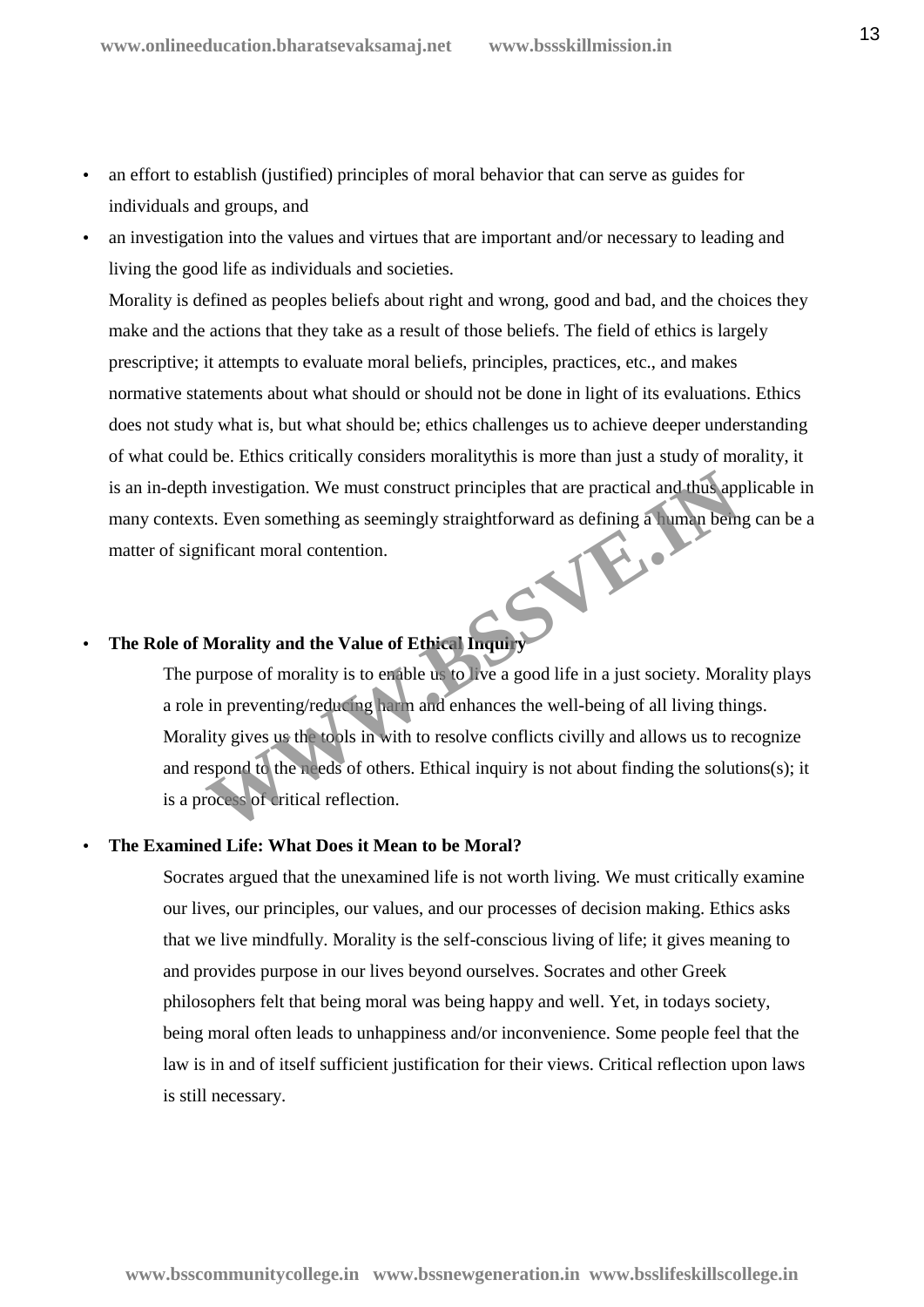- an effort to establish (justified) principles of moral behavior that can serve as guides for individuals and groups, and
- an investigation into the values and virtues that are important and/or necessary to leading and living the good life as individuals and societies.

  Morality is defined as peoples beliefs about right and wrong, good and bad, and the choices they make and the actions that they take as a result of those beliefs. The field of ethics is largely prescriptive; it attempts to evaluate moral beliefs, principles, practices, etc., and makes normative statements about what should or should not be done in light of its evaluations. Ethics does not study what is, but what should be; ethics challenges us to achieve deeper understanding of what could be. Ethics critically considers moralitythis is more than just a study of morality, it is an in-depth investigation. We must construct principles that are practical and thus applicable in many contexts. Even something as seemingly straightforward as defining a human being can be a matter of significant moral contention.

- **The Role of Morality and the Value of Ethical Inquiry**

  The purpose of morality is to enable us to live a good life in a just society. Morality plays a role in preventing/reducing harm and enhances the well-being of all living things. Morality gives us the tools in with to resolve conflicts civilly and allows us to recognize and respond to the needs of others. Ethical inquiry is not about finding the solutions(s); it is a process of critical reflection.

- **The Examined Life: What Does it Mean to be Moral?**

  Socrates argued that the unexamined life is not worth living. We must critically examine our lives, our principles, our values, and our processes of decision making. Ethics asks that we live mindfully. Morality is the self-conscious living of life; it gives meaning to and provides purpose in our lives beyond ourselves. Socrates and other Greek philosophers felt that being moral was being happy and well. Yet, in todays society, being moral often leads to unhappiness and/or inconvenience. Some people feel that the law is in and of itself sufficient justification for their views. Critical reflection upon laws is still necessary.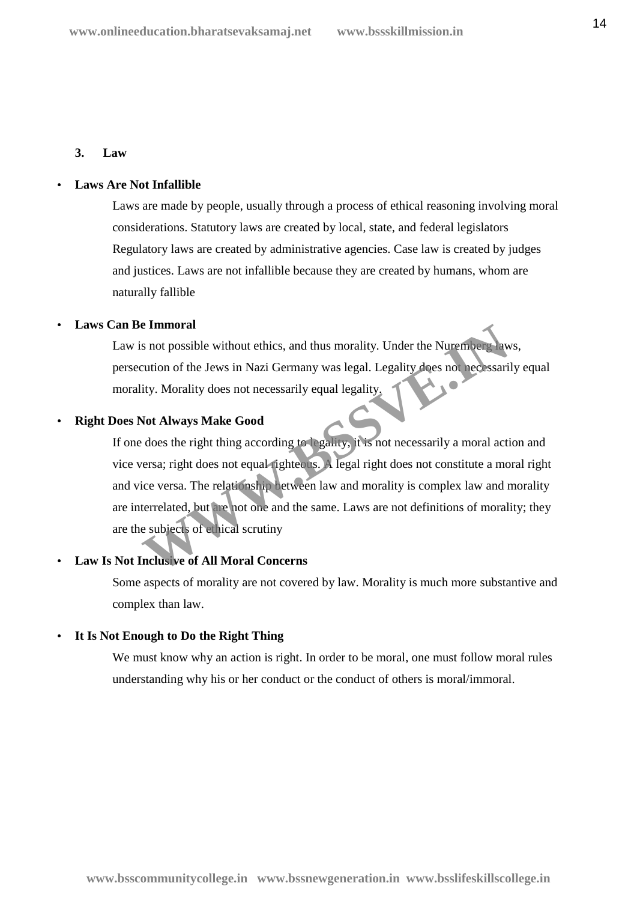### 3. Law

- **Laws Are Not Infallible**

  Laws are made by people, usually through a process of ethical reasoning involving moral considerations. Statutory laws are created by local, state, and federal legislators Regulatory laws are created by administrative agencies. Case law is created by judges and justices. Laws are not infallible because they are created by humans, whom are naturally fallible

- **Laws Can Be Immoral**

  Law is not possible without ethics, and thus morality. Under the Nuremberg laws, persecution of the Jews in Nazi Germany was legal. Legality does not necessarily equal morality. Morality does not necessarily equal legality.

- **Right Does Not Always Make Good**

  If one does the right thing according to legality, it is not necessarily a moral action and vice versa; right does not equal righteous. A legal right does not constitute a moral right and vice versa. The relationship between law and morality is complex law and morality are interrelated, but are not one and the same. Laws are not definitions of morality; they are the subjects of ethical scrutiny

- **Law Is Not Inclusive of All Moral Concerns**

  Some aspects of morality are not covered by law. Morality is much more substantive and complex than law.

- **It Is Not Enough to Do the Right Thing**

  We must know why an action is right. In order to be moral, one must follow moral rules understanding why his or her conduct or the conduct of others is moral/immoral.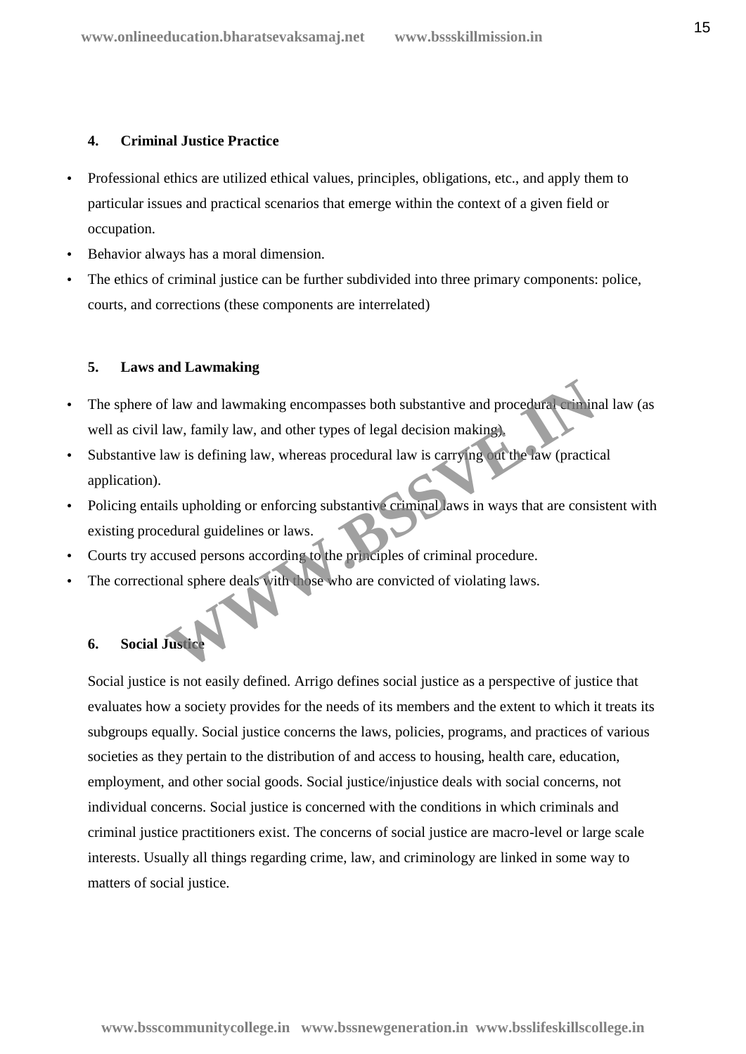#### 4. Criminal Justice Practice

- Professional ethics are utilized ethical values, principles, obligations, etc., and apply them to particular issues and practical scenarios that emerge within the context of a given field or occupation.
- Behavior always has a moral dimension.
- The ethics of criminal justice can be further subdivided into three primary components: police, courts, and corrections (these components are interrelated)

#### 5. Laws and Lawmaking

- The sphere of law and lawmaking encompasses both substantive and procedural criminal law (as well as civil law, family law, and other types of legal decision making).
- Substantive law is defining law, whereas procedural law is carrying out the law (practical application).
- Policing entails upholding or enforcing substantive criminal laws in ways that are consistent with existing procedural guidelines or laws.
- Courts try accused persons according to the principles of criminal procedure.
- The correctional sphere deals with those who are convicted of violating laws.

#### 6. Social Justice

Social justice is not easily defined. Arrigo defines social justice as a perspective of justice that evaluates how a society provides for the needs of its members and the extent to which it treats its subgroups equally. Social justice concerns the laws, policies, programs, and practices of various societies as they pertain to the distribution of and access to housing, health care, education, employment, and other social goods. Social justice/injustice deals with social concerns, not individual concerns. Social justice is concerned with the conditions in which criminals and criminal justice practitioners exist. The concerns of social justice are macro-level or large scale interests. Usually all things regarding crime, law, and criminology are linked in some way to matters of social justice.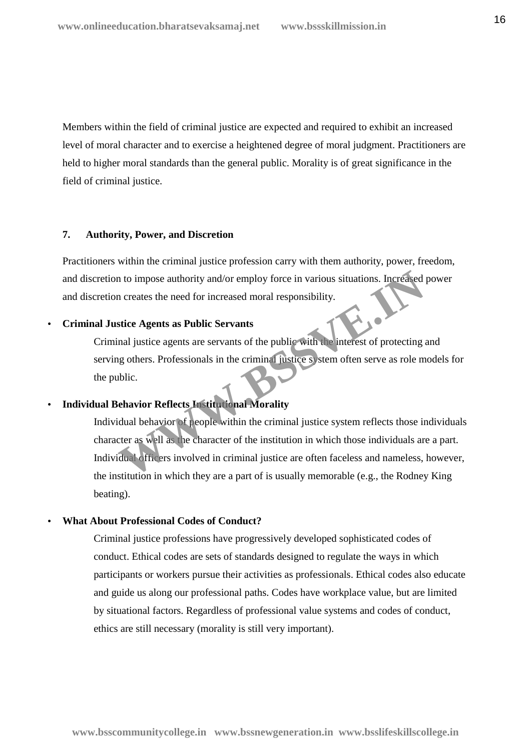Members within the field of criminal justice are expected and required to exhibit an increased level of moral character and to exercise a heightened degree of moral judgment. Practitioners are held to higher moral standards than the general public. Morality is of great significance in the field of criminal justice.

### 7. Authority, Power, and Discretion

Practitioners within the criminal justice profession carry with them authority, power, freedom, and discretion to impose authority and/or employ force in various situations. Increased power and discretion creates the need for increased moral responsibility.

- **Criminal Justice Agents as Public Servants**

  Criminal justice agents are servants of the public with the interest of protecting and serving others. Professionals in the criminal justice system often serve as role models for the public.

- **Individual Behavior Reflects Institutional Morality**

  Individual behavior of people within the criminal justice system reflects those individuals character as well as the character of the institution in which those individuals are a part. Individual officers involved in criminal justice are often faceless and nameless, however, the institution in which they are a part of is usually memorable (e.g., the Rodney King beating).

- **What About Professional Codes of Conduct?**

  Criminal justice professions have progressively developed sophisticated codes of conduct. Ethical codes are sets of standards designed to regulate the ways in which participants or workers pursue their activities as professionals. Ethical codes also educate and guide us along our professional paths. Codes have workplace value, but are limited by situational factors. Regardless of professional value systems and codes of conduct, ethics are still necessary (morality is still very important).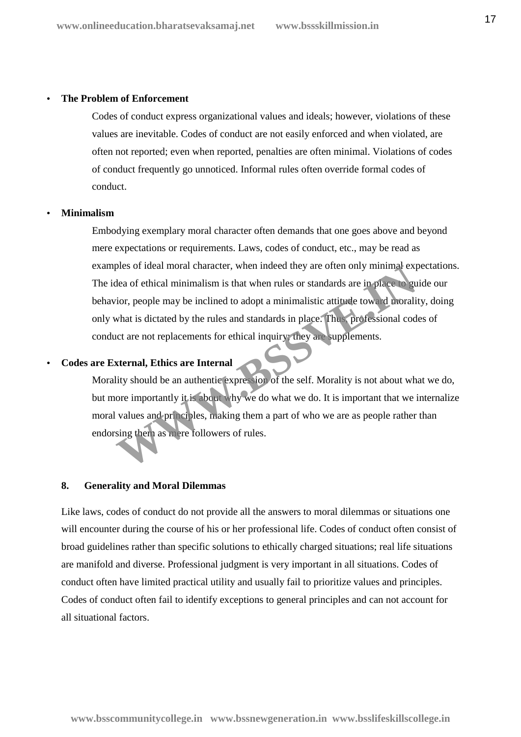- **The Problem of Enforcement**

  Codes of conduct express organizational values and ideals; however, violations of these values are inevitable. Codes of conduct are not easily enforced and when violated, are often not reported; even when reported, penalties are often minimal. Violations of codes of conduct frequently go unnoticed. Informal rules often override formal codes of conduct.

- **Minimalism**

  Embodying exemplary moral character often demands that one goes above and beyond mere expectations or requirements. Laws, codes of conduct, etc., may be read as examples of ideal moral character, when indeed they are often only minimal expectations. The idea of ethical minimalism is that when rules or standards are in place to guide our behavior, people may be inclined to adopt a minimalistic attitude toward morality, doing only what is dictated by the rules and standards in place. Thus, professional codes of conduct are not replacements for ethical inquiry; they are supplements.

- **Codes are External, Ethics are Internal**

  Morality should be an authentic expression of the self. Morality is not about what we do, but more importantly it is about why we do what we do. It is important that we internalize moral values and principles, making them a part of who we are as people rather than endorsing them as mere followers of rules.

**8. Generality and Moral Dilemmas**

Like laws, codes of conduct do not provide all the answers to moral dilemmas or situations one will encounter during the course of his or her professional life. Codes of conduct often consist of broad guidelines rather than specific solutions to ethically charged situations; real life situations are manifold and diverse. Professional judgment is very important in all situations. Codes of conduct often have limited practical utility and usually fail to prioritize values and principles. Codes of conduct often fail to identify exceptions to general principles and can not account for all situational factors.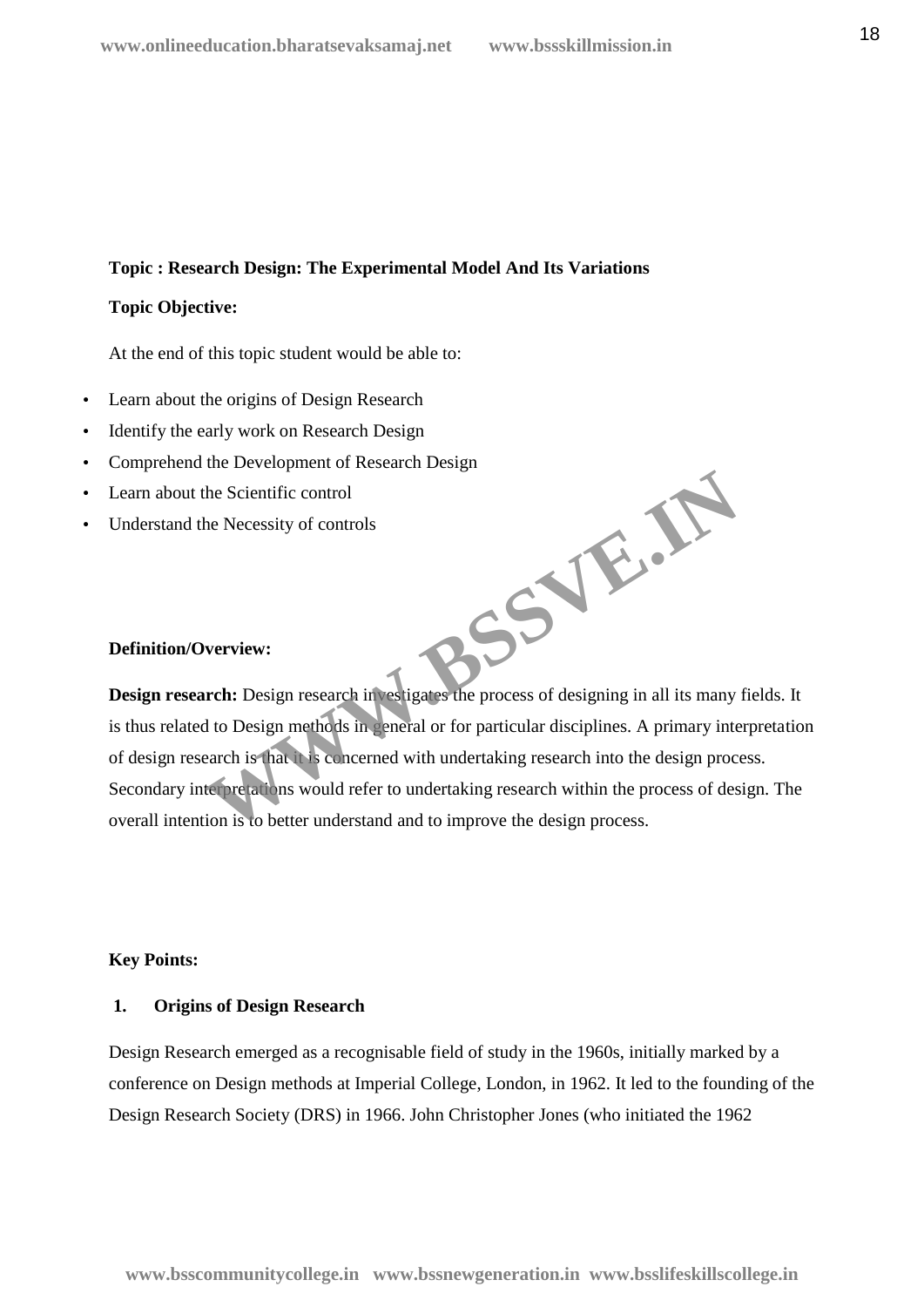**Topic : Research Design: The Experimental Model And Its Variations**

**Topic Objective:**

At the end of this topic student would be able to:

- Learn about the origins of Design Research
- Identify the early work on Research Design
- Comprehend the Development of Research Design
- Learn about the Scientific control
- Understand the Necessity of controls

**Definition/Overview:**

**Design research:** Design research investigates the process of designing in all its many fields. It is thus related to Design methods in general or for particular disciplines. A primary interpretation of design research is that it is concerned with undertaking research into the design process. Secondary interpretations would refer to undertaking research within the process of design. The overall intention is to better understand and to improve the design process.

**Key Points:**

**1. Origins of Design Research**

Design Research emerged as a recognisable field of study in the 1960s, initially marked by a conference on Design methods at Imperial College, London, in 1962. It led to the founding of the Design Research Society (DRS) in 1966. John Christopher Jones (who initiated the 1962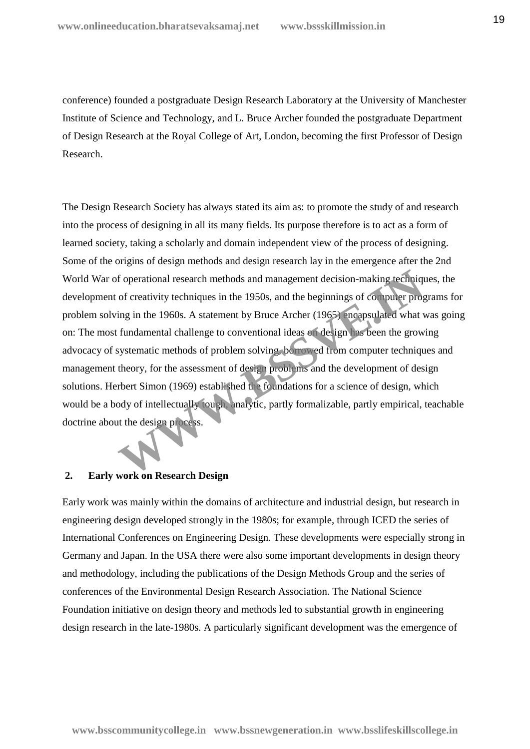conference) founded a postgraduate Design Research Laboratory at the University of Manchester Institute of Science and Technology, and L. Bruce Archer founded the postgraduate Department of Design Research at the Royal College of Art, London, becoming the first Professor of Design Research.

The Design Research Society has always stated its aim as: to promote the study of and research into the process of designing in all its many fields. Its purpose therefore is to act as a form of learned society, taking a scholarly and domain independent view of the process of designing. Some of the origins of design methods and design research lay in the emergence after the 2nd World War of operational research methods and management decision-making techniques, the development of creativity techniques in the 1950s, and the beginnings of computer programs for problem solving in the 1960s. A statement by Bruce Archer (1965) encapsulated what was going on: The most fundamental challenge to conventional ideas on design has been the growing advocacy of systematic methods of problem solving, borrowed from computer techniques and management theory, for the assessment of design problems and the development of design solutions. Herbert Simon (1969) established the foundations for a science of design, which would be a body of intellectually tough, analytic, partly formalizable, partly empirical, teachable doctrine about the design process.

## 2. Early work on Research Design

Early work was mainly within the domains of architecture and industrial design, but research in engineering design developed strongly in the 1980s; for example, through ICED the series of International Conferences on Engineering Design. These developments were especially strong in Germany and Japan. In the USA there were also some important developments in design theory and methodology, including the publications of the Design Methods Group and the series of conferences of the Environmental Design Research Association. The National Science Foundation initiative on design theory and methods led to substantial growth in engineering design research in the late-1980s. A particularly significant development was the emergence of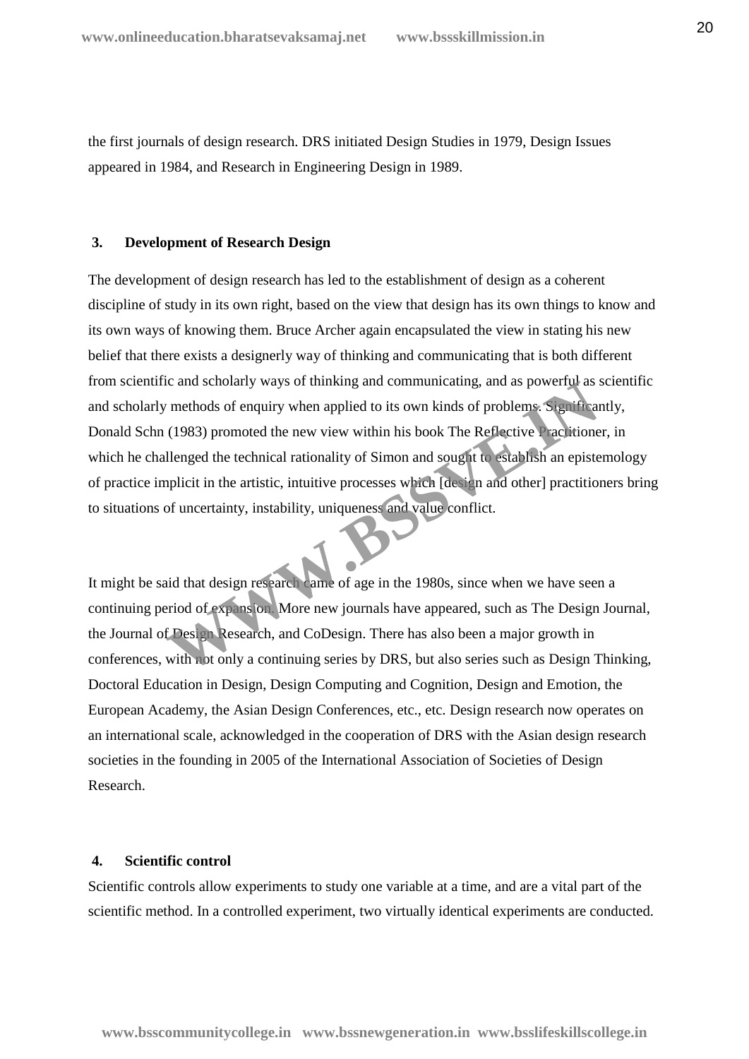the first journals of design research. DRS initiated Design Studies in 1979, Design Issues appeared in 1984, and Research in Engineering Design in 1989.

### 3. Development of Research Design

The development of design research has led to the establishment of design as a coherent discipline of study in its own right, based on the view that design has its own things to know and its own ways of knowing them. Bruce Archer again encapsulated the view in stating his new belief that there exists a designerly way of thinking and communicating that is both different from scientific and scholarly ways of thinking and communicating, and as powerful as scientific and scholarly methods of enquiry when applied to its own kinds of problems. Significantly, Donald Schn (1983) promoted the new view within his book The Reflective Practitioner, in which he challenged the technical rationality of Simon and sought to establish an epistemology of practice implicit in the artistic, intuitive processes which [design and other] practitioners bring to situations of uncertainty, instability, uniqueness and value conflict.

It might be said that design research came of age in the 1980s, since when we have seen a continuing period of expansion. More new journals have appeared, such as The Design Journal, the Journal of Design Research, and CoDesign. There has also been a major growth in conferences, with not only a continuing series by DRS, but also series such as Design Thinking, Doctoral Education in Design, Design Computing and Cognition, Design and Emotion, the European Academy, the Asian Design Conferences, etc., etc. Design research now operates on an international scale, acknowledged in the cooperation of DRS with the Asian design research societies in the founding in 2005 of the International Association of Societies of Design Research.

### 4. Scientific control

Scientific controls allow experiments to study one variable at a time, and are a vital part of the scientific method. In a controlled experiment, two virtually identical experiments are conducted.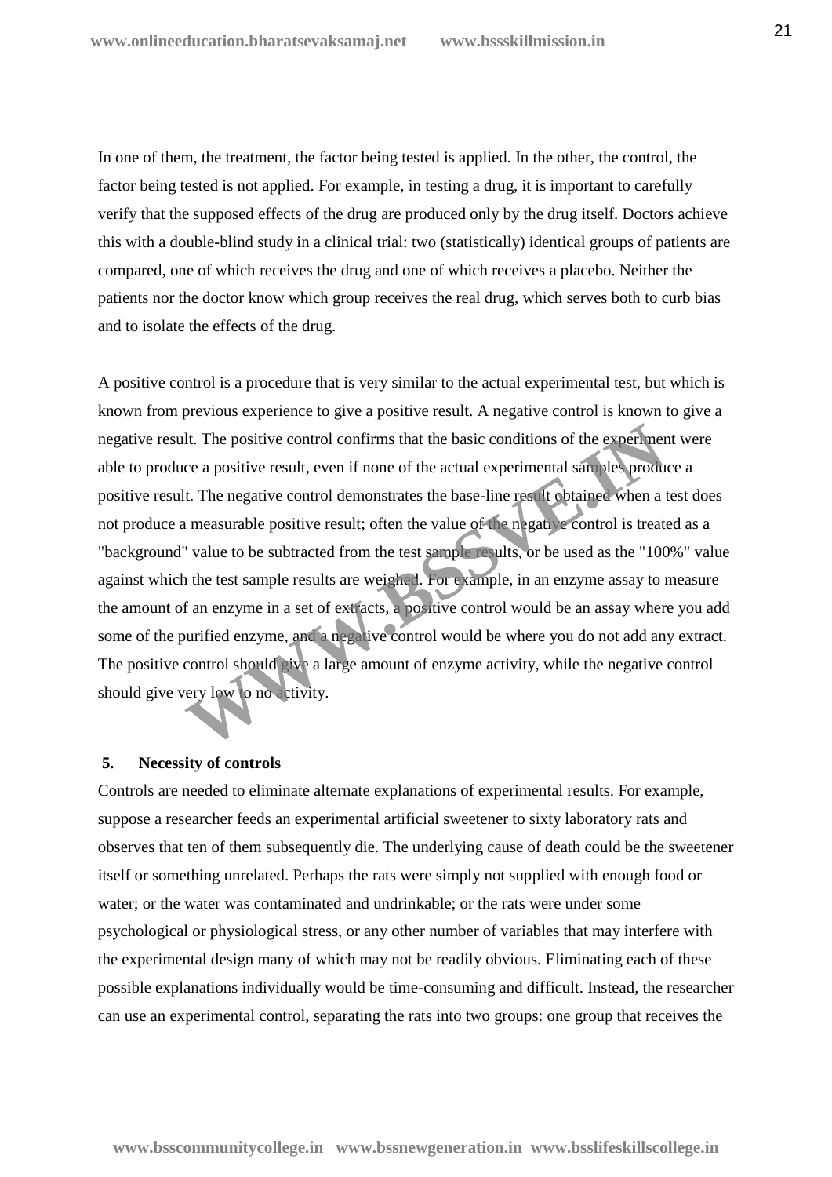In one of them, the treatment, the factor being tested is applied. In the other, the control, the factor being tested is not applied. For example, in testing a drug, it is important to carefully verify that the supposed effects of the drug are produced only by the drug itself. Doctors achieve this with a double-blind study in a clinical trial: two (statistically) identical groups of patients are compared, one of which receives the drug and one of which receives a placebo. Neither the patients nor the doctor know which group receives the real drug, which serves both to curb bias and to isolate the effects of the drug.

A positive control is a procedure that is very similar to the actual experimental test, but which is known from previous experience to give a positive result. A negative control is known to give a negative result. The positive control confirms that the basic conditions of the experiment were able to produce a positive result, even if none of the actual experimental samples produce a positive result. The negative control demonstrates the base-line result obtained when a test does not produce a measurable positive result; often the value of the negative control is treated as a "background" value to be subtracted from the test sample results, or be used as the "100%" value against which the test sample results are weighed. For example, in an enzyme assay to measure the amount of an enzyme in a set of extracts, a positive control would be an assay where you add some of the purified enzyme, and a negative control would be where you do not add any extract. The positive control should give a large amount of enzyme activity, while the negative control should give very low to no activity.

**5. Necessity of controls**

Controls are needed to eliminate alternate explanations of experimental results. For example, suppose a researcher feeds an experimental artificial sweetener to sixty laboratory rats and observes that ten of them subsequently die. The underlying cause of death could be the sweetener itself or something unrelated. Perhaps the rats were simply not supplied with enough food or water; or the water was contaminated and undrinkable; or the rats were under some psychological or physiological stress, or any other number of variables that may interfere with the experimental design many of which may not be readily obvious. Eliminating each of these possible explanations individually would be time-consuming and difficult. Instead, the researcher can use an experimental control, separating the rats into two groups: one group that receives the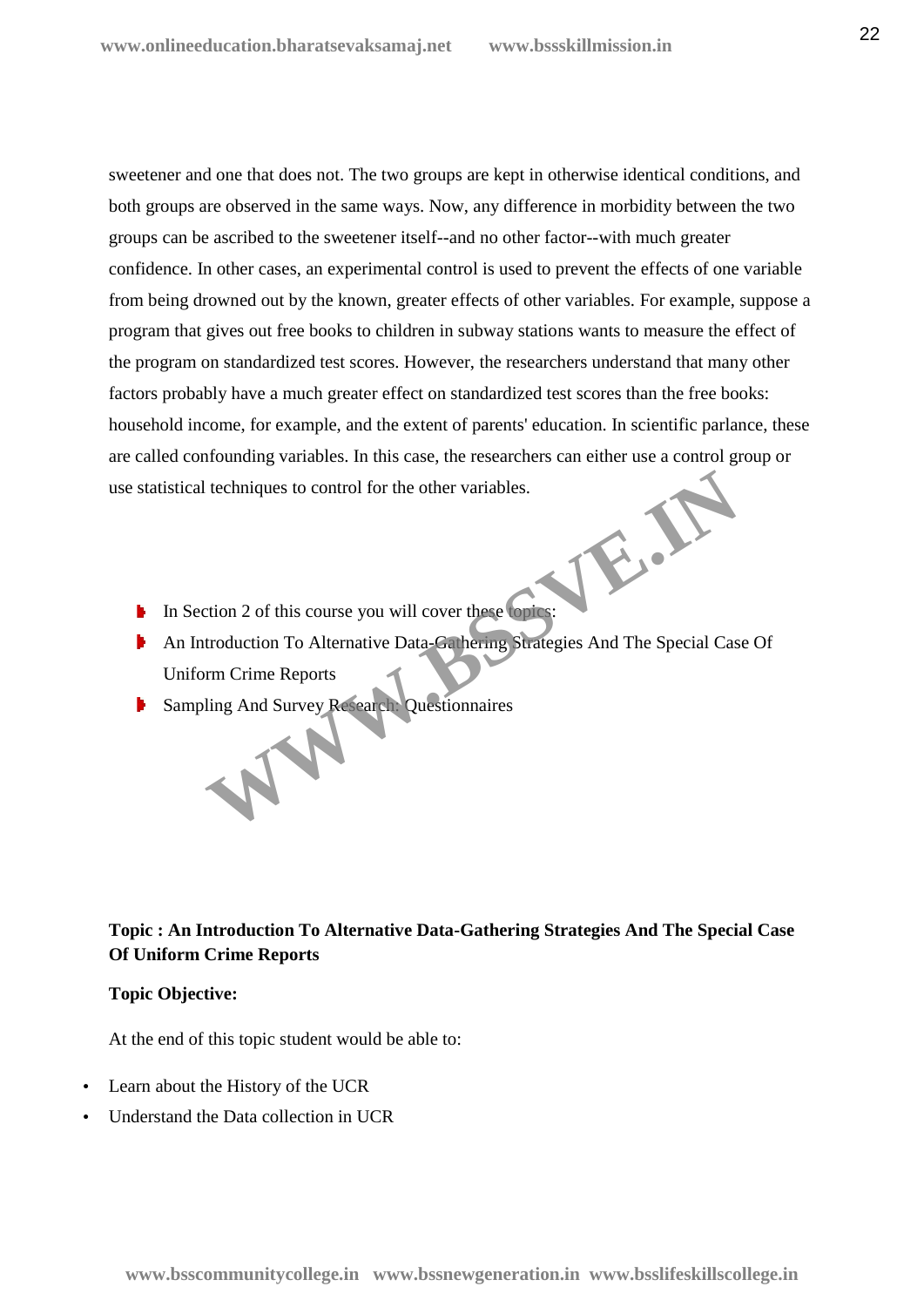sweetener and one that does not. The two groups are kept in otherwise identical conditions, and both groups are observed in the same ways. Now, any difference in morbidity between the two groups can be ascribed to the sweetener itself--and no other factor--with much greater confidence. In other cases, an experimental control is used to prevent the effects of one variable from being drowned out by the known, greater effects of other variables. For example, suppose a program that gives out free books to children in subway stations wants to measure the effect of the program on standardized test scores. However, the researchers understand that many other factors probably have a much greater effect on standardized test scores than the free books: household income, for example, and the extent of parents' education. In scientific parlance, these are called confounding variables. In this case, the researchers can either use a control group or use statistical techniques to control for the other variables.

- In Section 2 of this course you will cover these topics:
- An Introduction To Alternative Data-Gathering Strategies And The Special Case Of Uniform Crime Reports
- Sampling And Survey Research: Questionnaires

**Topic : An Introduction To Alternative Data-Gathering Strategies And The Special Case Of Uniform Crime Reports**

**Topic Objective:**

At the end of this topic student would be able to:

- Learn about the History of the UCR
- Understand the Data collection in UCR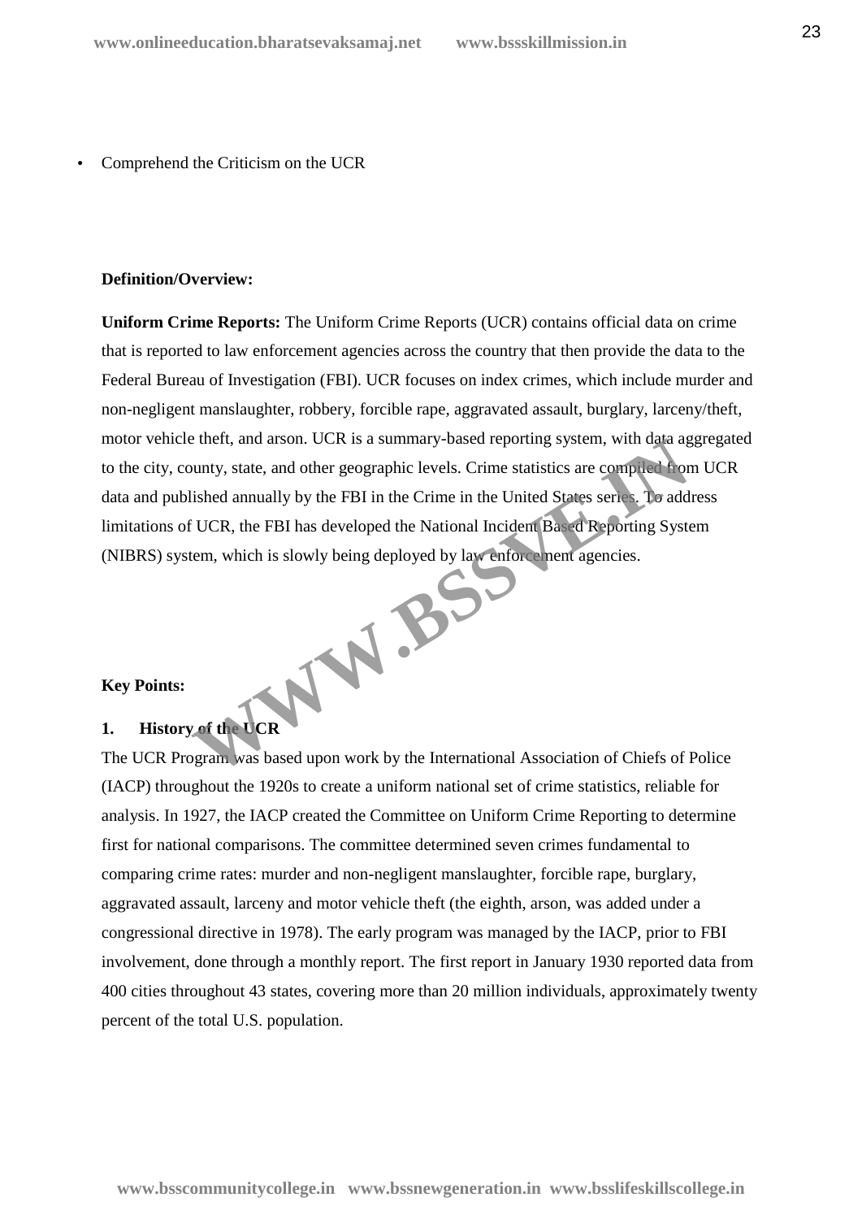- Comprehend the Criticism on the UCR

**Definition/Overview:**

**Uniform Crime Reports:** The Uniform Crime Reports (UCR) contains official data on crime that is reported to law enforcement agencies across the country that then provide the data to the Federal Bureau of Investigation (FBI). UCR focuses on index crimes, which include murder and non-negligent manslaughter, robbery, forcible rape, aggravated assault, burglary, larceny/theft, motor vehicle theft, and arson. UCR is a summary-based reporting system, with data aggregated to the city, county, state, and other geographic levels. Crime statistics are compiled from UCR data and published annually by the FBI in the Crime in the United States series. To address limitations of UCR, the FBI has developed the National Incident Based Reporting System (NIBRS) system, which is slowly being deployed by law enforcement agencies.

**Key Points:**

**1. History of the UCR**

The UCR Program was based upon work by the International Association of Chiefs of Police (IACP) throughout the 1920s to create a uniform national set of crime statistics, reliable for analysis. In 1927, the IACP created the Committee on Uniform Crime Reporting to determine first for national comparisons. The committee determined seven crimes fundamental to comparing crime rates: murder and non-negligent manslaughter, forcible rape, burglary, aggravated assault, larceny and motor vehicle theft (the eighth, arson, was added under a congressional directive in 1978). The early program was managed by the IACP, prior to FBI involvement, done through a monthly report. The first report in January 1930 reported data from 400 cities throughout 43 states, covering more than 20 million individuals, approximately twenty percent of the total U.S. population.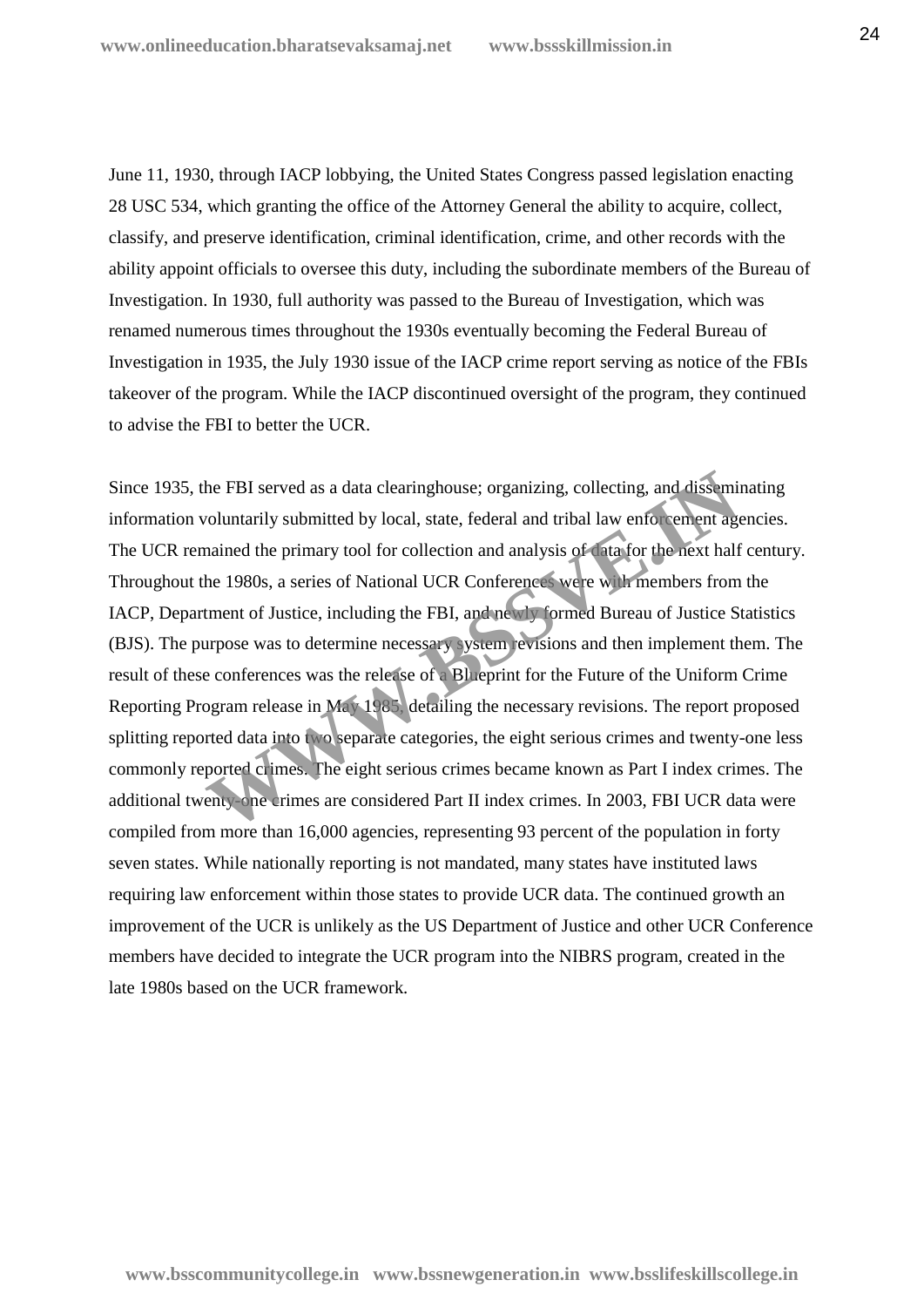June 11, 1930, through IACP lobbying, the United States Congress passed legislation enacting 28 USC 534, which granting the office of the Attorney General the ability to acquire, collect, classify, and preserve identification, criminal identification, crime, and other records with the ability appoint officials to oversee this duty, including the subordinate members of the Bureau of Investigation. In 1930, full authority was passed to the Bureau of Investigation, which was renamed numerous times throughout the 1930s eventually becoming the Federal Bureau of Investigation in 1935, the July 1930 issue of the IACP crime report serving as notice of the FBIs takeover of the program. While the IACP discontinued oversight of the program, they continued to advise the FBI to better the UCR.

Since 1935, the FBI served as a data clearinghouse; organizing, collecting, and disseminating information voluntarily submitted by local, state, federal and tribal law enforcement agencies. The UCR remained the primary tool for collection and analysis of data for the next half century. Throughout the 1980s, a series of National UCR Conferences were with members from the IACP, Department of Justice, including the FBI, and newly formed Bureau of Justice Statistics (BJS). The purpose was to determine necessary system revisions and then implement them. The result of these conferences was the release of a Blueprint for the Future of the Uniform Crime Reporting Program release in May 1985, detailing the necessary revisions. The report proposed splitting reported data into two separate categories, the eight serious crimes and twenty-one less commonly reported crimes. The eight serious crimes became known as Part I index crimes. The additional twenty-one crimes are considered Part II index crimes. In 2003, FBI UCR data were compiled from more than 16,000 agencies, representing 93 percent of the population in forty seven states. While nationally reporting is not mandated, many states have instituted laws requiring law enforcement within those states to provide UCR data. The continued growth an improvement of the UCR is unlikely as the US Department of Justice and other UCR Conference members have decided to integrate the UCR program into the NIBRS program, created in the late 1980s based on the UCR framework.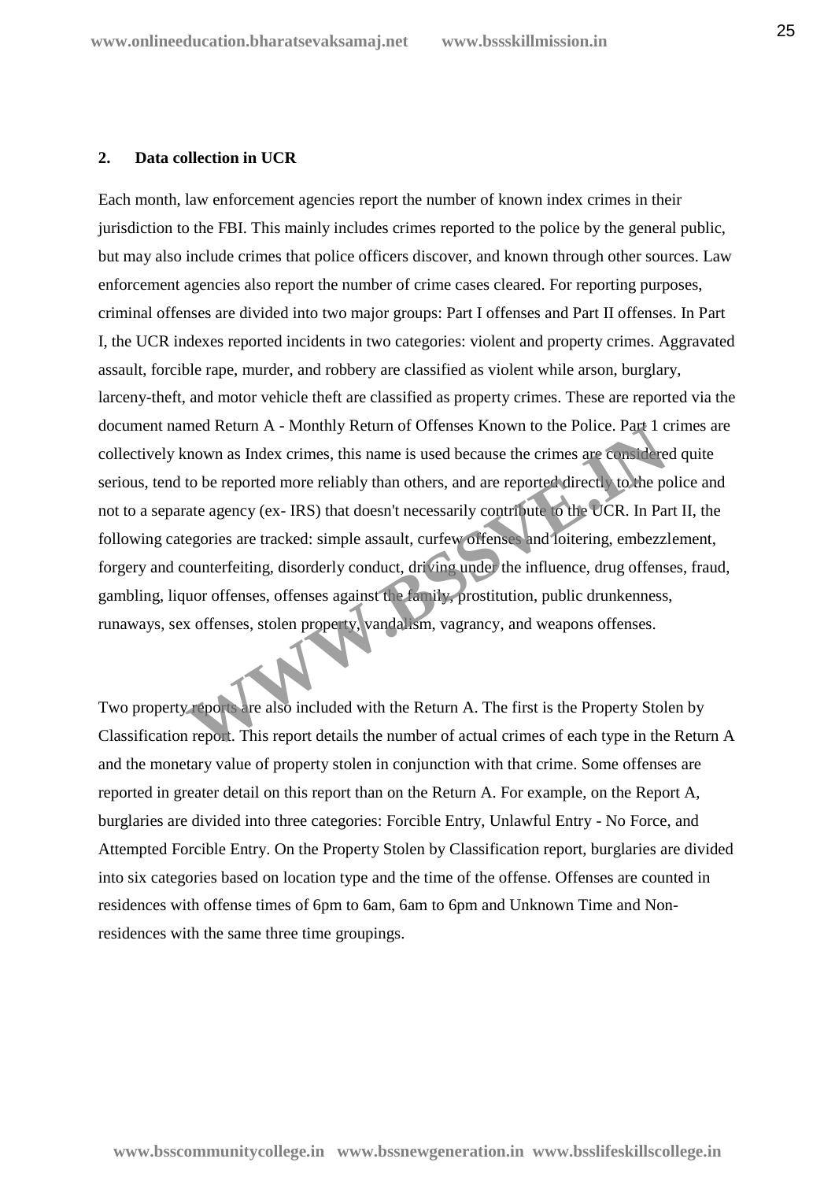## 2. Data collection in UCR

Each month, law enforcement agencies report the number of known index crimes in their jurisdiction to the FBI. This mainly includes crimes reported to the police by the general public, but may also include crimes that police officers discover, and known through other sources. Law enforcement agencies also report the number of crime cases cleared. For reporting purposes, criminal offenses are divided into two major groups: Part I offenses and Part II offenses. In Part I, the UCR indexes reported incidents in two categories: violent and property crimes. Aggravated assault, forcible rape, murder, and robbery are classified as violent while arson, burglary, larceny-theft, and motor vehicle theft are classified as property crimes. These are reported via the document named Return A - Monthly Return of Offenses Known to the Police. Part 1 crimes are collectively known as Index crimes, this name is used because the crimes are considered quite serious, tend to be reported more reliably than others, and are reported directly to the police and not to a separate agency (ex- IRS) that doesn't necessarily contribute to the UCR. In Part II, the following categories are tracked: simple assault, curfew offenses and loitering, embezzlement, forgery and counterfeiting, disorderly conduct, driving under the influence, drug offenses, fraud, gambling, liquor offenses, offenses against the family, prostitution, public drunkenness, runaways, sex offenses, stolen property, vandalism, vagrancy, and weapons offenses.

Two property reports are also included with the Return A. The first is the Property Stolen by Classification report. This report details the number of actual crimes of each type in the Return A and the monetary value of property stolen in conjunction with that crime. Some offenses are reported in greater detail on this report than on the Return A. For example, on the Report A, burglaries are divided into three categories: Forcible Entry, Unlawful Entry - No Force, and Attempted Forcible Entry. On the Property Stolen by Classification report, burglaries are divided into six categories based on location type and the time of the offense. Offenses are counted in residences with offense times of 6pm to 6am, 6am to 6pm and Unknown Time and Non-residences with the same three time groupings.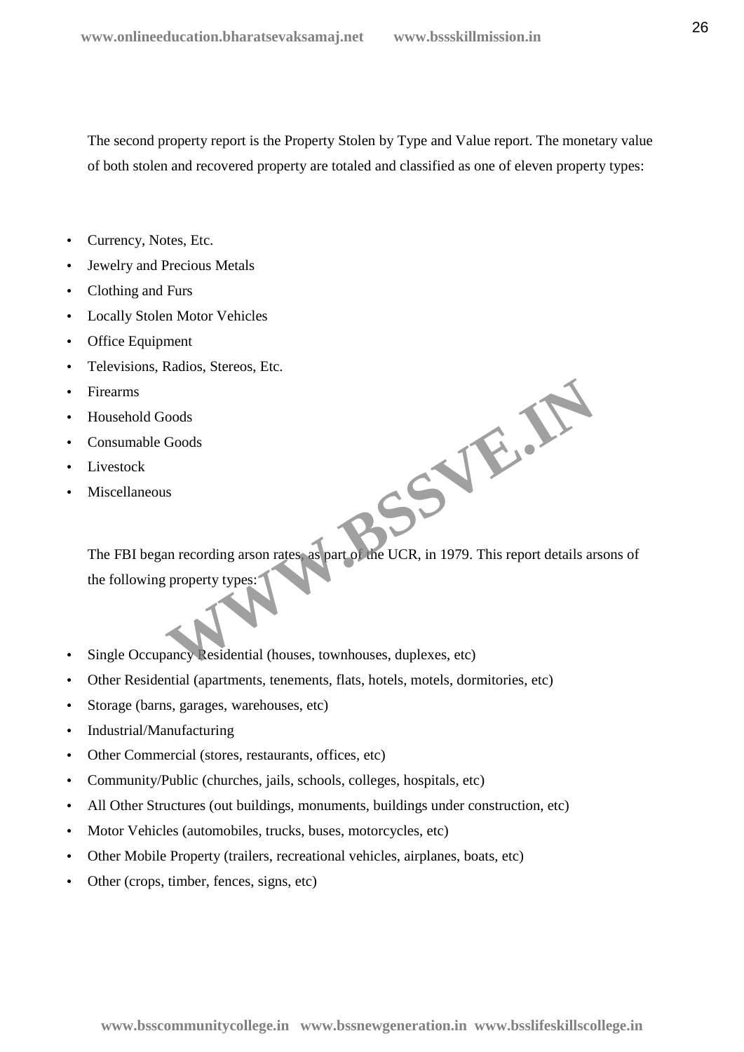The second property report is the Property Stolen by Type and Value report. The monetary value of both stolen and recovered property are totaled and classified as one of eleven property types:

- Currency, Notes, Etc.
- Jewelry and Precious Metals
- Clothing and Furs
- Locally Stolen Motor Vehicles
- Office Equipment
- Televisions, Radios, Stereos, Etc.
- Firearms
- Household Goods
- Consumable Goods
- Livestock
- Miscellaneous

The FBI began recording arson rates, as part of the UCR, in 1979. This report details arsons of the following property types:

- Single Occupancy Residential (houses, townhouses, duplexes, etc)
- Other Residential (apartments, tenements, flats, hotels, motels, dormitories, etc)
- Storage (barns, garages, warehouses, etc)
- Industrial/Manufacturing
- Other Commercial (stores, restaurants, offices, etc)
- Community/Public (churches, jails, schools, colleges, hospitals, etc)
- All Other Structures (out buildings, monuments, buildings under construction, etc)
- Motor Vehicles (automobiles, trucks, buses, motorcycles, etc)
- Other Mobile Property (trailers, recreational vehicles, airplanes, boats, etc)
- Other (crops, timber, fences, signs, etc)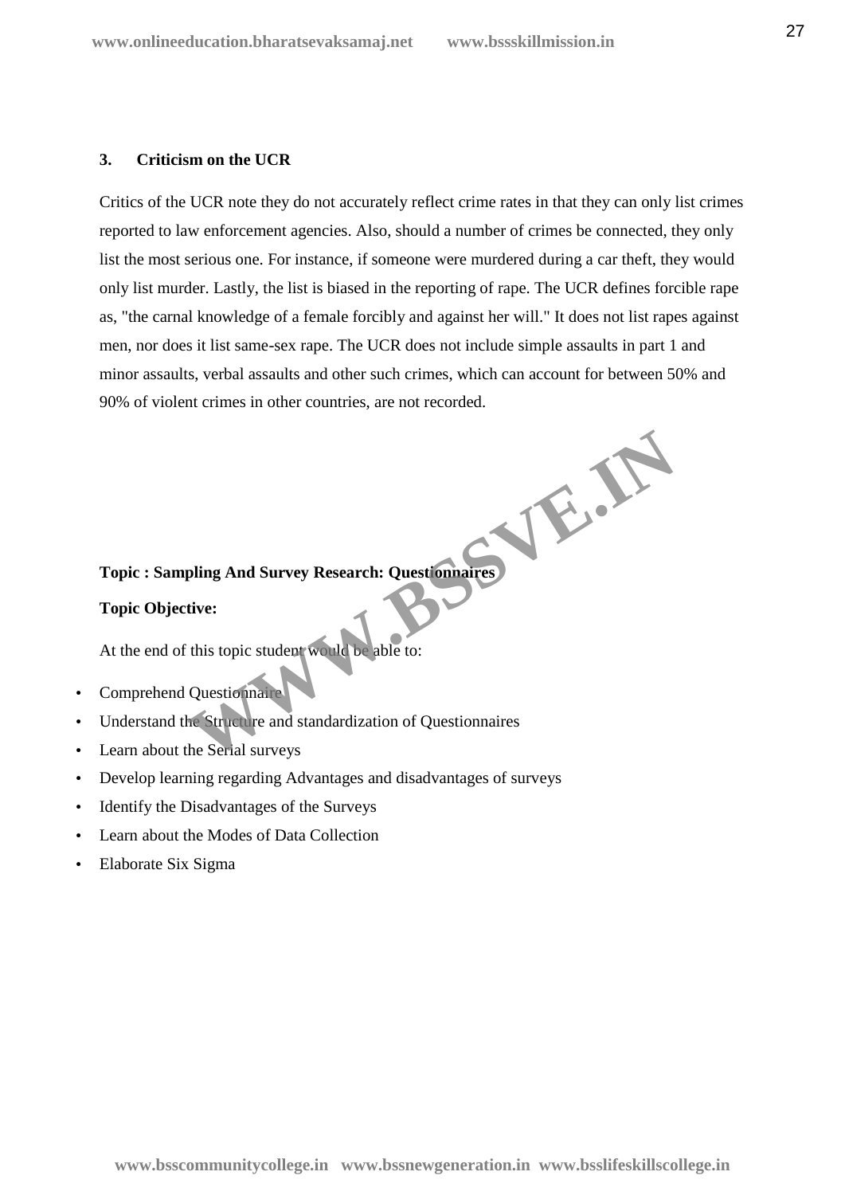### 3. Criticism on the UCR

Critics of the UCR note they do not accurately reflect crime rates in that they can only list crimes reported to law enforcement agencies. Also, should a number of crimes be connected, they only list the most serious one. For instance, if someone were murdered during a car theft, they would only list murder. Lastly, the list is biased in the reporting of rape. The UCR defines forcible rape as, "the carnal knowledge of a female forcibly and against her will." It does not list rapes against men, nor does it list same-sex rape. The UCR does not include simple assaults in part 1 and minor assaults, verbal assaults and other such crimes, which can account for between 50% and 90% of violent crimes in other countries, are not recorded.

**Topic : Sampling And Survey Research: Questionnaires**

**Topic Objective:**

At the end of this topic student would be able to:

- Comprehend Questionnaire
- Understand the Structure and standardization of Questionnaires
- Learn about the Serial surveys
- Develop learning regarding Advantages and disadvantages of surveys
- Identify the Disadvantages of the Surveys
- Learn about the Modes of Data Collection
- Elaborate Six Sigma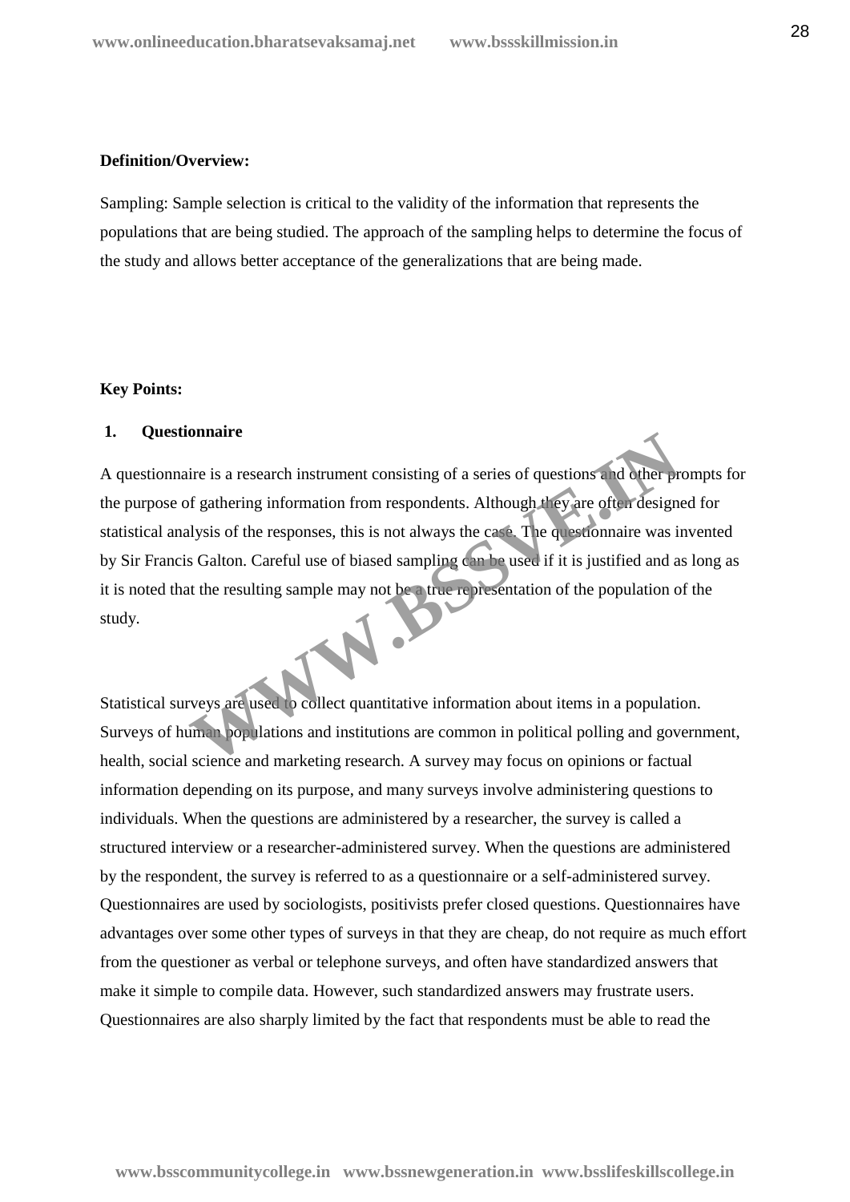**Definition/Overview:**

Sampling: Sample selection is critical to the validity of the information that represents the populations that are being studied. The approach of the sampling helps to determine the focus of the study and allows better acceptance of the generalizations that are being made.

**Key Points:**

**1. Questionnaire**

A questionnaire is a research instrument consisting of a series of questions and other prompts for the purpose of gathering information from respondents. Although they are often designed for statistical analysis of the responses, this is not always the case. The questionnaire was invented by Sir Francis Galton. Careful use of biased sampling can be used if it is justified and as long as it is noted that the resulting sample may not be a true representation of the population of the study.

Statistical surveys are used to collect quantitative information about items in a population. Surveys of human populations and institutions are common in political polling and government, health, social science and marketing research. A survey may focus on opinions or factual information depending on its purpose, and many surveys involve administering questions to individuals. When the questions are administered by a researcher, the survey is called a structured interview or a researcher-administered survey. When the questions are administered by the respondent, the survey is referred to as a questionnaire or a self-administered survey. Questionnaires are used by sociologists, positivists prefer closed questions. Questionnaires have advantages over some other types of surveys in that they are cheap, do not require as much effort from the questioner as verbal or telephone surveys, and often have standardized answers that make it simple to compile data. However, such standardized answers may frustrate users. Questionnaires are also sharply limited by the fact that respondents must be able to read the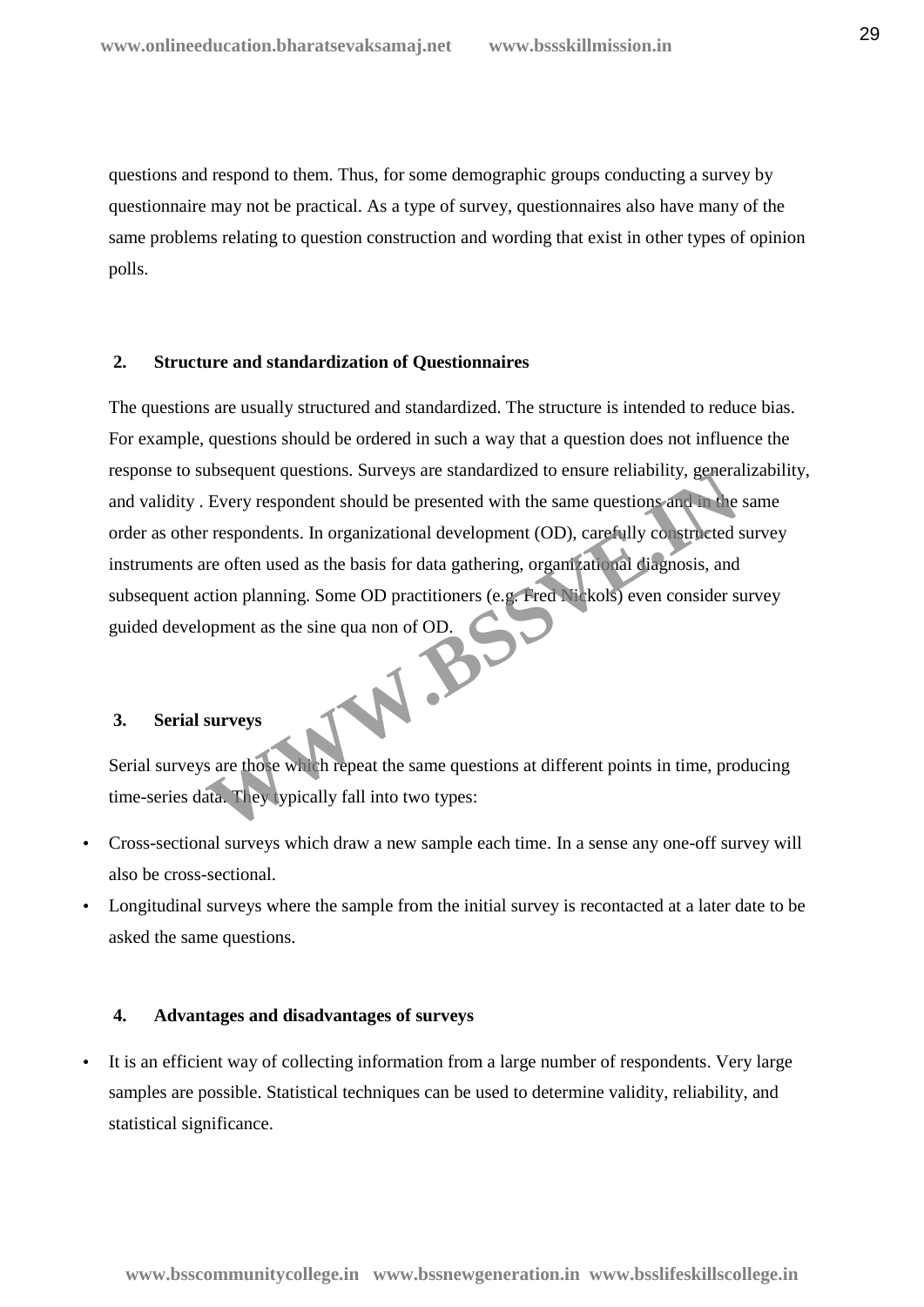questions and respond to them. Thus, for some demographic groups conducting a survey by questionnaire may not be practical. As a type of survey, questionnaires also have many of the same problems relating to question construction and wording that exist in other types of opinion polls.

**2. Structure and standardization of Questionnaires**

The questions are usually structured and standardized. The structure is intended to reduce bias. For example, questions should be ordered in such a way that a question does not influence the response to subsequent questions. Surveys are standardized to ensure reliability, generalizability, and validity . Every respondent should be presented with the same questions and in the same order as other respondents. In organizational development (OD), carefully constructed survey instruments are often used as the basis for data gathering, organizational diagnosis, and subsequent action planning. Some OD practitioners (e.g. Fred Nickols) even consider survey guided development as the sine qua non of OD.

**3. Serial surveys**

Serial surveys are those which repeat the same questions at different points in time, producing time-series data. They typically fall into two types:

- Cross-sectional surveys which draw a new sample each time. In a sense any one-off survey will also be cross-sectional.
- Longitudinal surveys where the sample from the initial survey is recontacted at a later date to be asked the same questions.

**4. Advantages and disadvantages of surveys**

- It is an efficient way of collecting information from a large number of respondents. Very large samples are possible. Statistical techniques can be used to determine validity, reliability, and statistical significance.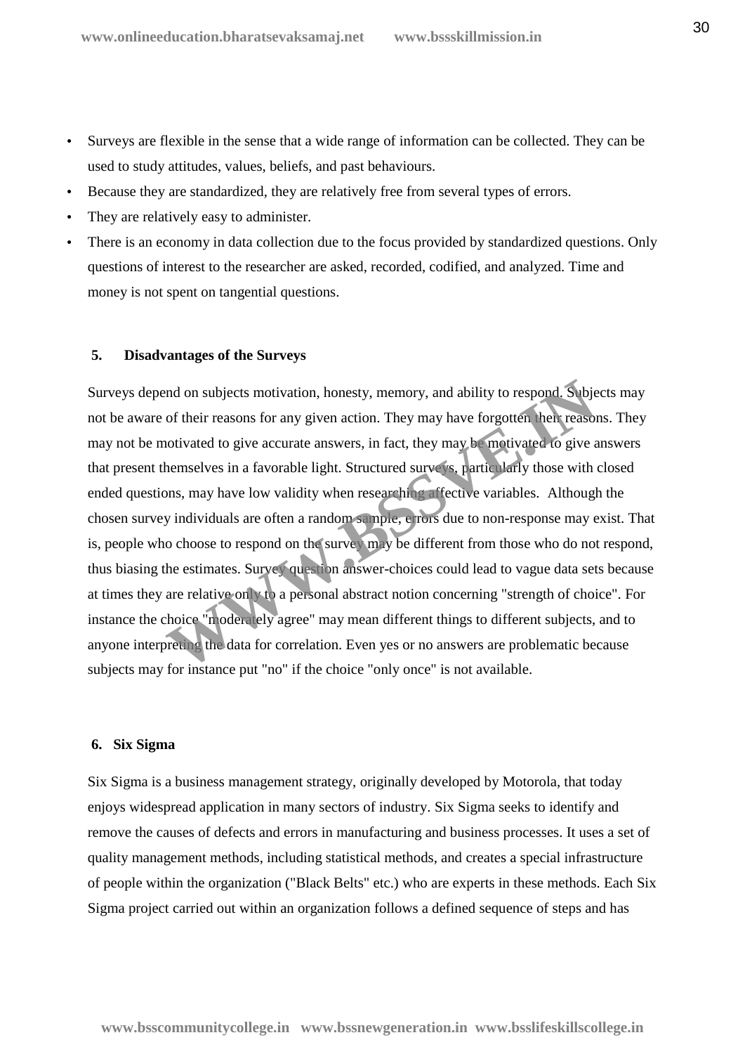- Surveys are flexible in the sense that a wide range of information can be collected. They can be used to study attitudes, values, beliefs, and past behaviours.
- Because they are standardized, they are relatively free from several types of errors.
- They are relatively easy to administer.
- There is an economy in data collection due to the focus provided by standardized questions. Only questions of interest to the researcher are asked, recorded, codified, and analyzed. Time and money is not spent on tangential questions.

### 5. Disadvantages of the Surveys

Surveys depend on subjects motivation, honesty, memory, and ability to respond. Subjects may not be aware of their reasons for any given action. They may have forgotten their reasons. They may not be motivated to give accurate answers, in fact, they may be motivated to give answers that present themselves in a favorable light. Structured surveys, particularly those with closed ended questions, may have low validity when researching affective variables. Although the chosen survey individuals are often a random sample, errors due to non-response may exist. That is, people who choose to respond on the survey may be different from those who do not respond, thus biasing the estimates. Survey question answer-choices could lead to vague data sets because at times they are relative only to a personal abstract notion concerning "strength of choice". For instance the choice "moderately agree" may mean different things to different subjects, and to anyone interpreting the data for correlation. Even yes or no answers are problematic because subjects may for instance put "no" if the choice "only once" is not available.

### 6. Six Sigma

Six Sigma is a business management strategy, originally developed by Motorola, that today enjoys widespread application in many sectors of industry. Six Sigma seeks to identify and remove the causes of defects and errors in manufacturing and business processes. It uses a set of quality management methods, including statistical methods, and creates a special infrastructure of people within the organization ("Black Belts" etc.) who are experts in these methods. Each Six Sigma project carried out within an organization follows a defined sequence of steps and has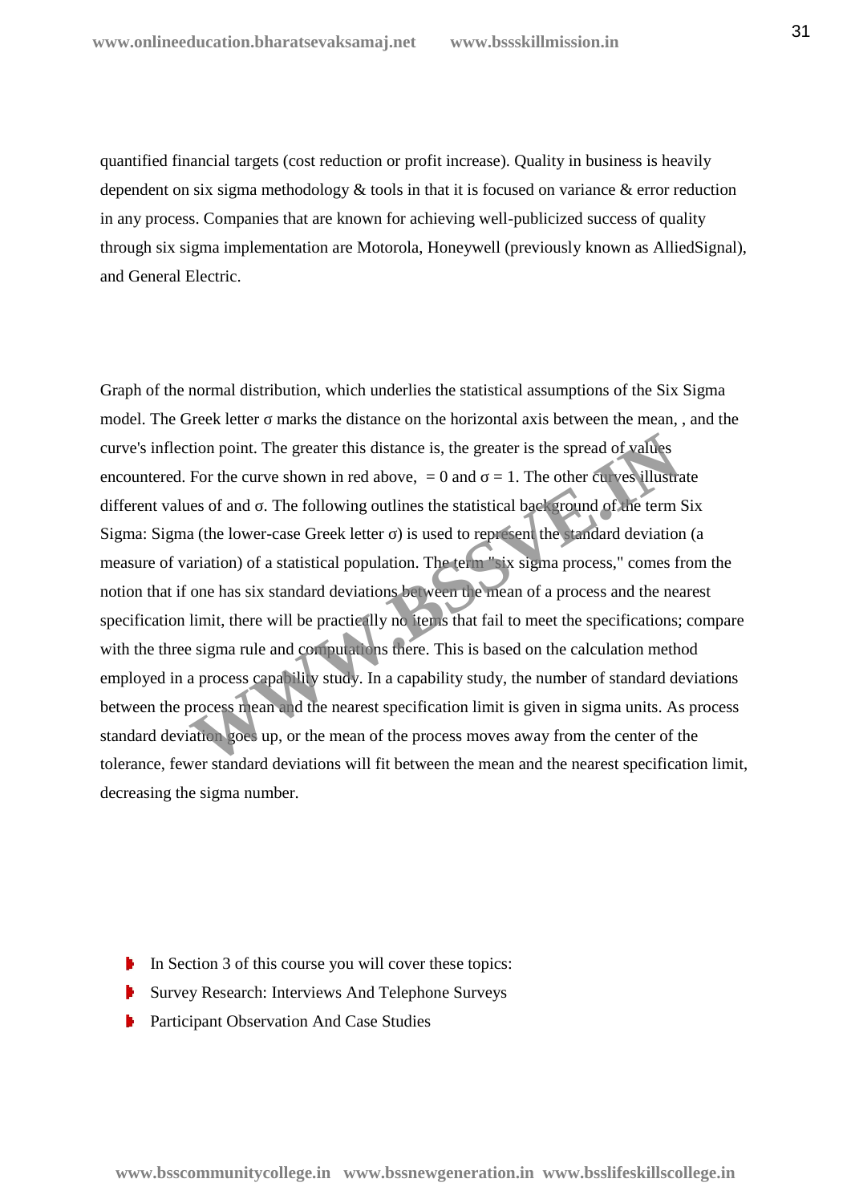quantified financial targets (cost reduction or profit increase). Quality in business is heavily dependent on six sigma methodology & tools in that it is focused on variance & error reduction in any process. Companies that are known for achieving well-publicized success of quality through six sigma implementation are Motorola, Honeywell (previously known as AlliedSignal), and General Electric.

Graph of the normal distribution, which underlies the statistical assumptions of the Six Sigma model. The Greek letter σ marks the distance on the horizontal axis between the mean, , and the curve's inflection point. The greater this distance is, the greater is the spread of values encountered. For the curve shown in red above, = 0 and σ = 1. The other curves illustrate different values of and σ. The following outlines the statistical background of the term Six Sigma: Sigma (the lower-case Greek letter σ) is used to represent the standard deviation (a measure of variation) of a statistical population. The term "six sigma process," comes from the notion that if one has six standard deviations between the mean of a process and the nearest specification limit, there will be practically no items that fail to meet the specifications; compare with the three sigma rule and computations there. This is based on the calculation method employed in a process capability study. In a capability study, the number of standard deviations between the process mean and the nearest specification limit is given in sigma units. As process standard deviation goes up, or the mean of the process moves away from the center of the tolerance, fewer standard deviations will fit between the mean and the nearest specification limit, decreasing the sigma number.

- In Section 3 of this course you will cover these topics:
- Survey Research: Interviews And Telephone Surveys
- Participant Observation And Case Studies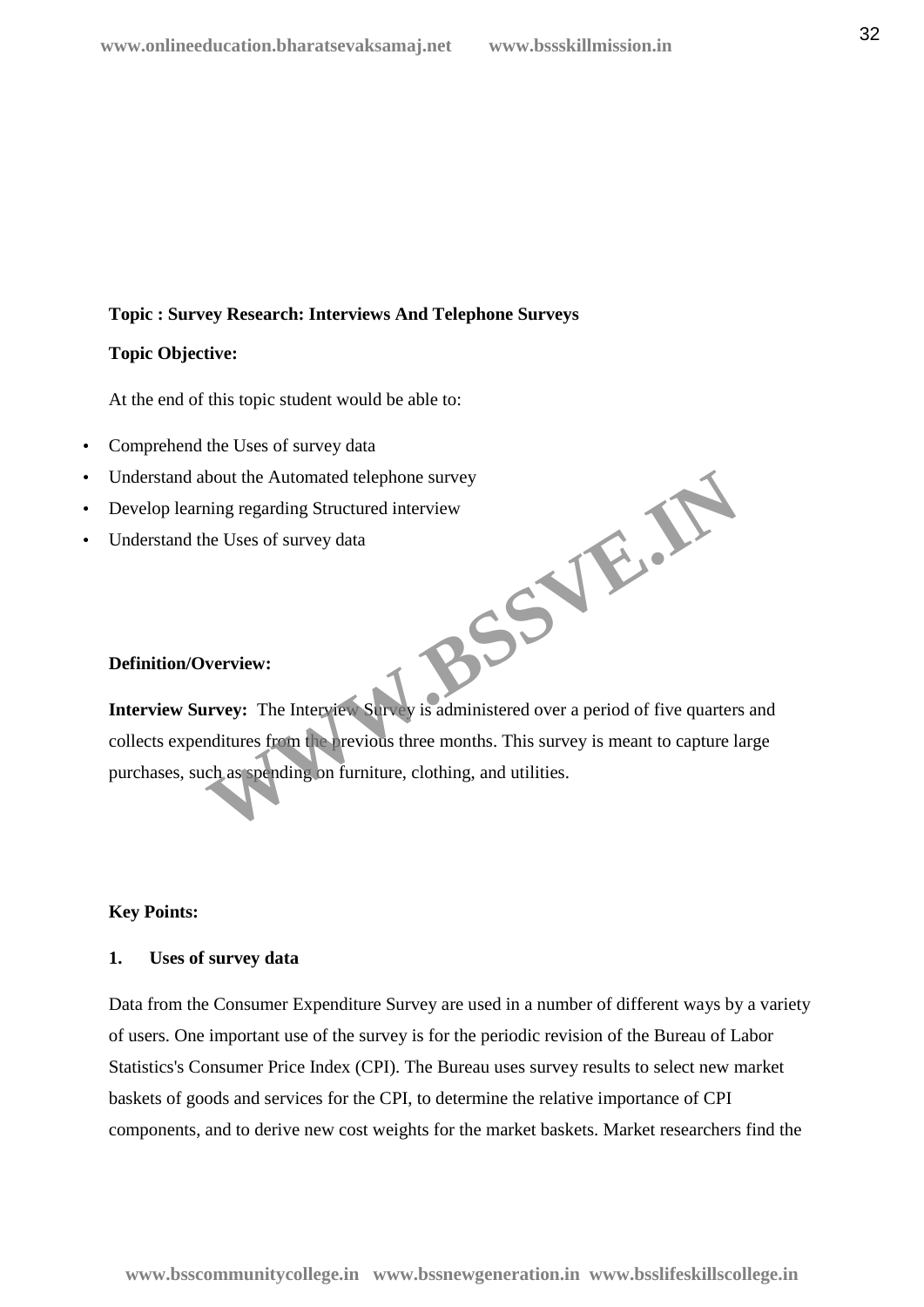**Topic : Survey Research: Interviews And Telephone Surveys**

**Topic Objective:**

At the end of this topic student would be able to:

- Comprehend the Uses of survey data
- Understand about the Automated telephone survey
- Develop learning regarding Structured interview
- Understand the Uses of survey data

**Definition/Overview:**

**Interview Survey:** The Interview Survey is administered over a period of five quarters and collects expenditures from the previous three months. This survey is meant to capture large purchases, such as spending on furniture, clothing, and utilities.

**Key Points:**

**1. Uses of survey data**

Data from the Consumer Expenditure Survey are used in a number of different ways by a variety of users. One important use of the survey is for the periodic revision of the Bureau of Labor Statistics's Consumer Price Index (CPI). The Bureau uses survey results to select new market baskets of goods and services for the CPI, to determine the relative importance of CPI components, and to derive new cost weights for the market baskets. Market researchers find the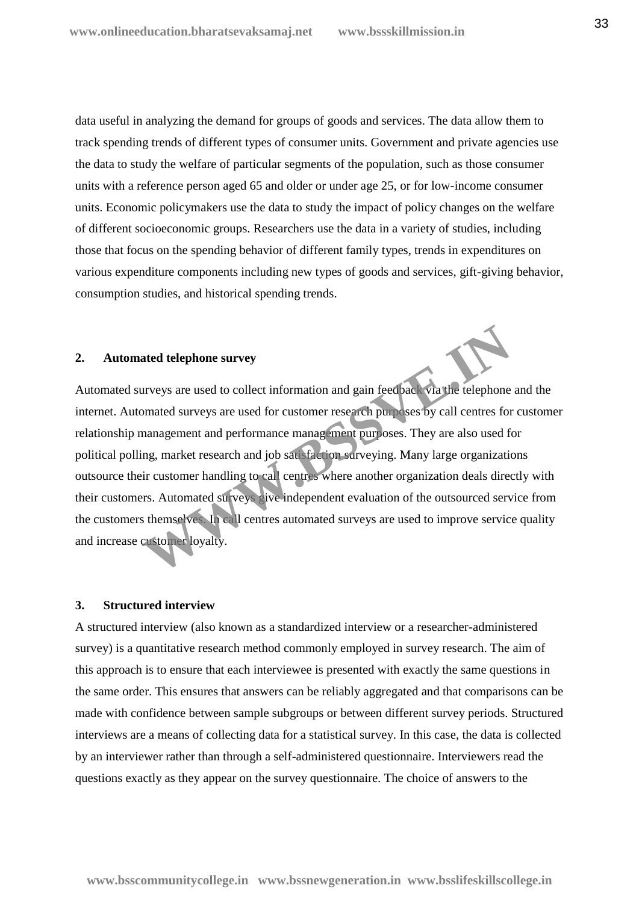data useful in analyzing the demand for groups of goods and services. The data allow them to track spending trends of different types of consumer units. Government and private agencies use the data to study the welfare of particular segments of the population, such as those consumer units with a reference person aged 65 and older or under age 25, or for low-income consumer units. Economic policymakers use the data to study the impact of policy changes on the welfare of different socioeconomic groups. Researchers use the data in a variety of studies, including those that focus on the spending behavior of different family types, trends in expenditures on various expenditure components including new types of goods and services, gift-giving behavior, consumption studies, and historical spending trends.

### 2. Automated telephone survey

Automated surveys are used to collect information and gain feedback via the telephone and the internet. Automated surveys are used for customer research purposes by call centres for customer relationship management and performance management purposes. They are also used for political polling, market research and job satisfaction surveying. Many large organizations outsource their customer handling to call centres where another organization deals directly with their customers. Automated surveys give independent evaluation of the outsourced service from the customers themselves. In call centres automated surveys are used to improve service quality and increase customer loyalty.

### 3. Structured interview

A structured interview (also known as a standardized interview or a researcher-administered survey) is a quantitative research method commonly employed in survey research. The aim of this approach is to ensure that each interviewee is presented with exactly the same questions in the same order. This ensures that answers can be reliably aggregated and that comparisons can be made with confidence between sample subgroups or between different survey periods. Structured interviews are a means of collecting data for a statistical survey. In this case, the data is collected by an interviewer rather than through a self-administered questionnaire. Interviewers read the questions exactly as they appear on the survey questionnaire. The choice of answers to the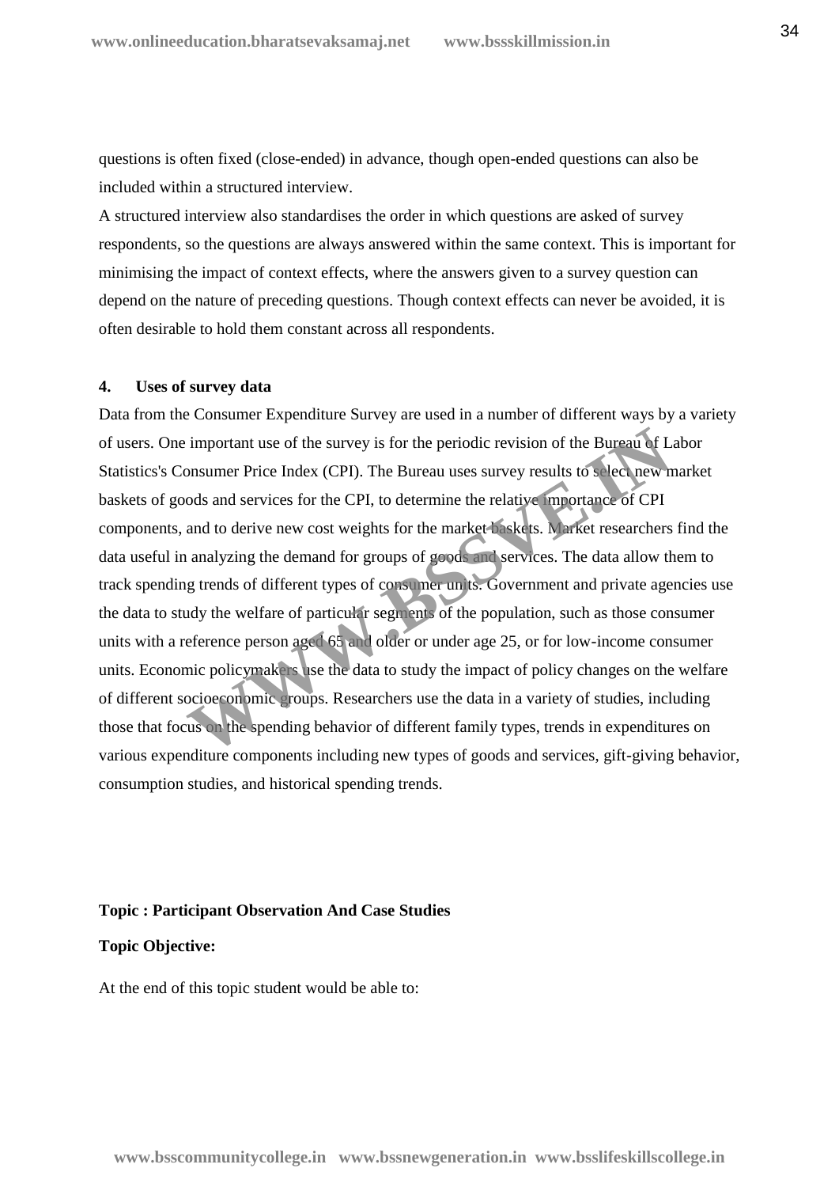questions is often fixed (close-ended) in advance, though open-ended questions can also be included within a structured interview.

A structured interview also standardises the order in which questions are asked of survey respondents, so the questions are always answered within the same context. This is important for minimising the impact of context effects, where the answers given to a survey question can depend on the nature of preceding questions. Though context effects can never be avoided, it is often desirable to hold them constant across all respondents.

**4. Uses of survey data**

Data from the Consumer Expenditure Survey are used in a number of different ways by a variety of users. One important use of the survey is for the periodic revision of the Bureau of Labor Statistics's Consumer Price Index (CPI). The Bureau uses survey results to select new market baskets of goods and services for the CPI, to determine the relative importance of CPI components, and to derive new cost weights for the market baskets. Market researchers find the data useful in analyzing the demand for groups of goods and services. The data allow them to track spending trends of different types of consumer units. Government and private agencies use the data to study the welfare of particular segments of the population, such as those consumer units with a reference person aged 65 and older or under age 25, or for low-income consumer units. Economic policymakers use the data to study the impact of policy changes on the welfare of different socioeconomic groups. Researchers use the data in a variety of studies, including those that focus on the spending behavior of different family types, trends in expenditures on various expenditure components including new types of goods and services, gift-giving behavior, consumption studies, and historical spending trends.

**Topic : Participant Observation And Case Studies**

**Topic Objective:**

At the end of this topic student would be able to: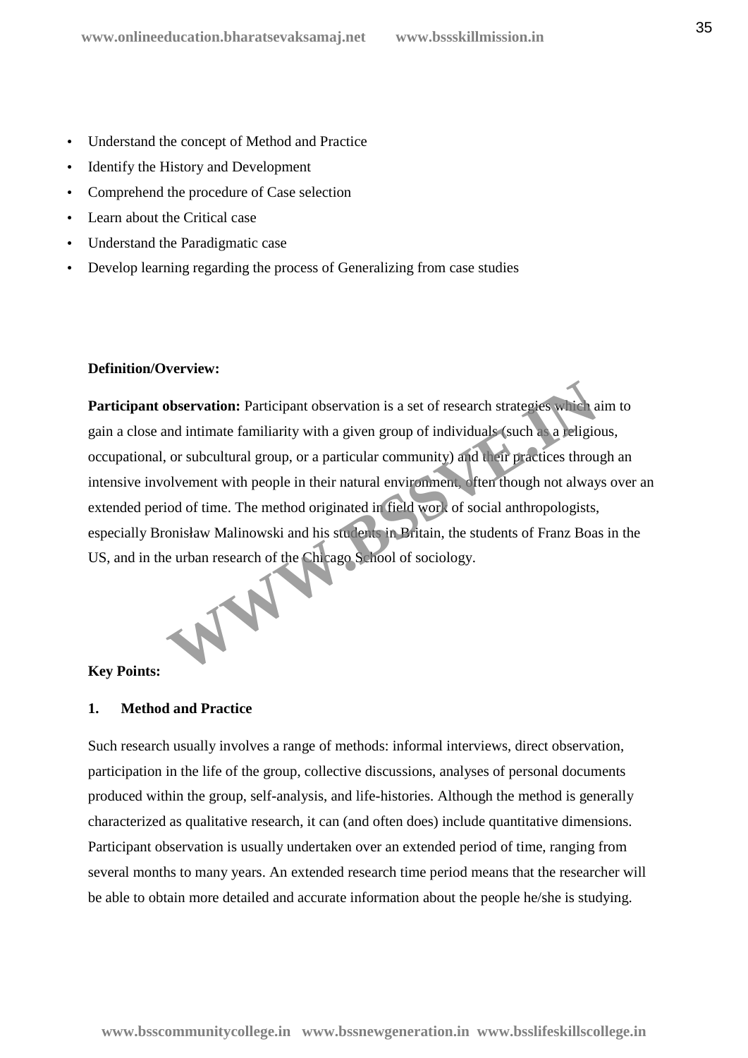- Understand the concept of Method and Practice
- Identify the History and Development
- Comprehend the procedure of Case selection
- Learn about the Critical case
- Understand the Paradigmatic case
- Develop learning regarding the process of Generalizing from case studies

**Definition/Overview:**

**Participant observation:** Participant observation is a set of research strategies which aim to gain a close and intimate familiarity with a given group of individuals (such as a religious, occupational, or subcultural group, or a particular community) and their practices through an intensive involvement with people in their natural environment, often though not always over an extended period of time. The method originated in field work of social anthropologists, especially Bronisław Malinowski and his students in Britain, the students of Franz Boas in the US, and in the urban research of the Chicago School of sociology.

**Key Points:**

**1. Method and Practice**

Such research usually involves a range of methods: informal interviews, direct observation, participation in the life of the group, collective discussions, analyses of personal documents produced within the group, self-analysis, and life-histories. Although the method is generally characterized as qualitative research, it can (and often does) include quantitative dimensions. Participant observation is usually undertaken over an extended period of time, ranging from several months to many years. An extended research time period means that the researcher will be able to obtain more detailed and accurate information about the people he/she is studying.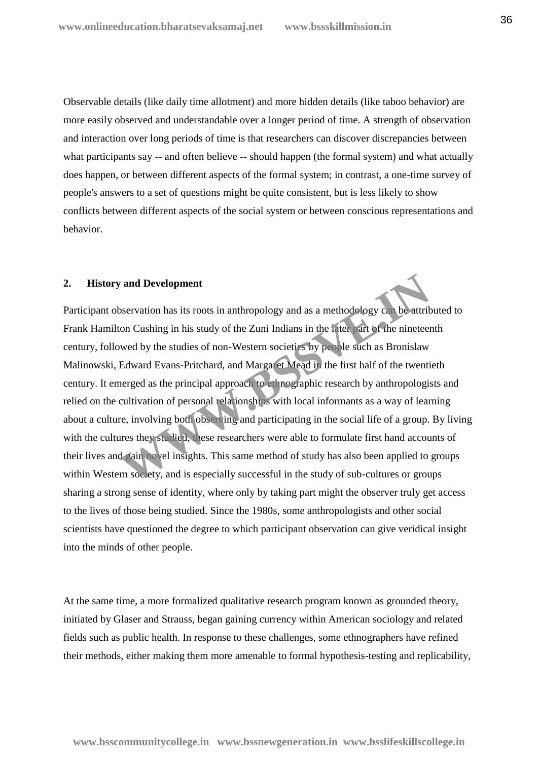Observable details (like daily time allotment) and more hidden details (like taboo behavior) are more easily observed and understandable over a longer period of time. A strength of observation and interaction over long periods of time is that researchers can discover discrepancies between what participants say -- and often believe -- should happen (the formal system) and what actually does happen, or between different aspects of the formal system; in contrast, a one-time survey of people's answers to a set of questions might be quite consistent, but is less likely to show conflicts between different aspects of the social system or between conscious representations and behavior.

## 2. History and Development

Participant observation has its roots in anthropology and as a methodology can be attributed to Frank Hamilton Cushing in his study of the Zuni Indians in the later part of the nineteenth century, followed by the studies of non-Western societies by people such as Bronislaw Malinowski, Edward Evans-Pritchard, and Margaret Mead in the first half of the twentieth century. It emerged as the principal approach to ethnographic research by anthropologists and relied on the cultivation of personal relationships with local informants as a way of learning about a culture, involving both observing and participating in the social life of a group. By living with the cultures they studied, these researchers were able to formulate first hand accounts of their lives and gain novel insights. This same method of study has also been applied to groups within Western society, and is especially successful in the study of sub-cultures or groups sharing a strong sense of identity, where only by taking part might the observer truly get access to the lives of those being studied. Since the 1980s, some anthropologists and other social scientists have questioned the degree to which participant observation can give veridical insight into the minds of other people.

At the same time, a more formalized qualitative research program known as grounded theory, initiated by Glaser and Strauss, began gaining currency within American sociology and related fields such as public health. In response to these challenges, some ethnographers have refined their methods, either making them more amenable to formal hypothesis-testing and replicability,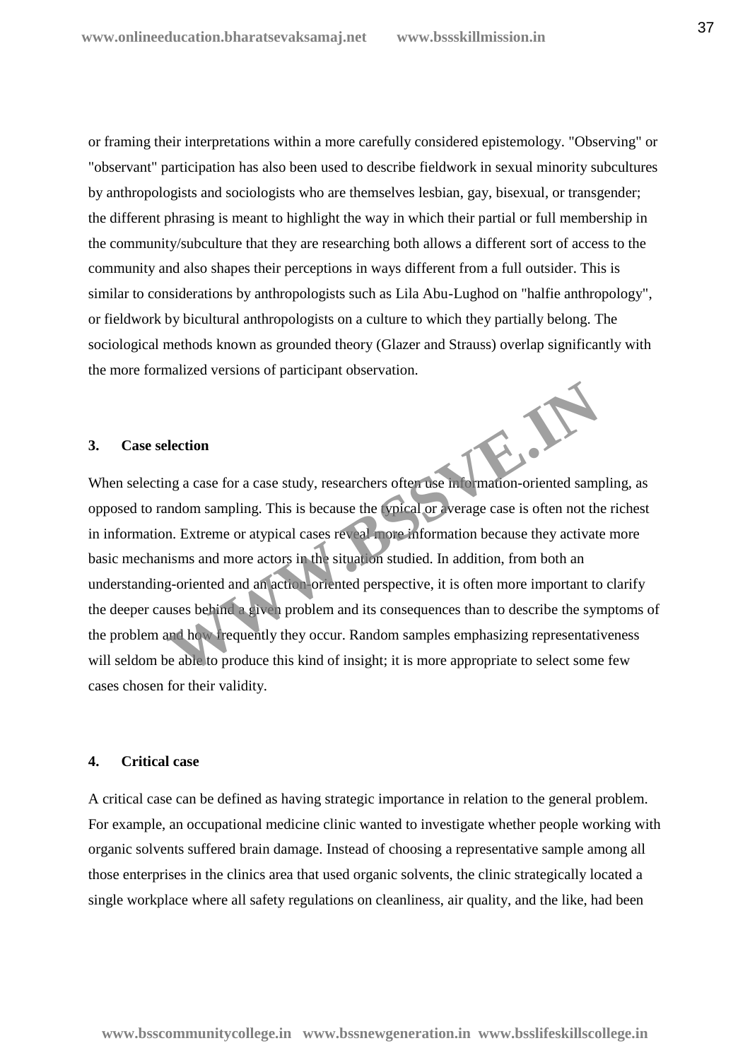or framing their interpretations within a more carefully considered epistemology. "Observing" or "observant" participation has also been used to describe fieldwork in sexual minority subcultures by anthropologists and sociologists who are themselves lesbian, gay, bisexual, or transgender; the different phrasing is meant to highlight the way in which their partial or full membership in the community/subculture that they are researching both allows a different sort of access to the community and also shapes their perceptions in ways different from a full outsider. This is similar to considerations by anthropologists such as Lila Abu-Lughod on "halfie anthropology", or fieldwork by bicultural anthropologists on a culture to which they partially belong. The sociological methods known as grounded theory (Glazer and Strauss) overlap significantly with the more formalized versions of participant observation.

### 3. Case selection

When selecting a case for a case study, researchers often use information-oriented sampling, as opposed to random sampling. This is because the typical or average case is often not the richest in information. Extreme or atypical cases reveal more information because they activate more basic mechanisms and more actors in the situation studied. In addition, from both an understanding-oriented and an action-oriented perspective, it is often more important to clarify the deeper causes behind a given problem and its consequences than to describe the symptoms of the problem and how frequently they occur. Random samples emphasizing representativeness will seldom be able to produce this kind of insight; it is more appropriate to select some few cases chosen for their validity.

### 4. Critical case

A critical case can be defined as having strategic importance in relation to the general problem. For example, an occupational medicine clinic wanted to investigate whether people working with organic solvents suffered brain damage. Instead of choosing a representative sample among all those enterprises in the clinics area that used organic solvents, the clinic strategically located a single workplace where all safety regulations on cleanliness, air quality, and the like, had been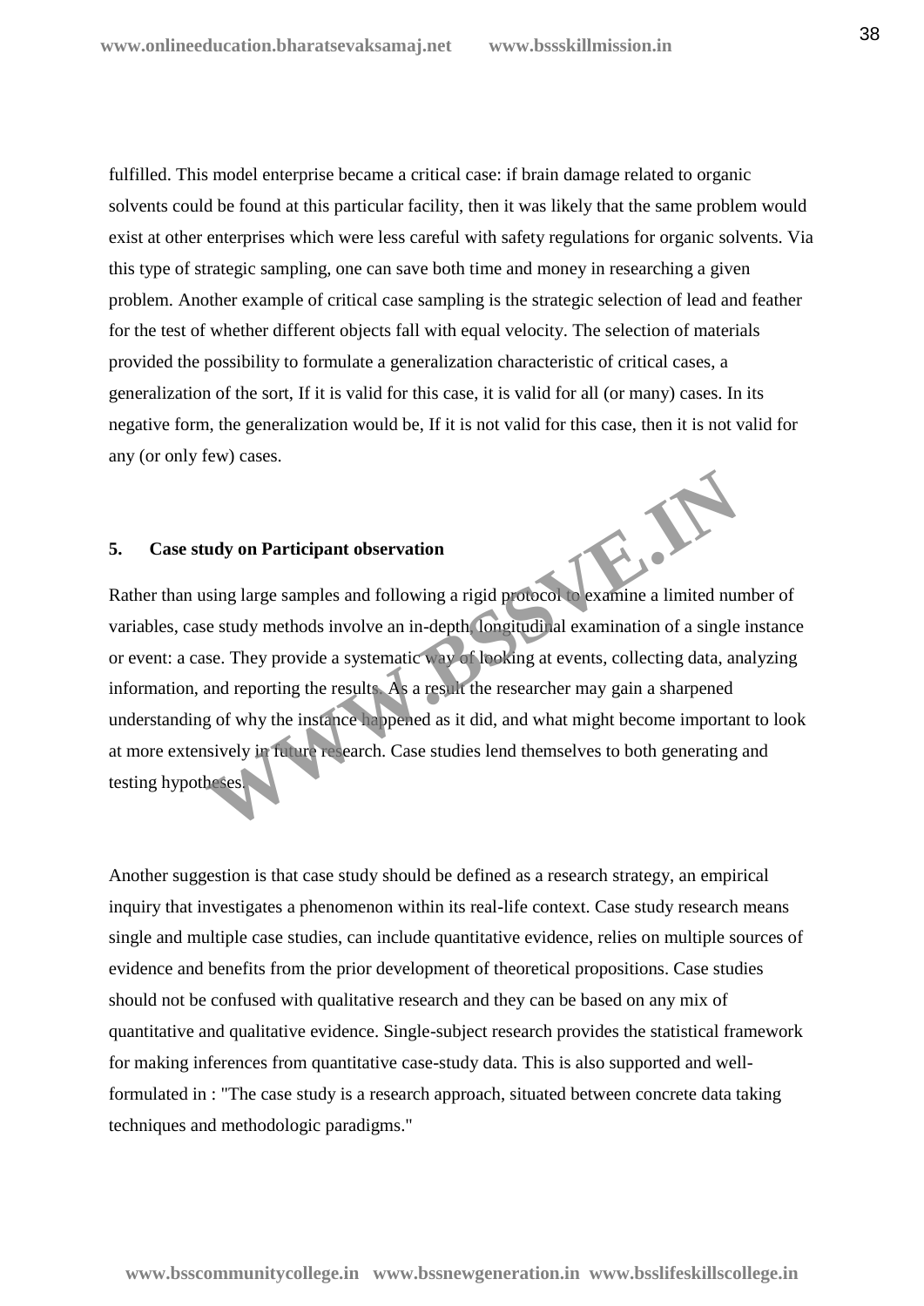fulfilled. This model enterprise became a critical case: if brain damage related to organic solvents could be found at this particular facility, then it was likely that the same problem would exist at other enterprises which were less careful with safety regulations for organic solvents. Via this type of strategic sampling, one can save both time and money in researching a given problem. Another example of critical case sampling is the strategic selection of lead and feather for the test of whether different objects fall with equal velocity. The selection of materials provided the possibility to formulate a generalization characteristic of critical cases, a generalization of the sort, If it is valid for this case, it is valid for all (or many) cases. In its negative form, the generalization would be, If it is not valid for this case, then it is not valid for any (or only few) cases.

### 5. Case study on Participant observation

Rather than using large samples and following a rigid protocol to examine a limited number of variables, case study methods involve an in-depth, longitudinal examination of a single instance or event: a case. They provide a systematic way of looking at events, collecting data, analyzing information, and reporting the results. As a result the researcher may gain a sharpened understanding of why the instance happened as it did, and what might become important to look at more extensively in future research. Case studies lend themselves to both generating and testing hypotheses.

Another suggestion is that case study should be defined as a research strategy, an empirical inquiry that investigates a phenomenon within its real-life context. Case study research means single and multiple case studies, can include quantitative evidence, relies on multiple sources of evidence and benefits from the prior development of theoretical propositions. Case studies should not be confused with qualitative research and they can be based on any mix of quantitative and qualitative evidence. Single-subject research provides the statistical framework for making inferences from quantitative case-study data. This is also supported and well-formulated in : "The case study is a research approach, situated between concrete data taking techniques and methodologic paradigms."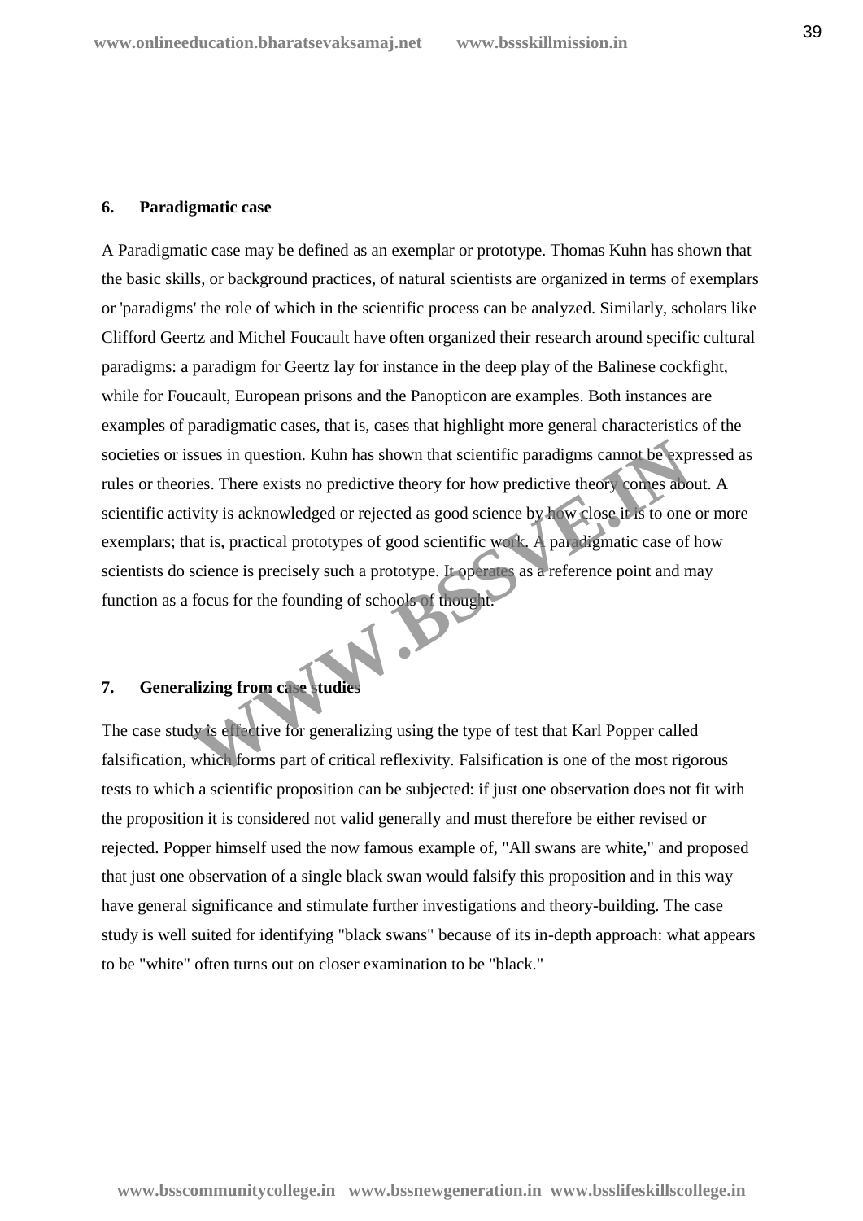**6. Paradigmatic case**

A Paradigmatic case may be defined as an exemplar or prototype. Thomas Kuhn has shown that the basic skills, or background practices, of natural scientists are organized in terms of exemplars or 'paradigms' the role of which in the scientific process can be analyzed. Similarly, scholars like Clifford Geertz and Michel Foucault have often organized their research around specific cultural paradigms: a paradigm for Geertz lay for instance in the deep play of the Balinese cockfight, while for Foucault, European prisons and the Panopticon are examples. Both instances are examples of paradigmatic cases, that is, cases that highlight more general characteristics of the societies or issues in question. Kuhn has shown that scientific paradigms cannot be expressed as rules or theories. There exists no predictive theory for how predictive theory comes about. A scientific activity is acknowledged or rejected as good science by how close it is to one or more exemplars; that is, practical prototypes of good scientific work. A paradigmatic case of how scientists do science is precisely such a prototype. It operates as a reference point and may function as a focus for the founding of schools of thought.

**7. Generalizing from case studies**

The case study is effective for generalizing using the type of test that Karl Popper called falsification, which forms part of critical reflexivity. Falsification is one of the most rigorous tests to which a scientific proposition can be subjected: if just one observation does not fit with the proposition it is considered not valid generally and must therefore be either revised or rejected. Popper himself used the now famous example of, "All swans are white," and proposed that just one observation of a single black swan would falsify this proposition and in this way have general significance and stimulate further investigations and theory-building. The case study is well suited for identifying "black swans" because of its in-depth approach: what appears to be "white" often turns out on closer examination to be "black."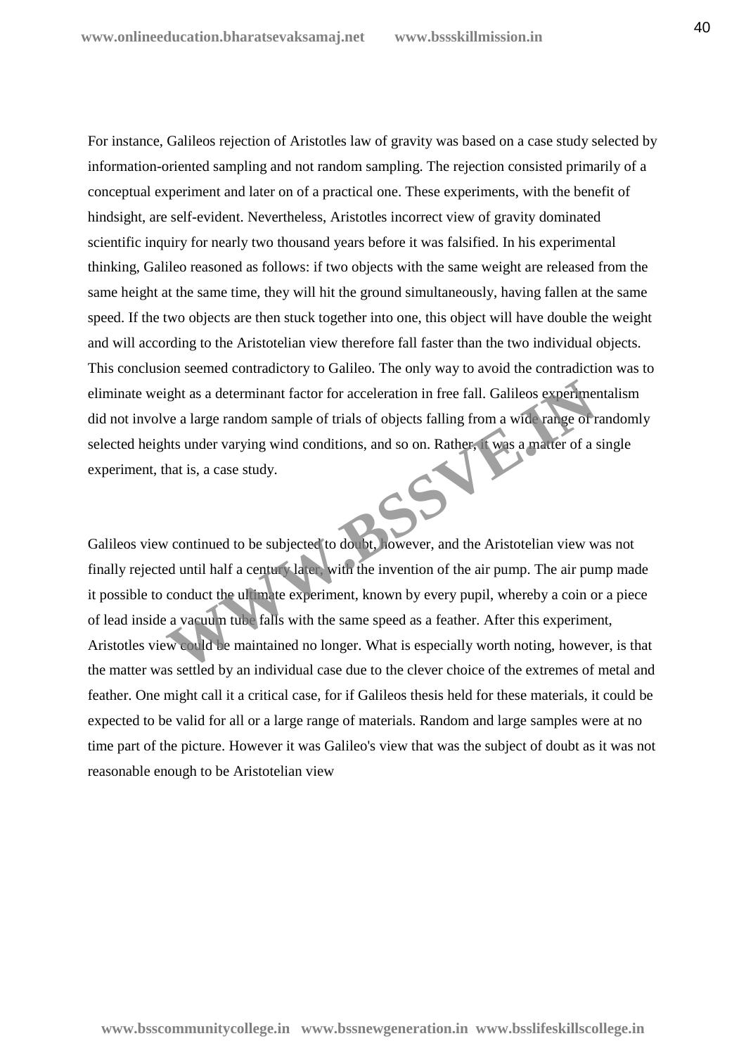For instance, Galileos rejection of Aristotles law of gravity was based on a case study selected by information-oriented sampling and not random sampling. The rejection consisted primarily of a conceptual experiment and later on of a practical one. These experiments, with the benefit of hindsight, are self-evident. Nevertheless, Aristotles incorrect view of gravity dominated scientific inquiry for nearly two thousand years before it was falsified. In his experimental thinking, Galileo reasoned as follows: if two objects with the same weight are released from the same height at the same time, they will hit the ground simultaneously, having fallen at the same speed. If the two objects are then stuck together into one, this object will have double the weight and will according to the Aristotelian view therefore fall faster than the two individual objects. This conclusion seemed contradictory to Galileo. The only way to avoid the contradiction was to eliminate weight as a determinant factor for acceleration in free fall. Galileos experimentalism did not involve a large random sample of trials of objects falling from a wide range of randomly selected heights under varying wind conditions, and so on. Rather, it was a matter of a single experiment, that is, a case study.

Galileos view continued to be subjected to doubt, however, and the Aristotelian view was not finally rejected until half a century later, with the invention of the air pump. The air pump made it possible to conduct the ultimate experiment, known by every pupil, whereby a coin or a piece of lead inside a vacuum tube falls with the same speed as a feather. After this experiment, Aristotles view could be maintained no longer. What is especially worth noting, however, is that the matter was settled by an individual case due to the clever choice of the extremes of metal and feather. One might call it a critical case, for if Galileos thesis held for these materials, it could be expected to be valid for all or a large range of materials. Random and large samples were at no time part of the picture. However it was Galileo's view that was the subject of doubt as it was not reasonable enough to be Aristotelian view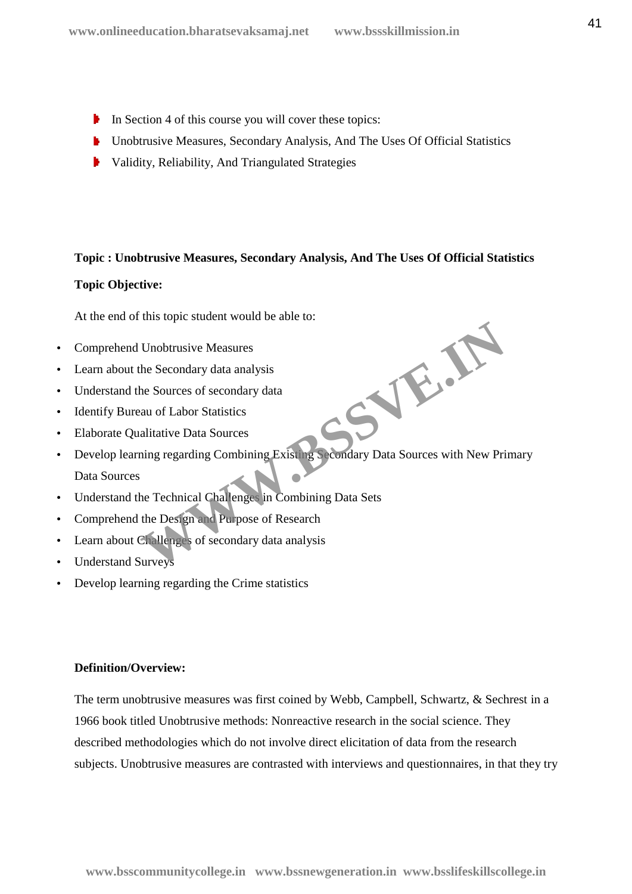- In Section 4 of this course you will cover these topics:
- Unobtrusive Measures, Secondary Analysis, And The Uses Of Official Statistics
- Validity, Reliability, And Triangulated Strategies

**Topic : Unobtrusive Measures, Secondary Analysis, And The Uses Of Official Statistics**

**Topic Objective:**

At the end of this topic student would be able to:

- Comprehend Unobtrusive Measures
- Learn about the Secondary data analysis
- Understand the Sources of secondary data
- Identify Bureau of Labor Statistics
- Elaborate Qualitative Data Sources
- Develop learning regarding Combining Existing Secondary Data Sources with New Primary Data Sources
- Understand the Technical Challenges in Combining Data Sets
- Comprehend the Design and Purpose of Research
- Learn about Challenges of secondary data analysis
- Understand Surveys
- Develop learning regarding the Crime statistics

**Definition/Overview:**

The term unobtrusive measures was first coined by Webb, Campbell, Schwartz, & Sechrest in a 1966 book titled Unobtrusive methods: Nonreactive research in the social science. They described methodologies which do not involve direct elicitation of data from the research subjects. Unobtrusive measures are contrasted with interviews and questionnaires, in that they try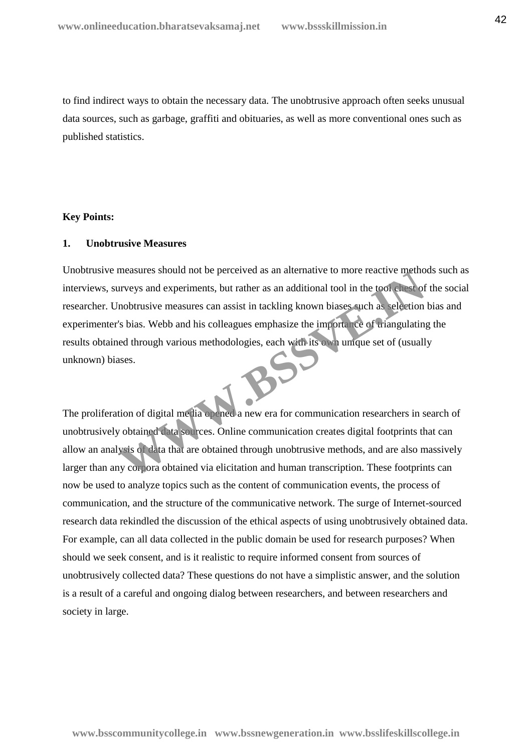to find indirect ways to obtain the necessary data. The unobtrusive approach often seeks unusual data sources, such as garbage, graffiti and obituaries, as well as more conventional ones such as published statistics.

**Key Points:**

**1. Unobtrusive Measures**

Unobtrusive measures should not be perceived as an alternative to more reactive methods such as interviews, surveys and experiments, but rather as an additional tool in the tool chest of the social researcher. Unobtrusive measures can assist in tackling known biases such as selection bias and experimenter's bias. Webb and his colleagues emphasize the importance of triangulating the results obtained through various methodologies, each with its own unique set of (usually unknown) biases.

The proliferation of digital media opened a new era for communication researchers in search of unobtrusively obtained data sources. Online communication creates digital footprints that can allow an analysis of data that are obtained through unobtrusive methods, and are also massively larger than any corpora obtained via elicitation and human transcription. These footprints can now be used to analyze topics such as the content of communication events, the process of communication, and the structure of the communicative network. The surge of Internet-sourced research data rekindled the discussion of the ethical aspects of using unobtrusively obtained data. For example, can all data collected in the public domain be used for research purposes? When should we seek consent, and is it realistic to require informed consent from sources of unobtrusively collected data? These questions do not have a simplistic answer, and the solution is a result of a careful and ongoing dialog between researchers, and between researchers and society in large.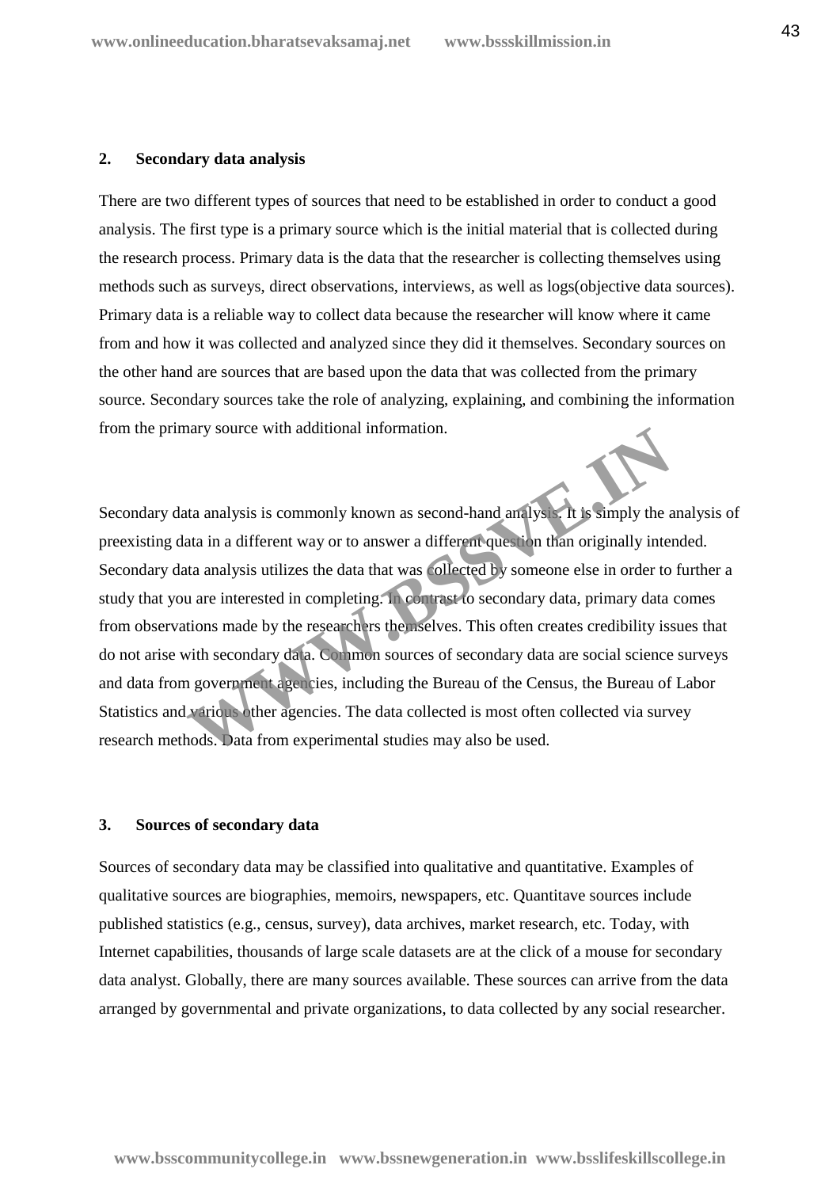## 2. Secondary data analysis

There are two different types of sources that need to be established in order to conduct a good analysis. The first type is a primary source which is the initial material that is collected during the research process. Primary data is the data that the researcher is collecting themselves using methods such as surveys, direct observations, interviews, as well as logs(objective data sources). Primary data is a reliable way to collect data because the researcher will know where it came from and how it was collected and analyzed since they did it themselves. Secondary sources on the other hand are sources that are based upon the data that was collected from the primary source. Secondary sources take the role of analyzing, explaining, and combining the information from the primary source with additional information.

Secondary data analysis is commonly known as second-hand analysis. It is simply the analysis of preexisting data in a different way or to answer a different question than originally intended. Secondary data analysis utilizes the data that was collected by someone else in order to further a study that you are interested in completing. In contrast to secondary data, primary data comes from observations made by the researchers themselves. This often creates credibility issues that do not arise with secondary data. Common sources of secondary data are social science surveys and data from government agencies, including the Bureau of the Census, the Bureau of Labor Statistics and various other agencies. The data collected is most often collected via survey research methods. Data from experimental studies may also be used.

## 3. Sources of secondary data

Sources of secondary data may be classified into qualitative and quantitative. Examples of qualitative sources are biographies, memoirs, newspapers, etc. Quantitave sources include published statistics (e.g., census, survey), data archives, market research, etc. Today, with Internet capabilities, thousands of large scale datasets are at the click of a mouse for secondary data analyst. Globally, there are many sources available. These sources can arrive from the data arranged by governmental and private organizations, to data collected by any social researcher.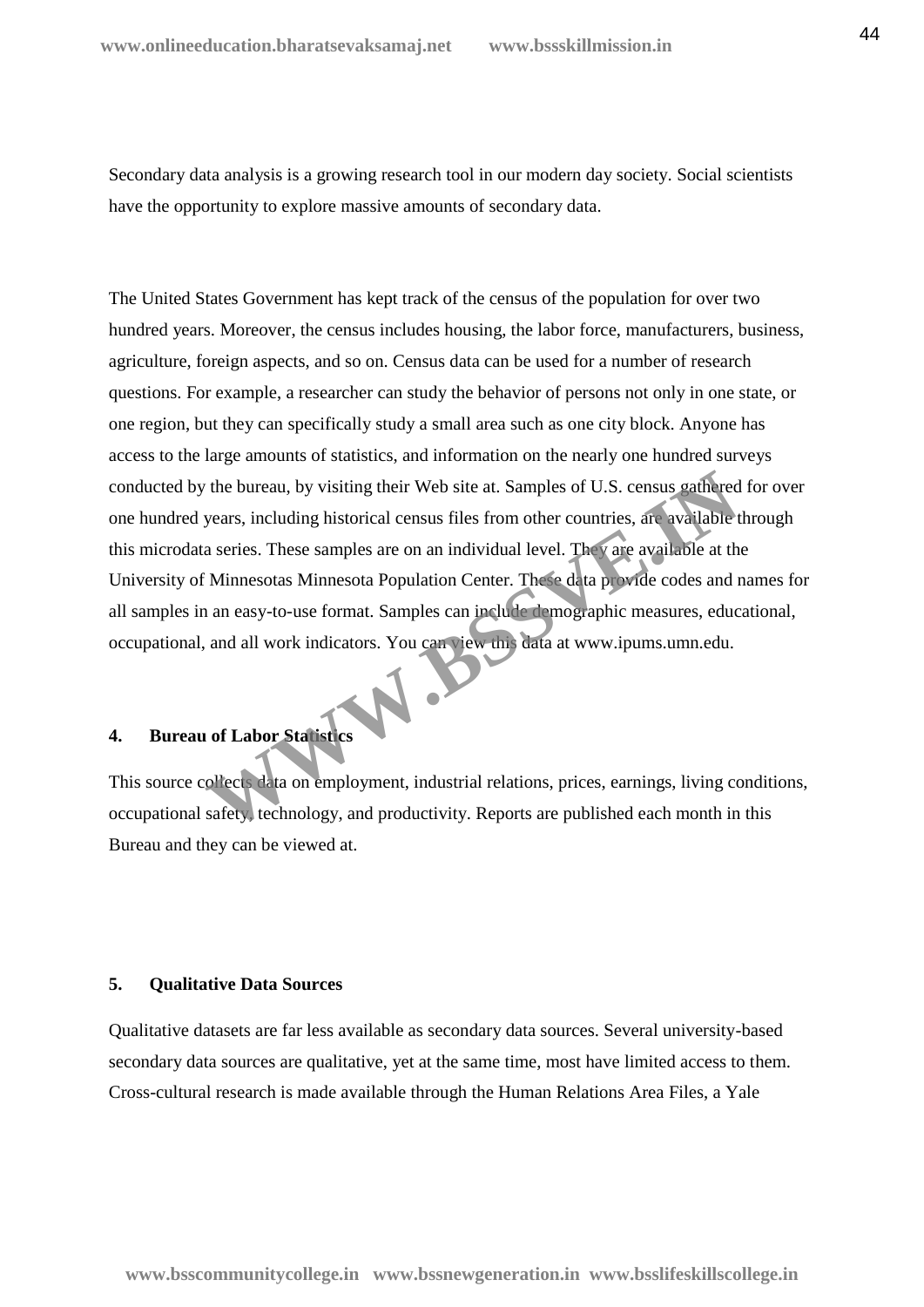Secondary data analysis is a growing research tool in our modern day society. Social scientists have the opportunity to explore massive amounts of secondary data.

The United States Government has kept track of the census of the population for over two hundred years. Moreover, the census includes housing, the labor force, manufacturers, business, agriculture, foreign aspects, and so on. Census data can be used for a number of research questions. For example, a researcher can study the behavior of persons not only in one state, or one region, but they can specifically study a small area such as one city block. Anyone has access to the large amounts of statistics, and information on the nearly one hundred surveys conducted by the bureau, by visiting their Web site at. Samples of U.S. census gathered for over one hundred years, including historical census files from other countries, are available through this microdata series. These samples are on an individual level. They are available at the University of Minnesotas Minnesota Population Center. These data provide codes and names for all samples in an easy-to-use format. Samples can include demographic measures, educational, occupational, and all work indicators. You can view this data at www.ipums.umn.edu.

#### 4. Bureau of Labor Statistics

This source collects data on employment, industrial relations, prices, earnings, living conditions, occupational safety, technology, and productivity. Reports are published each month in this Bureau and they can be viewed at.

#### 5. Qualitative Data Sources

Qualitative datasets are far less available as secondary data sources. Several university-based secondary data sources are qualitative, yet at the same time, most have limited access to them. Cross-cultural research is made available through the Human Relations Area Files, a Yale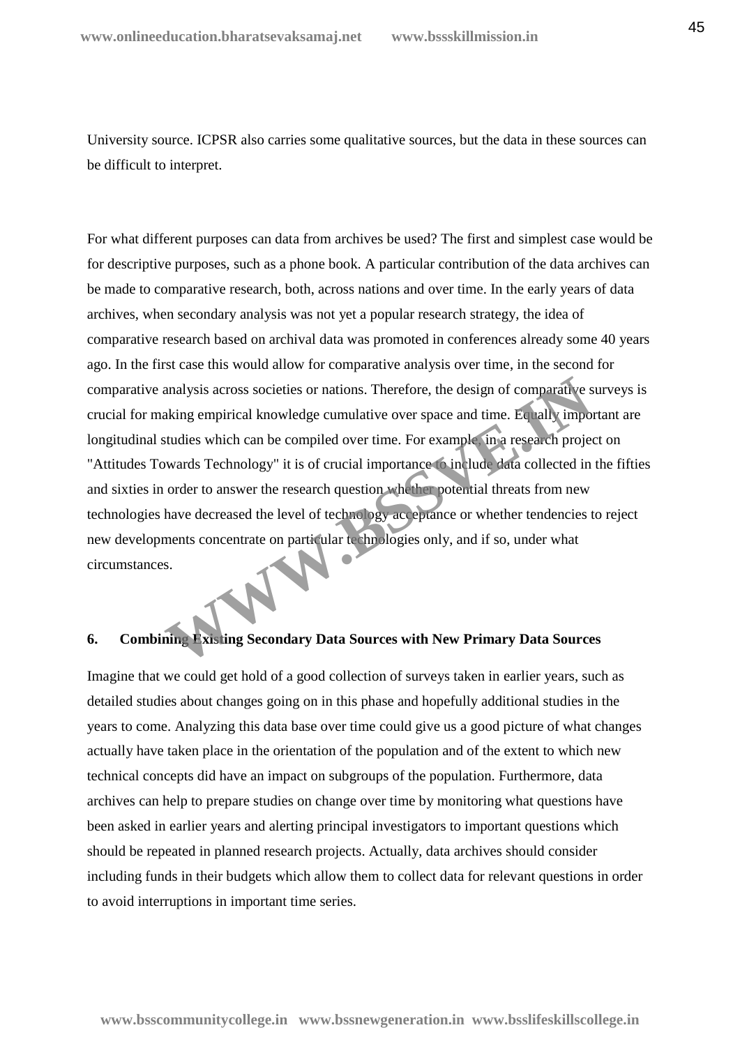University source. ICPSR also carries some qualitative sources, but the data in these sources can be difficult to interpret.

For what different purposes can data from archives be used? The first and simplest case would be for descriptive purposes, such as a phone book. A particular contribution of the data archives can be made to comparative research, both, across nations and over time. In the early years of data archives, when secondary analysis was not yet a popular research strategy, the idea of comparative research based on archival data was promoted in conferences already some 40 years ago. In the first case this would allow for comparative analysis over time, in the second for comparative analysis across societies or nations. Therefore, the design of comparative surveys is crucial for making empirical knowledge cumulative over space and time. Equally important are longitudinal studies which can be compiled over time. For example, in a research project on "Attitudes Towards Technology" it is of crucial importance to include data collected in the fifties and sixties in order to answer the research question whether potential threats from new technologies have decreased the level of technology acceptance or whether tendencies to reject new developments concentrate on particular technologies only, and if so, under what circumstances.

## 6. Combining Existing Secondary Data Sources with New Primary Data Sources

Imagine that we could get hold of a good collection of surveys taken in earlier years, such as detailed studies about changes going on in this phase and hopefully additional studies in the years to come. Analyzing this data base over time could give us a good picture of what changes actually have taken place in the orientation of the population and of the extent to which new technical concepts did have an impact on subgroups of the population. Furthermore, data archives can help to prepare studies on change over time by monitoring what questions have been asked in earlier years and alerting principal investigators to important questions which should be repeated in planned research projects. Actually, data archives should consider including funds in their budgets which allow them to collect data for relevant questions in order to avoid interruptions in important time series.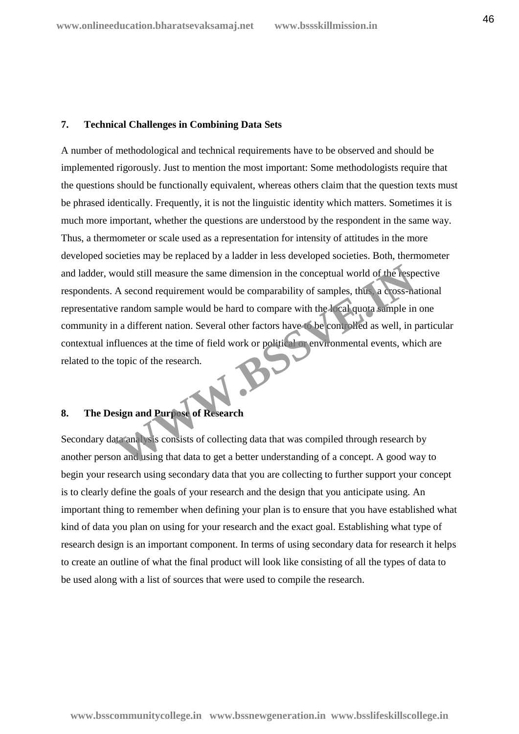## 7. Technical Challenges in Combining Data Sets

A number of methodological and technical requirements have to be observed and should be implemented rigorously. Just to mention the most important: Some methodologists require that the questions should be functionally equivalent, whereas others claim that the question texts must be phrased identically. Frequently, it is not the linguistic identity which matters. Sometimes it is much more important, whether the questions are understood by the respondent in the same way. Thus, a thermometer or scale used as a representation for intensity of attitudes in the more developed societies may be replaced by a ladder in less developed societies. Both, thermometer and ladder, would still measure the same dimension in the conceptual world of the respective respondents. A second requirement would be comparability of samples, thus, a cross-national representative random sample would be hard to compare with the local quota sample in one community in a different nation. Several other factors have to be controlled as well, in particular contextual influences at the time of field work or political or environmental events, which are related to the topic of the research.

## 8. The Design and Purpose of Research

Secondary data analysis consists of collecting data that was compiled through research by another person and using that data to get a better understanding of a concept. A good way to begin your research using secondary data that you are collecting to further support your concept is to clearly define the goals of your research and the design that you anticipate using. An important thing to remember when defining your plan is to ensure that you have established what kind of data you plan on using for your research and the exact goal. Establishing what type of research design is an important component. In terms of using secondary data for research it helps to create an outline of what the final product will look like consisting of all the types of data to be used along with a list of sources that were used to compile the research.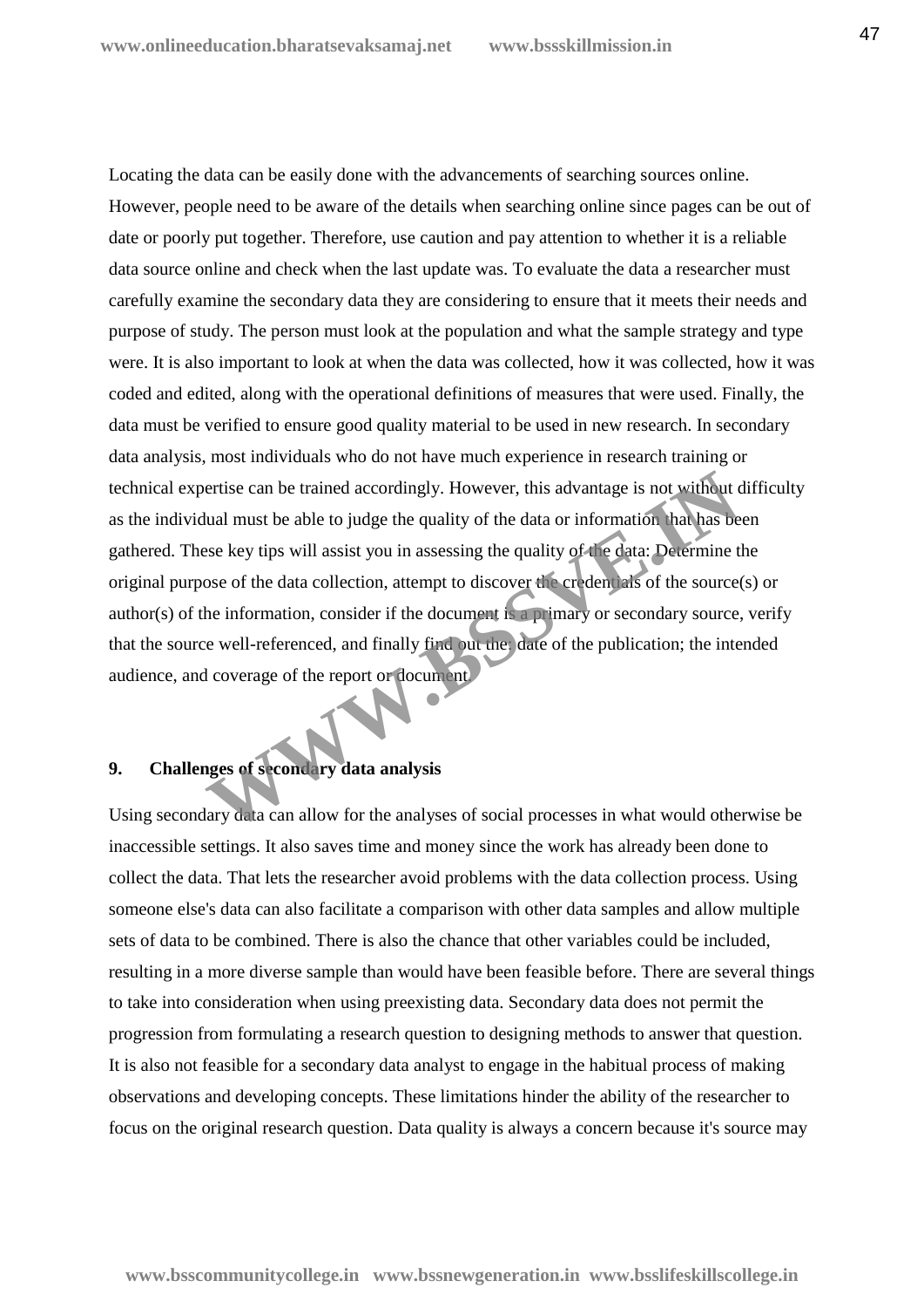Locating the data can be easily done with the advancements of searching sources online. However, people need to be aware of the details when searching online since pages can be out of date or poorly put together. Therefore, use caution and pay attention to whether it is a reliable data source online and check when the last update was. To evaluate the data a researcher must carefully examine the secondary data they are considering to ensure that it meets their needs and purpose of study. The person must look at the population and what the sample strategy and type were. It is also important to look at when the data was collected, how it was collected, how it was coded and edited, along with the operational definitions of measures that were used. Finally, the data must be verified to ensure good quality material to be used in new research. In secondary data analysis, most individuals who do not have much experience in research training or technical expertise can be trained accordingly. However, this advantage is not without difficulty as the individual must be able to judge the quality of the data or information that has been gathered. These key tips will assist you in assessing the quality of the data: Determine the original purpose of the data collection, attempt to discover the credentials of the source(s) or author(s) of the information, consider if the document is a primary or secondary source, verify that the source well-referenced, and finally find out the date of the publication; the intended audience, and coverage of the report or document.

## 9. Challenges of secondary data analysis

Using secondary data can allow for the analyses of social processes in what would otherwise be inaccessible settings. It also saves time and money since the work has already been done to collect the data. That lets the researcher avoid problems with the data collection process. Using someone else's data can also facilitate a comparison with other data samples and allow multiple sets of data to be combined. There is also the chance that other variables could be included, resulting in a more diverse sample than would have been feasible before. There are several things to take into consideration when using preexisting data. Secondary data does not permit the progression from formulating a research question to designing methods to answer that question. It is also not feasible for a secondary data analyst to engage in the habitual process of making observations and developing concepts. These limitations hinder the ability of the researcher to focus on the original research question. Data quality is always a concern because it's source may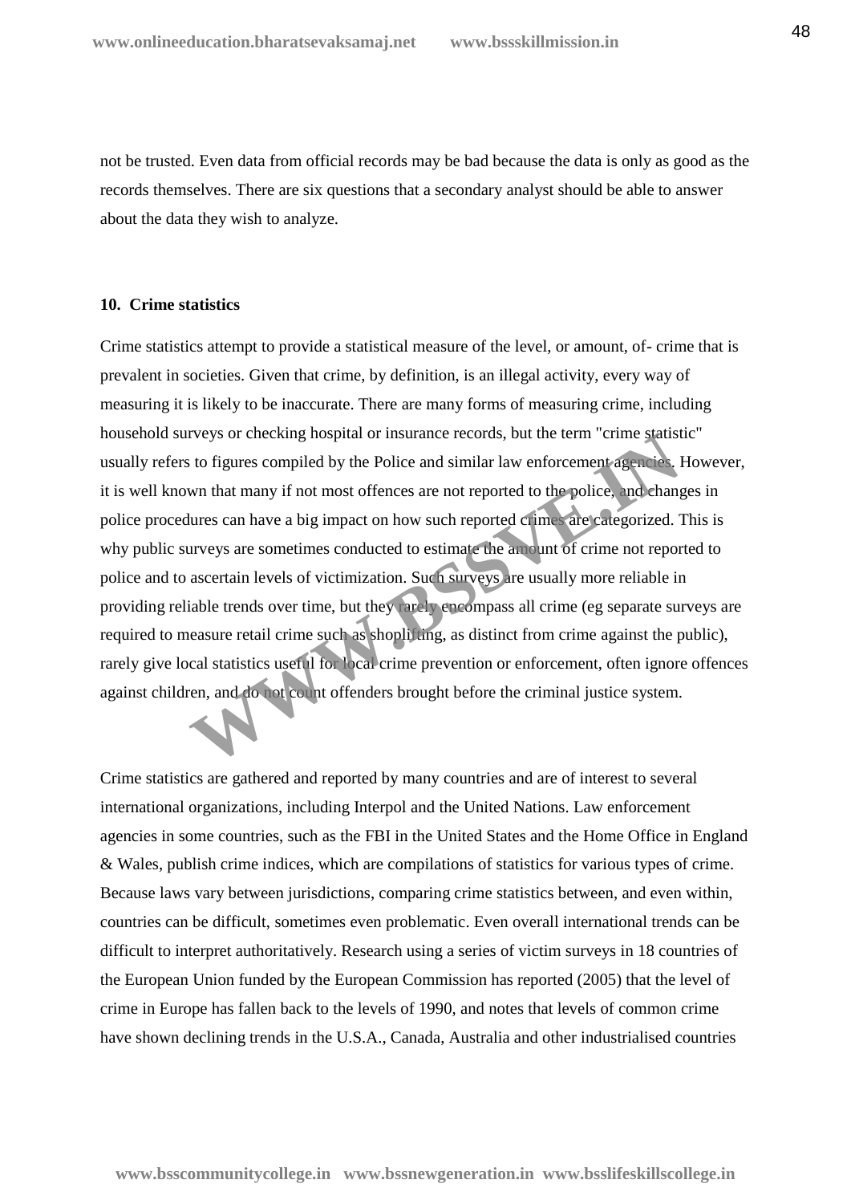not be trusted. Even data from official records may be bad because the data is only as good as the records themselves. There are six questions that a secondary analyst should be able to answer about the data they wish to analyze.

### 10. Crime statistics

Crime statistics attempt to provide a statistical measure of the level, or amount, of- crime that is prevalent in societies. Given that crime, by definition, is an illegal activity, every way of measuring it is likely to be inaccurate. There are many forms of measuring crime, including household surveys or checking hospital or insurance records, but the term "crime statistic" usually refers to figures compiled by the Police and similar law enforcement agencies. However, it is well known that many if not most offences are not reported to the police, and changes in police procedures can have a big impact on how such reported crimes are categorized. This is why public surveys are sometimes conducted to estimate the amount of crime not reported to police and to ascertain levels of victimization. Such surveys are usually more reliable in providing reliable trends over time, but they rarely encompass all crime (eg separate surveys are required to measure retail crime such as shoplifting, as distinct from crime against the public), rarely give local statistics useful for local crime prevention or enforcement, often ignore offences against children, and do not count offenders brought before the criminal justice system.

Crime statistics are gathered and reported by many countries and are of interest to several international organizations, including Interpol and the United Nations. Law enforcement agencies in some countries, such as the FBI in the United States and the Home Office in England & Wales, publish crime indices, which are compilations of statistics for various types of crime. Because laws vary between jurisdictions, comparing crime statistics between, and even within, countries can be difficult, sometimes even problematic. Even overall international trends can be difficult to interpret authoritatively. Research using a series of victim surveys in 18 countries of the European Union funded by the European Commission has reported (2005) that the level of crime in Europe has fallen back to the levels of 1990, and notes that levels of common crime have shown declining trends in the U.S.A., Canada, Australia and other industrialised countries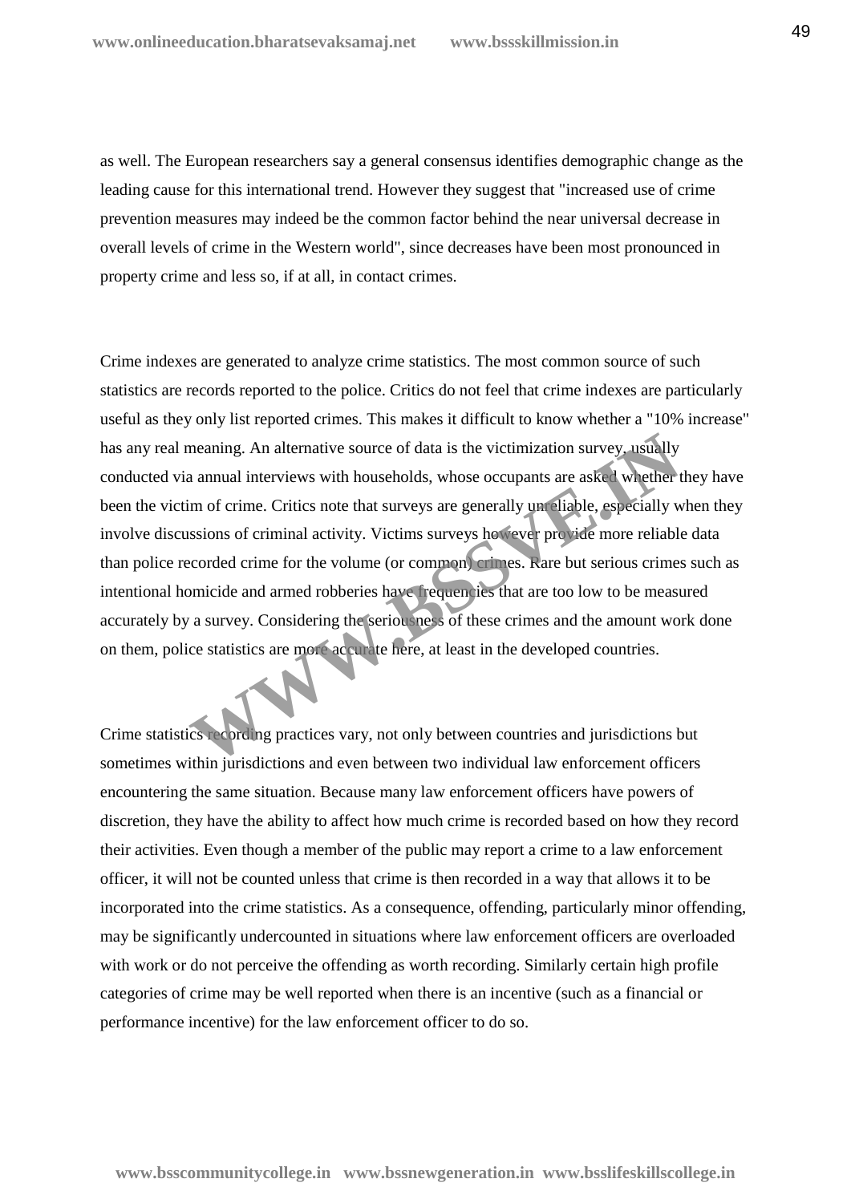as well. The European researchers say a general consensus identifies demographic change as the leading cause for this international trend. However they suggest that "increased use of crime prevention measures may indeed be the common factor behind the near universal decrease in overall levels of crime in the Western world", since decreases have been most pronounced in property crime and less so, if at all, in contact crimes.

Crime indexes are generated to analyze crime statistics. The most common source of such statistics are records reported to the police. Critics do not feel that crime indexes are particularly useful as they only list reported crimes. This makes it difficult to know whether a "10% increase" has any real meaning. An alternative source of data is the victimization survey, usually conducted via annual interviews with households, whose occupants are asked whether they have been the victim of crime. Critics note that surveys are generally unreliable, especially when they involve discussions of criminal activity. Victims surveys however provide more reliable data than police recorded crime for the volume (or common) crimes. Rare but serious crimes such as intentional homicide and armed robberies have frequencies that are too low to be measured accurately by a survey. Considering the seriousness of these crimes and the amount work done on them, police statistics are more accurate here, at least in the developed countries.

Crime statistics recording practices vary, not only between countries and jurisdictions but sometimes within jurisdictions and even between two individual law enforcement officers encountering the same situation. Because many law enforcement officers have powers of discretion, they have the ability to affect how much crime is recorded based on how they record their activities. Even though a member of the public may report a crime to a law enforcement officer, it will not be counted unless that crime is then recorded in a way that allows it to be incorporated into the crime statistics. As a consequence, offending, particularly minor offending, may be significantly undercounted in situations where law enforcement officers are overloaded with work or do not perceive the offending as worth recording. Similarly certain high profile categories of crime may be well reported when there is an incentive (such as a financial or performance incentive) for the law enforcement officer to do so.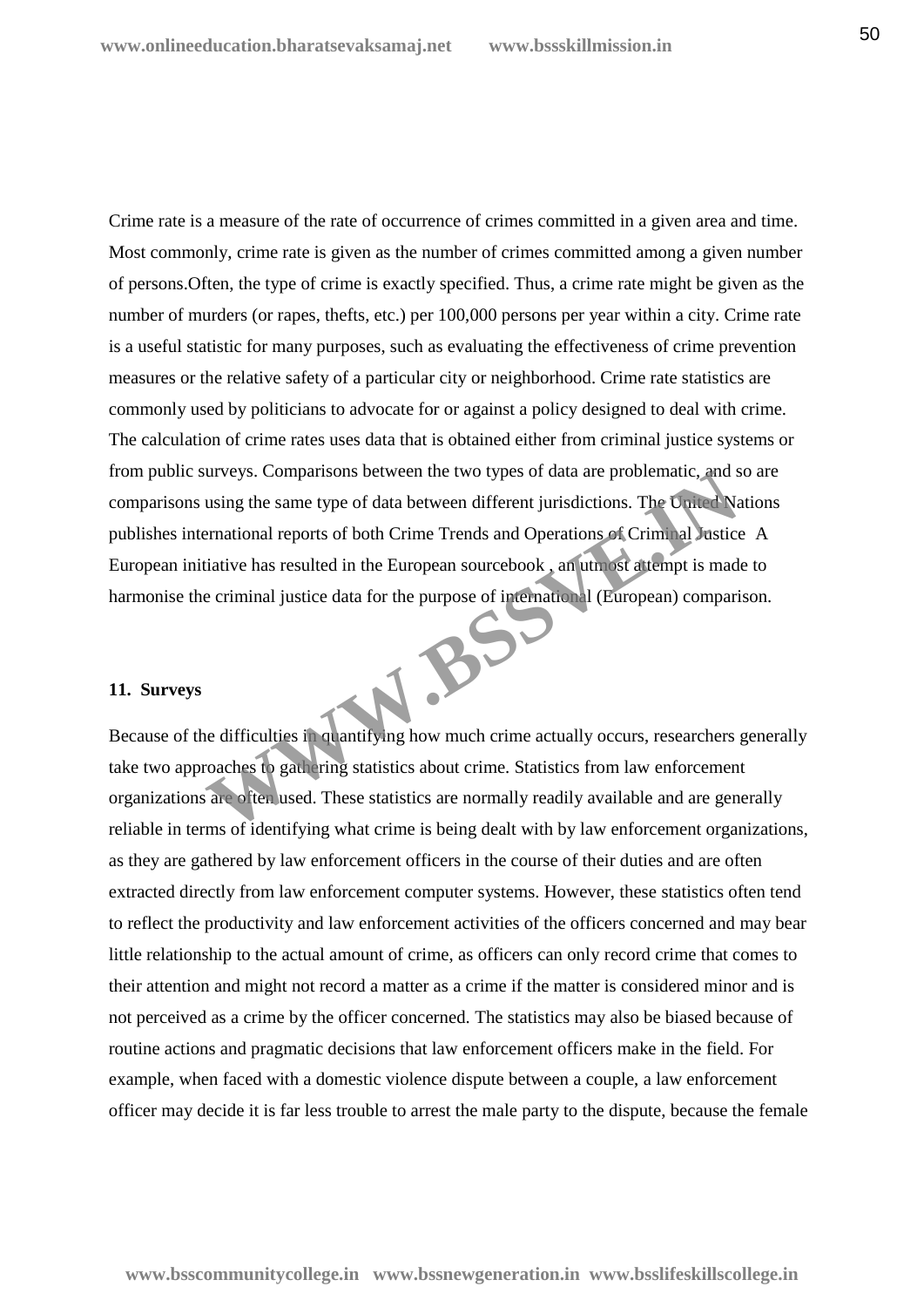Crime rate is a measure of the rate of occurrence of crimes committed in a given area and time. Most commonly, crime rate is given as the number of crimes committed among a given number of persons.Often, the type of crime is exactly specified. Thus, a crime rate might be given as the number of murders (or rapes, thefts, etc.) per 100,000 persons per year within a city. Crime rate is a useful statistic for many purposes, such as evaluating the effectiveness of crime prevention measures or the relative safety of a particular city or neighborhood. Crime rate statistics are commonly used by politicians to advocate for or against a policy designed to deal with crime. The calculation of crime rates uses data that is obtained either from criminal justice systems or from public surveys. Comparisons between the two types of data are problematic, and so are comparisons using the same type of data between different jurisdictions. The United Nations publishes international reports of both Crime Trends and Operations of Criminal Justice A European initiative has resulted in the European sourcebook , an utmost attempt is made to harmonise the criminal justice data for the purpose of international (European) comparison.

**11. Surveys**

Because of the difficulties in quantifying how much crime actually occurs, researchers generally take two approaches to gathering statistics about crime. Statistics from law enforcement organizations are often used. These statistics are normally readily available and are generally reliable in terms of identifying what crime is being dealt with by law enforcement organizations, as they are gathered by law enforcement officers in the course of their duties and are often extracted directly from law enforcement computer systems. However, these statistics often tend to reflect the productivity and law enforcement activities of the officers concerned and may bear little relationship to the actual amount of crime, as officers can only record crime that comes to their attention and might not record a matter as a crime if the matter is considered minor and is not perceived as a crime by the officer concerned. The statistics may also be biased because of routine actions and pragmatic decisions that law enforcement officers make in the field. For example, when faced with a domestic violence dispute between a couple, a law enforcement officer may decide it is far less trouble to arrest the male party to the dispute, because the female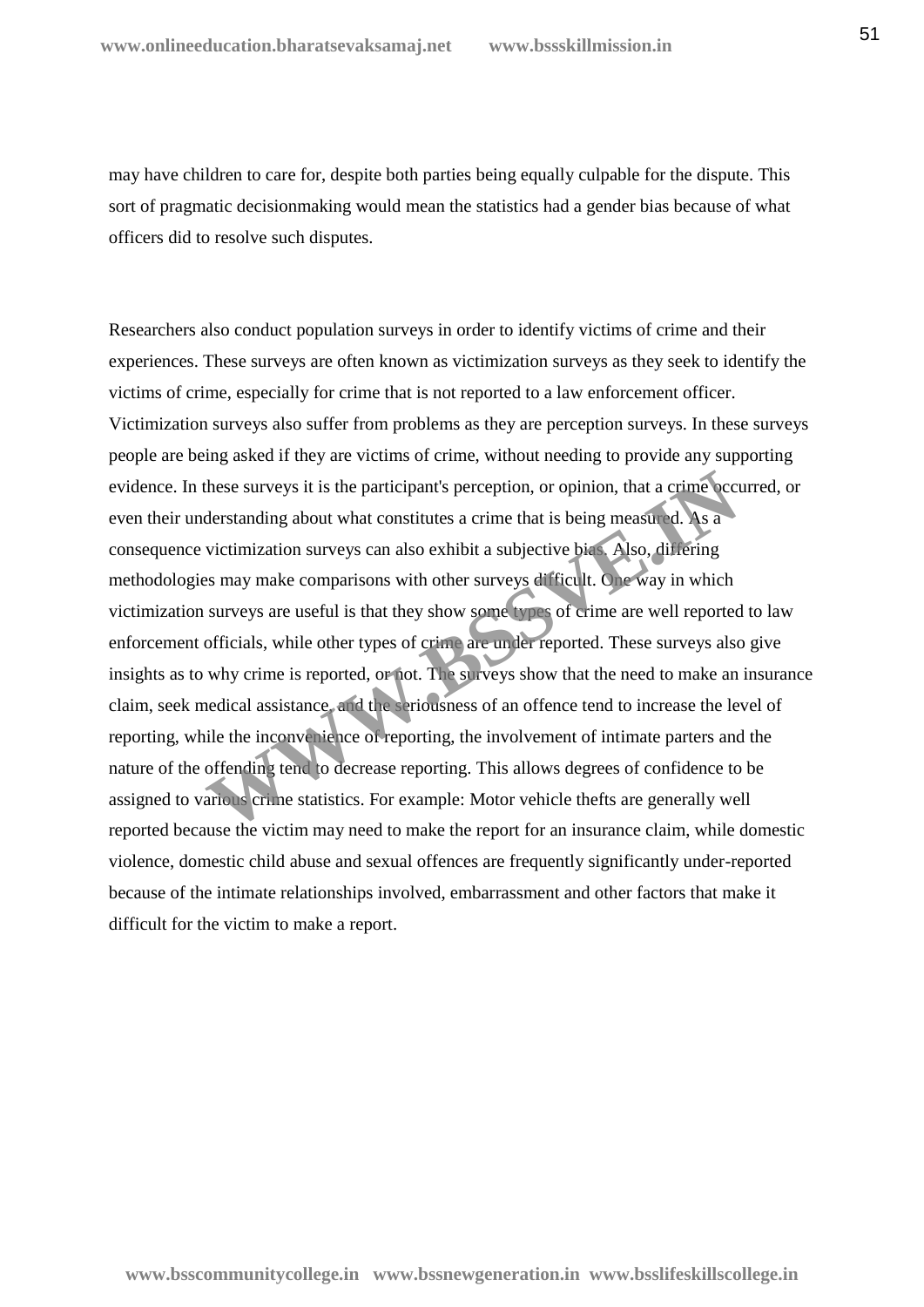may have children to care for, despite both parties being equally culpable for the dispute. This sort of pragmatic decisionmaking would mean the statistics had a gender bias because of what officers did to resolve such disputes.

Researchers also conduct population surveys in order to identify victims of crime and their experiences. These surveys are often known as victimization surveys as they seek to identify the victims of crime, especially for crime that is not reported to a law enforcement officer. Victimization surveys also suffer from problems as they are perception surveys. In these surveys people are being asked if they are victims of crime, without needing to provide any supporting evidence. In these surveys it is the participant's perception, or opinion, that a crime occurred, or even their understanding about what constitutes a crime that is being measured. As a consequence victimization surveys can also exhibit a subjective bias. Also, differing methodologies may make comparisons with other surveys difficult. One way in which victimization surveys are useful is that they show some types of crime are well reported to law enforcement officials, while other types of crime are under reported. These surveys also give insights as to why crime is reported, or not. The surveys show that the need to make an insurance claim, seek medical assistance, and the seriousness of an offence tend to increase the level of reporting, while the inconvenience of reporting, the involvement of intimate parters and the nature of the offending tend to decrease reporting. This allows degrees of confidence to be assigned to various crime statistics. For example: Motor vehicle thefts are generally well reported because the victim may need to make the report for an insurance claim, while domestic violence, domestic child abuse and sexual offences are frequently significantly under-reported because of the intimate relationships involved, embarrassment and other factors that make it difficult for the victim to make a report.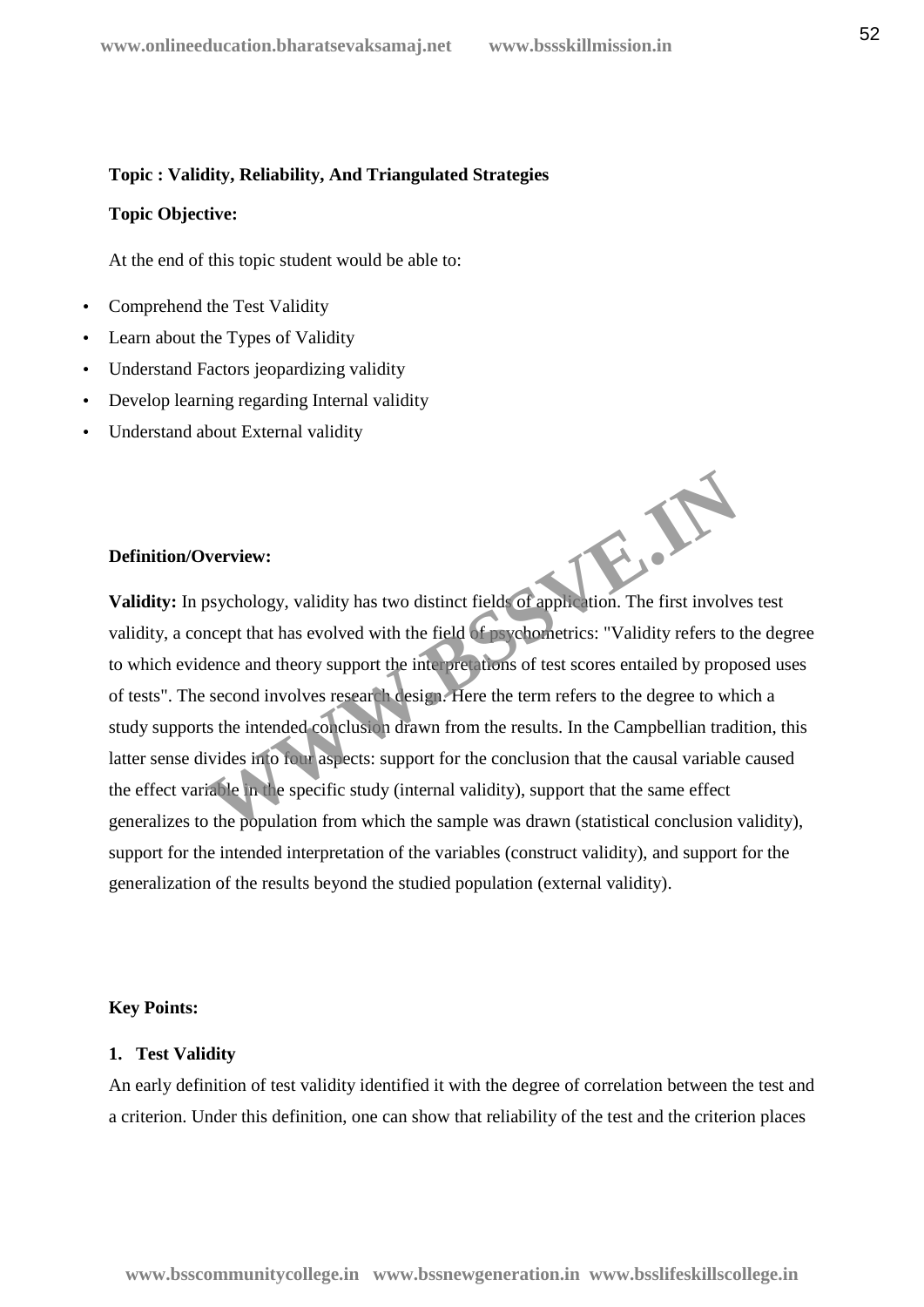**Topic : Validity, Reliability, And Triangulated Strategies**

**Topic Objective:**

At the end of this topic student would be able to:

- Comprehend the Test Validity
- Learn about the Types of Validity
- Understand Factors jeopardizing validity
- Develop learning regarding Internal validity
- Understand about External validity

**Definition/Overview:**

**Validity:** In psychology, validity has two distinct fields of application. The first involves test validity, a concept that has evolved with the field of psychometrics: "Validity refers to the degree to which evidence and theory support the interpretations of test scores entailed by proposed uses of tests". The second involves research design. Here the term refers to the degree to which a study supports the intended conclusion drawn from the results. In the Campbellian tradition, this latter sense divides into four aspects: support for the conclusion that the causal variable caused the effect variable in the specific study (internal validity), support that the same effect generalizes to the population from which the sample was drawn (statistical conclusion validity), support for the intended interpretation of the variables (construct validity), and support for the generalization of the results beyond the studied population (external validity).

**Key Points:**

**1. Test Validity**

An early definition of test validity identified it with the degree of correlation between the test and a criterion. Under this definition, one can show that reliability of the test and the criterion places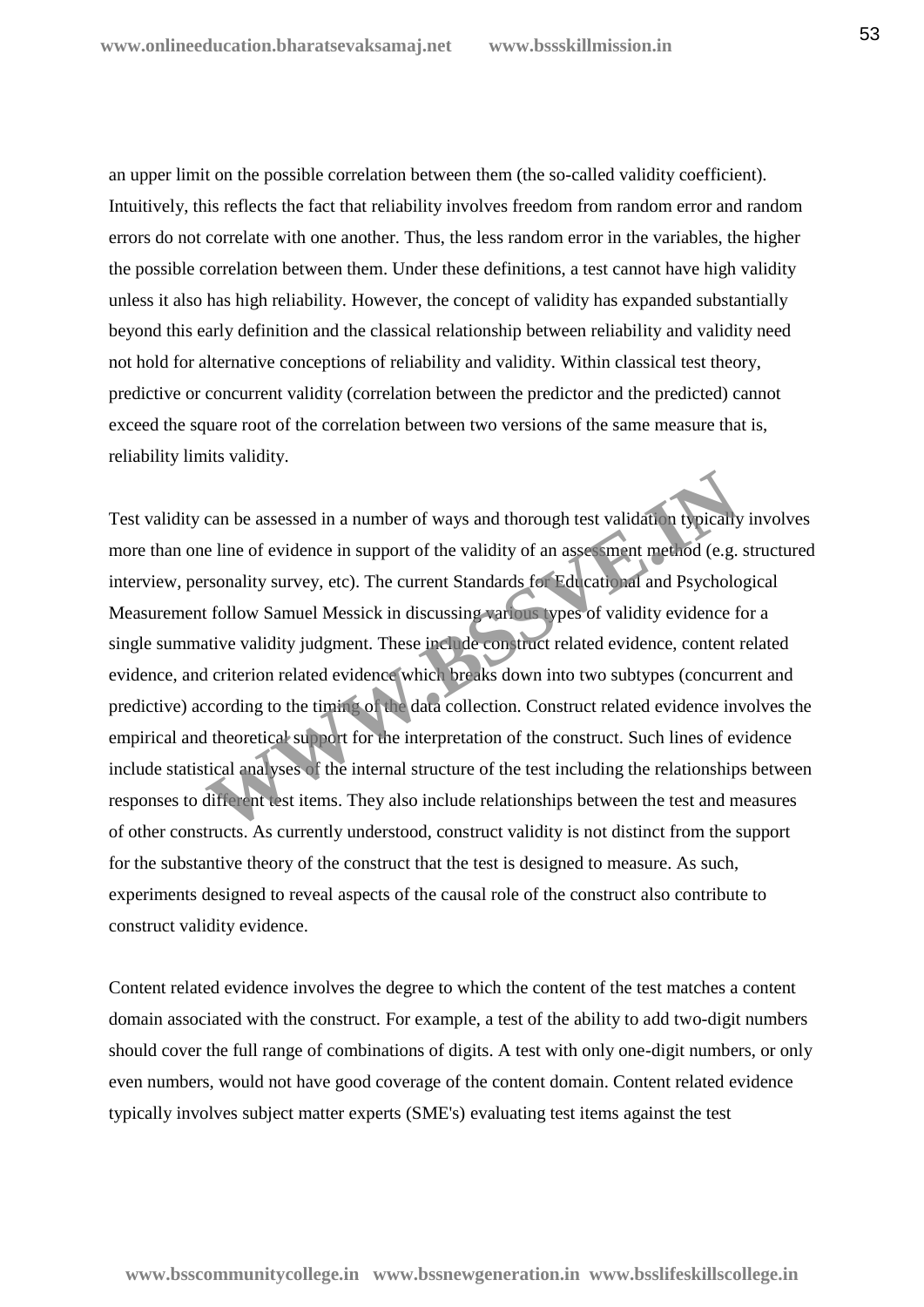an upper limit on the possible correlation between them (the so-called validity coefficient). Intuitively, this reflects the fact that reliability involves freedom from random error and random errors do not correlate with one another. Thus, the less random error in the variables, the higher the possible correlation between them. Under these definitions, a test cannot have high validity unless it also has high reliability. However, the concept of validity has expanded substantially beyond this early definition and the classical relationship between reliability and validity need not hold for alternative conceptions of reliability and validity. Within classical test theory, predictive or concurrent validity (correlation between the predictor and the predicted) cannot exceed the square root of the correlation between two versions of the same measure that is, reliability limits validity.

Test validity can be assessed in a number of ways and thorough test validation typically involves more than one line of evidence in support of the validity of an assessment method (e.g. structured interview, personality survey, etc). The current Standards for Educational and Psychological Measurement follow Samuel Messick in discussing various types of validity evidence for a single summative validity judgment. These include construct related evidence, content related evidence, and criterion related evidence which breaks down into two subtypes (concurrent and predictive) according to the timing of the data collection. Construct related evidence involves the empirical and theoretical support for the interpretation of the construct. Such lines of evidence include statistical analyses of the internal structure of the test including the relationships between responses to different test items. They also include relationships between the test and measures of other constructs. As currently understood, construct validity is not distinct from the support for the substantive theory of the construct that the test is designed to measure. As such, experiments designed to reveal aspects of the causal role of the construct also contribute to construct validity evidence.

Content related evidence involves the degree to which the content of the test matches a content domain associated with the construct. For example, a test of the ability to add two-digit numbers should cover the full range of combinations of digits. A test with only one-digit numbers, or only even numbers, would not have good coverage of the content domain. Content related evidence typically involves subject matter experts (SME's) evaluating test items against the test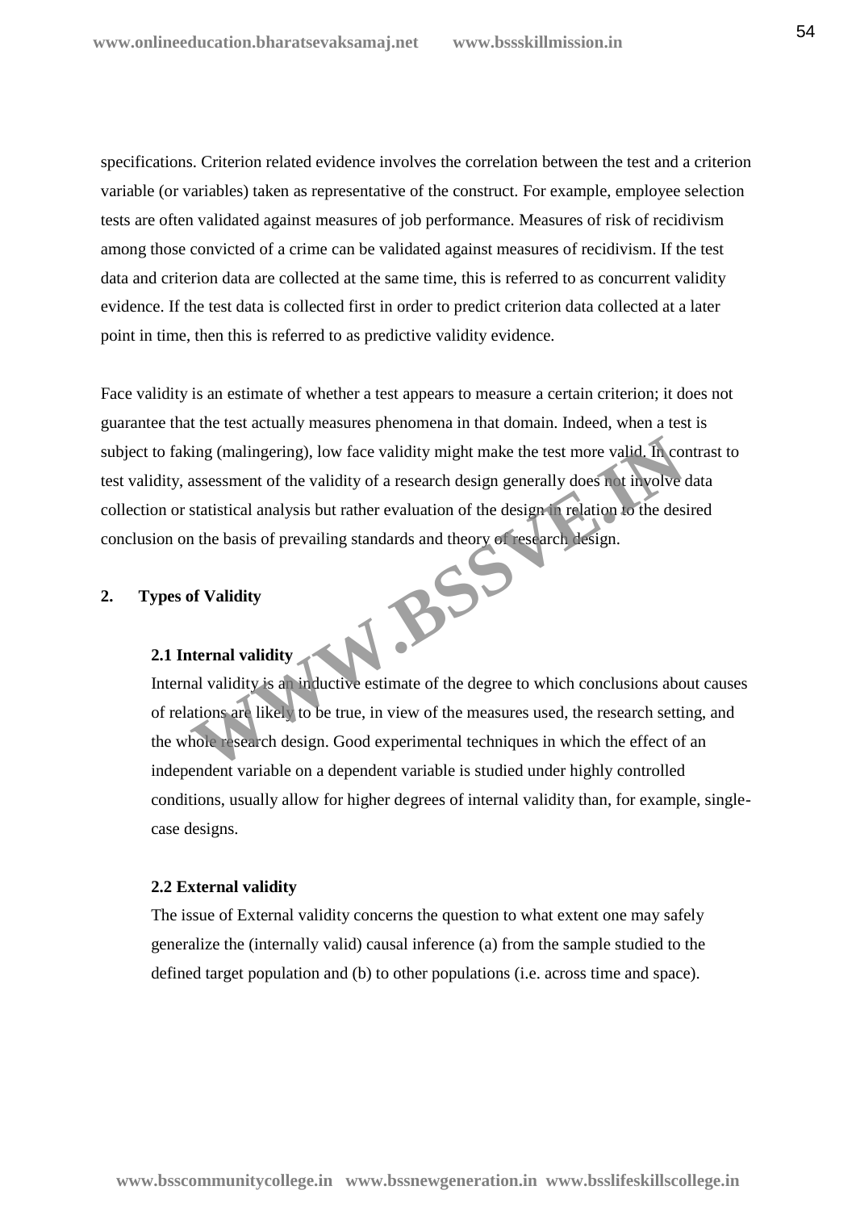specifications. Criterion related evidence involves the correlation between the test and a criterion variable (or variables) taken as representative of the construct. For example, employee selection tests are often validated against measures of job performance. Measures of risk of recidivism among those convicted of a crime can be validated against measures of recidivism. If the test data and criterion data are collected at the same time, this is referred to as concurrent validity evidence. If the test data is collected first in order to predict criterion data collected at a later point in time, then this is referred to as predictive validity evidence.

Face validity is an estimate of whether a test appears to measure a certain criterion; it does not guarantee that the test actually measures phenomena in that domain. Indeed, when a test is subject to faking (malingering), low face validity might make the test more valid. In contrast to test validity, assessment of the validity of a research design generally does not involve data collection or statistical analysis but rather evaluation of the design in relation to the desired conclusion on the basis of prevailing standards and theory of research design.

## 2. Types of Validity

### 2.1 Internal validity

Internal validity is an inductive estimate of the degree to which conclusions about causes of relations are likely to be true, in view of the measures used, the research setting, and the whole research design. Good experimental techniques in which the effect of an independent variable on a dependent variable is studied under highly controlled conditions, usually allow for higher degrees of internal validity than, for example, single-case designs.

### 2.2 External validity

The issue of External validity concerns the question to what extent one may safely generalize the (internally valid) causal inference (a) from the sample studied to the defined target population and (b) to other populations (i.e. across time and space).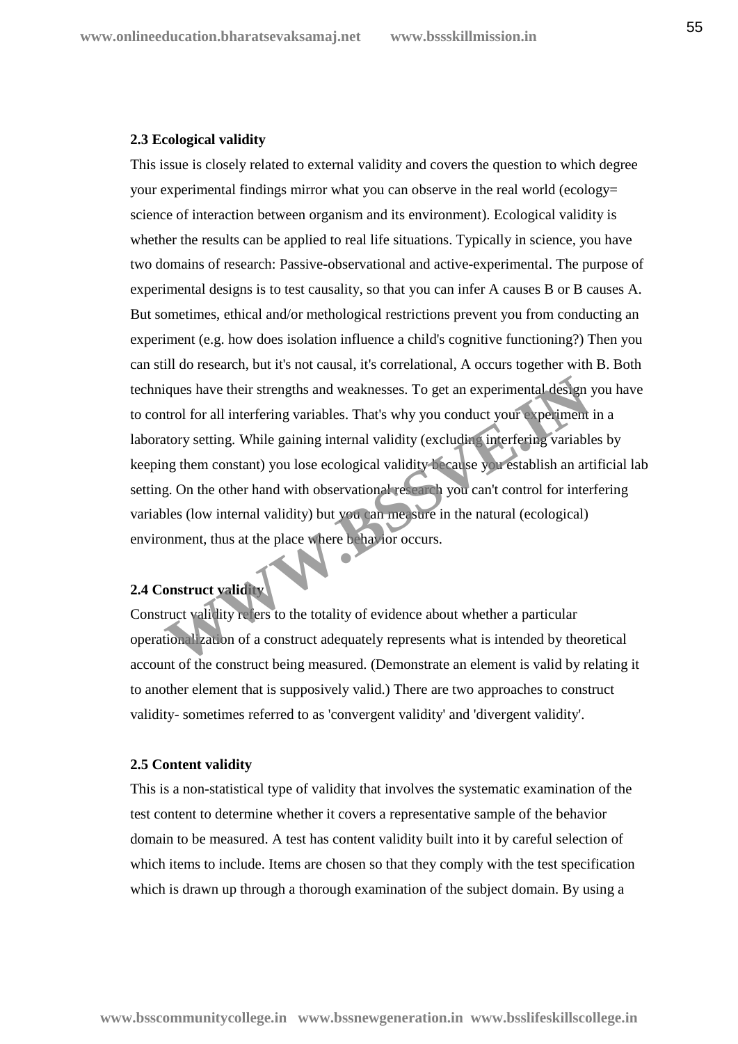### 2.3 Ecological validity

This issue is closely related to external validity and covers the question to which degree your experimental findings mirror what you can observe in the real world (ecology= science of interaction between organism and its environment). Ecological validity is whether the results can be applied to real life situations. Typically in science, you have two domains of research: Passive-observational and active-experimental. The purpose of experimental designs is to test causality, so that you can infer A causes B or B causes A. But sometimes, ethical and/or methological restrictions prevent you from conducting an experiment (e.g. how does isolation influence a child's cognitive functioning?) Then you can still do research, but it's not causal, it's correlational, A occurs together with B. Both techniques have their strengths and weaknesses. To get an experimental design you have to control for all interfering variables. That's why you conduct your experiment in a laboratory setting. While gaining internal validity (excluding interfering variables by keeping them constant) you lose ecological validity because you establish an artificial lab setting. On the other hand with observational research you can't control for interfering variables (low internal validity) but you can measure in the natural (ecological) environment, thus at the place where behavior occurs.

### 2.4 Construct validity

Construct validity refers to the totality of evidence about whether a particular operationalization of a construct adequately represents what is intended by theoretical account of the construct being measured. (Demonstrate an element is valid by relating it to another element that is supposively valid.) There are two approaches to construct validity- sometimes referred to as 'convergent validity' and 'divergent validity'.

### 2.5 Content validity

This is a non-statistical type of validity that involves the systematic examination of the test content to determine whether it covers a representative sample of the behavior domain to be measured. A test has content validity built into it by careful selection of which items to include. Items are chosen so that they comply with the test specification which is drawn up through a thorough examination of the subject domain. By using a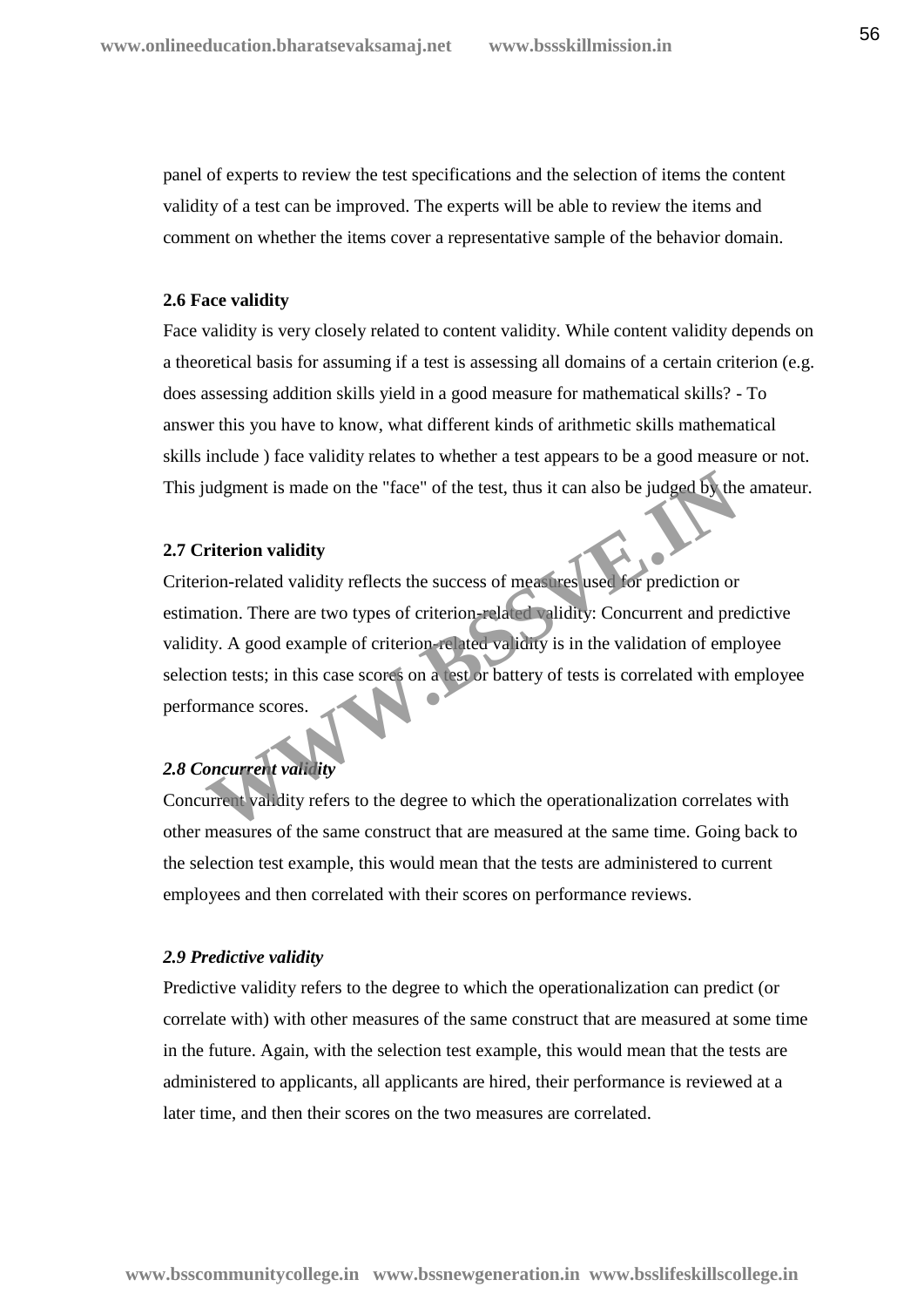panel of experts to review the test specifications and the selection of items the content validity of a test can be improved. The experts will be able to review the items and comment on whether the items cover a representative sample of the behavior domain.

### 2.6 Face validity

Face validity is very closely related to content validity. While content validity depends on a theoretical basis for assuming if a test is assessing all domains of a certain criterion (e.g. does assessing addition skills yield in a good measure for mathematical skills? - To answer this you have to know, what different kinds of arithmetic skills mathematical skills include ) face validity relates to whether a test appears to be a good measure or not. This judgment is made on the "face" of the test, thus it can also be judged by the amateur.

### 2.7 Criterion validity

Criterion-related validity reflects the success of measures used for prediction or estimation. There are two types of criterion-related validity: Concurrent and predictive validity. A good example of criterion-related validity is in the validation of employee selection tests; in this case scores on a test or battery of tests is correlated with employee performance scores.

### *2.8 Concurrent validity*

Concurrent validity refers to the degree to which the operationalization correlates with other measures of the same construct that are measured at the same time. Going back to the selection test example, this would mean that the tests are administered to current employees and then correlated with their scores on performance reviews.

### *2.9 Predictive validity*

Predictive validity refers to the degree to which the operationalization can predict (or correlate with) with other measures of the same construct that are measured at some time in the future. Again, with the selection test example, this would mean that the tests are administered to applicants, all applicants are hired, their performance is reviewed at a later time, and then their scores on the two measures are correlated.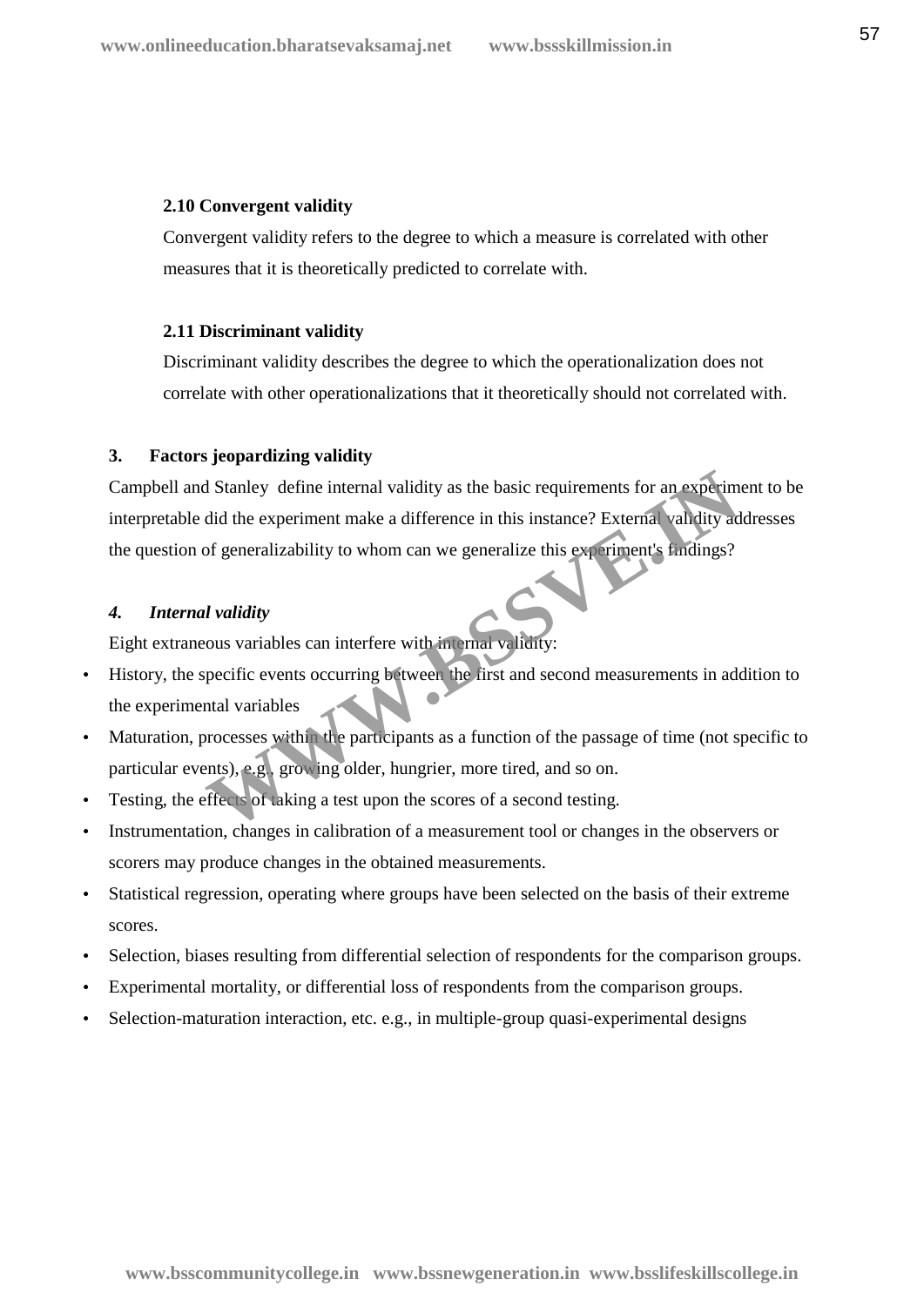### 2.10 Convergent validity

Convergent validity refers to the degree to which a measure is correlated with other measures that it is theoretically predicted to correlate with.

### 2.11 Discriminant validity

Discriminant validity describes the degree to which the operationalization does not correlate with other operationalizations that it theoretically should not correlated with.

## 3. Factors jeopardizing validity

Campbell and Stanley define internal validity as the basic requirements for an experiment to be interpretable did the experiment make a difference in this instance? External validity addresses the question of generalizability to whom can we generalize this experiment's findings?

## *4. Internal validity*

Eight extraneous variables can interfere with internal validity:

- History, the specific events occurring between the first and second measurements in addition to the experimental variables
- Maturation, processes within the participants as a function of the passage of time (not specific to particular events), e.g., growing older, hungrier, more tired, and so on.
- Testing, the effects of taking a test upon the scores of a second testing.
- Instrumentation, changes in calibration of a measurement tool or changes in the observers or scorers may produce changes in the obtained measurements.
- Statistical regression, operating where groups have been selected on the basis of their extreme scores.
- Selection, biases resulting from differential selection of respondents for the comparison groups.
- Experimental mortality, or differential loss of respondents from the comparison groups.
- Selection-maturation interaction, etc. e.g., in multiple-group quasi-experimental designs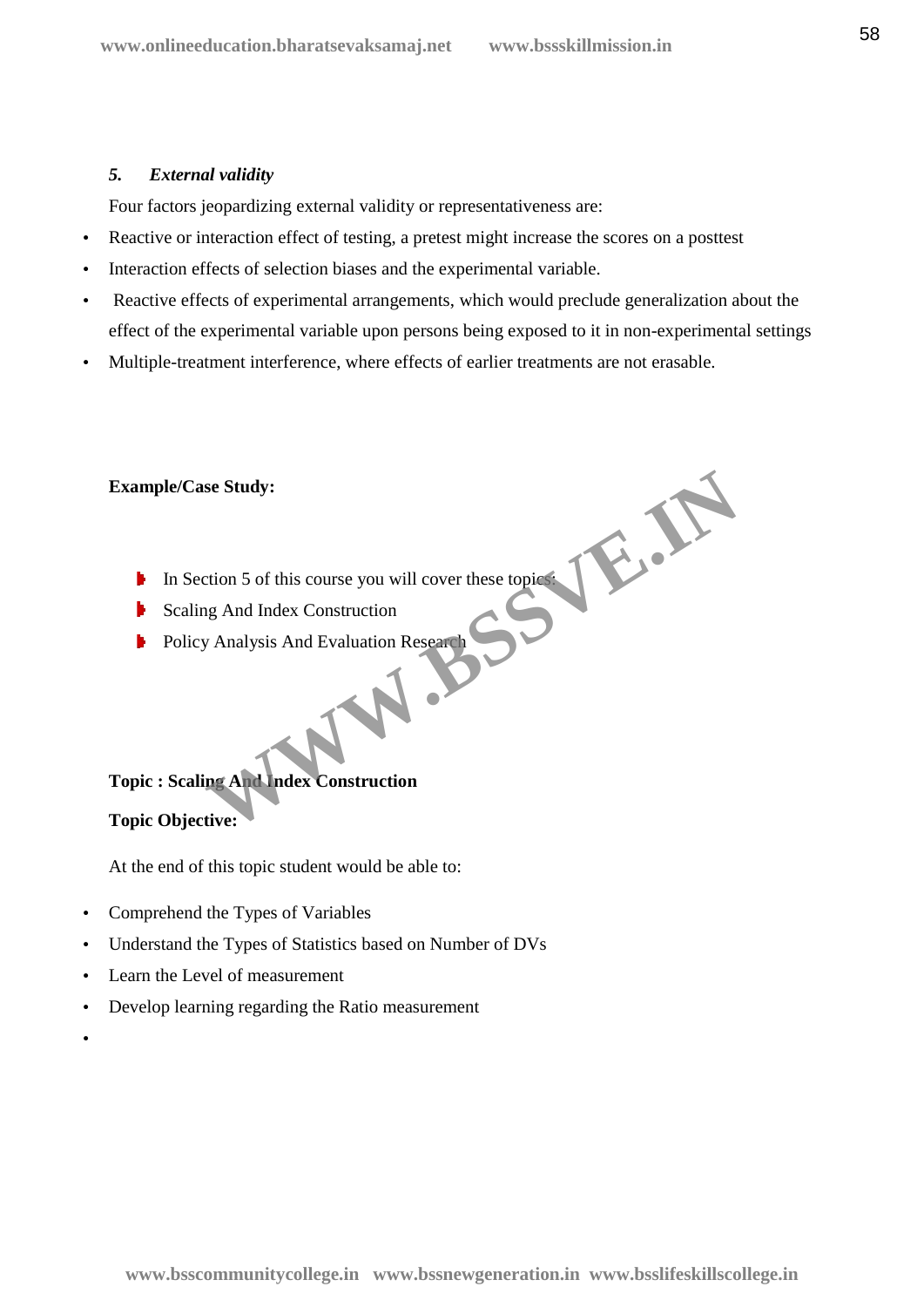***5. External validity***

Four factors jeopardizing external validity or representativeness are:

- Reactive or interaction effect of testing, a pretest might increase the scores on a posttest
- Interaction effects of selection biases and the experimental variable.
- Reactive effects of experimental arrangements, which would preclude generalization about the effect of the experimental variable upon persons being exposed to it in non-experimental settings
- Multiple-treatment interference, where effects of earlier treatments are not erasable.

**Example/Case Study:**

- In Section 5 of this course you will cover these topics:
- Scaling And Index Construction
- Policy Analysis And Evaluation Research

**Topic : Scaling And Index Construction**

**Topic Objective:**

At the end of this topic student would be able to:

- Comprehend the Types of Variables
- Understand the Types of Statistics based on Number of DVs
- Learn the Level of measurement
- Develop learning regarding the Ratio measurement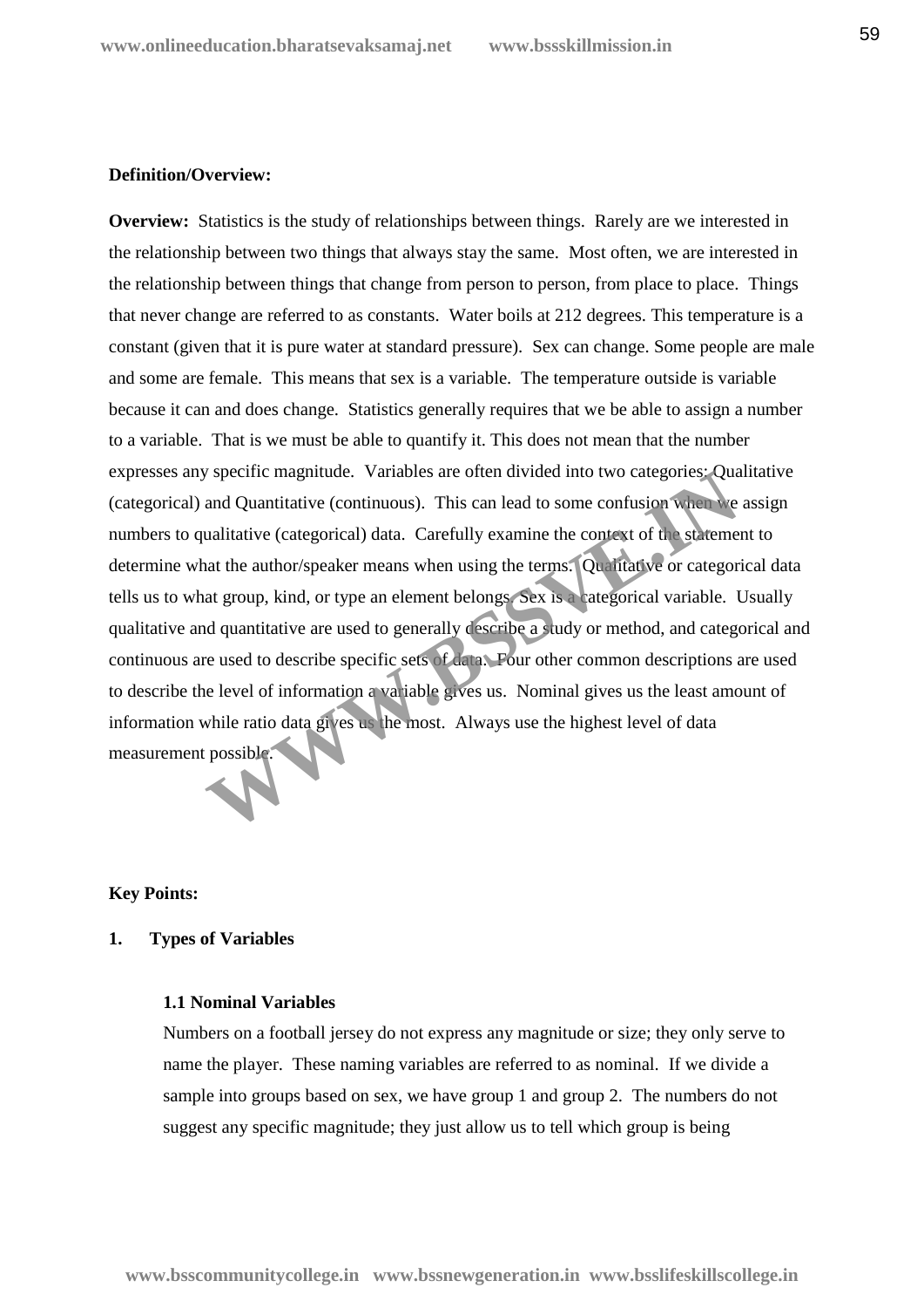**Definition/Overview:**

**Overview:** Statistics is the study of relationships between things. Rarely are we interested in the relationship between two things that always stay the same. Most often, we are interested in the relationship between things that change from person to person, from place to place. Things that never change are referred to as constants. Water boils at 212 degrees. This temperature is a constant (given that it is pure water at standard pressure). Sex can change. Some people are male and some are female. This means that sex is a variable. The temperature outside is variable because it can and does change. Statistics generally requires that we be able to assign a number to a variable. That is we must be able to quantify it. This does not mean that the number expresses any specific magnitude. Variables are often divided into two categories: Qualitative (categorical) and Quantitative (continuous). This can lead to some confusion when we assign numbers to qualitative (categorical) data. Carefully examine the context of the statement to determine what the author/speaker means when using the terms. Qualitative or categorical data tells us to what group, kind, or type an element belongs. Sex is a categorical variable. Usually qualitative and quantitative are used to generally describe a study or method, and categorical and continuous are used to describe specific sets of data. Four other common descriptions are used to describe the level of information a variable gives us. Nominal gives us the least amount of information while ratio data gives us the most. Always use the highest level of data measurement possible.

**Key Points:**

**1. Types of Variables**

**1.1 Nominal Variables**

Numbers on a football jersey do not express any magnitude or size; they only serve to name the player. These naming variables are referred to as nominal. If we divide a sample into groups based on sex, we have group 1 and group 2. The numbers do not suggest any specific magnitude; they just allow us to tell which group is being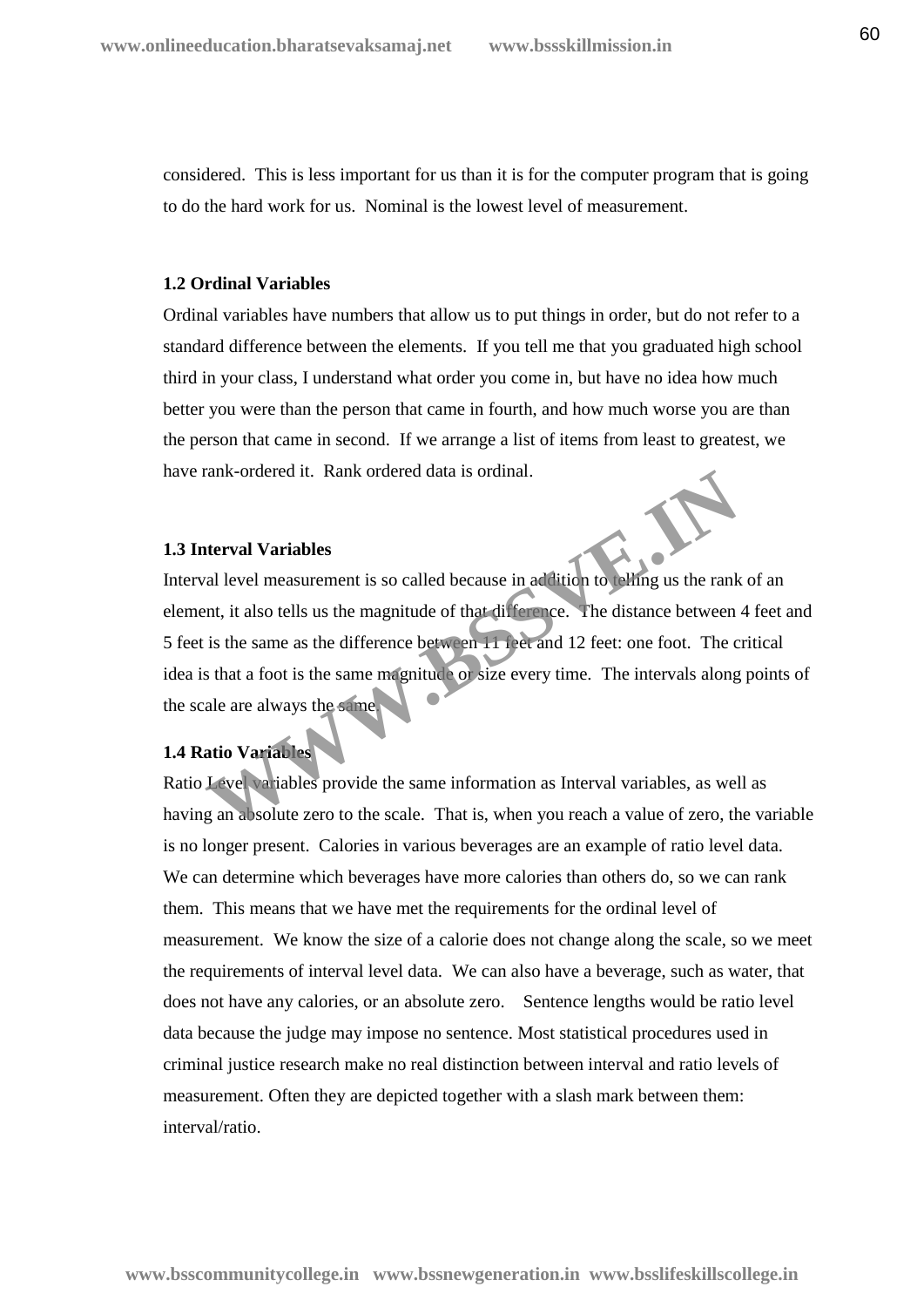considered. This is less important for us than it is for the computer program that is going to do the hard work for us. Nominal is the lowest level of measurement.

### 1.2 Ordinal Variables

Ordinal variables have numbers that allow us to put things in order, but do not refer to a standard difference between the elements. If you tell me that you graduated high school third in your class, I understand what order you come in, but have no idea how much better you were than the person that came in fourth, and how much worse you are than the person that came in second. If we arrange a list of items from least to greatest, we have rank-ordered it. Rank ordered data is ordinal.

### 1.3 Interval Variables

Interval level measurement is so called because in addition to telling us the rank of an element, it also tells us the magnitude of that difference. The distance between 4 feet and 5 feet is the same as the difference between 11 feet and 12 feet: one foot. The critical idea is that a foot is the same magnitude or size every time. The intervals along points of the scale are always the same.

### 1.4 Ratio Variables

Ratio Level variables provide the same information as Interval variables, as well as having an absolute zero to the scale. That is, when you reach a value of zero, the variable is no longer present. Calories in various beverages are an example of ratio level data. We can determine which beverages have more calories than others do, so we can rank them. This means that we have met the requirements for the ordinal level of measurement. We know the size of a calorie does not change along the scale, so we meet the requirements of interval level data. We can also have a beverage, such as water, that does not have any calories, or an absolute zero. Sentence lengths would be ratio level data because the judge may impose no sentence. Most statistical procedures used in criminal justice research make no real distinction between interval and ratio levels of measurement. Often they are depicted together with a slash mark between them: interval/ratio.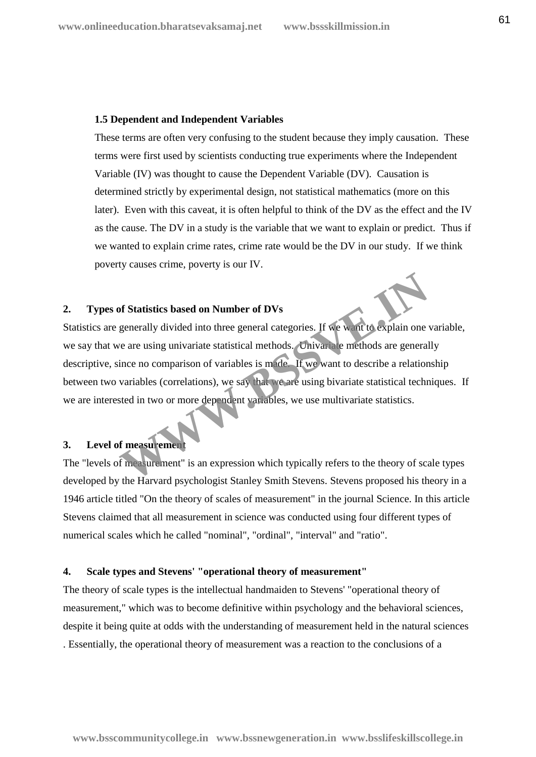### 1.5 Dependent and Independent Variables

These terms are often very confusing to the student because they imply causation. These terms were first used by scientists conducting true experiments where the Independent Variable (IV) was thought to cause the Dependent Variable (DV). Causation is determined strictly by experimental design, not statistical mathematics (more on this later). Even with this caveat, it is often helpful to think of the DV as the effect and the IV as the cause. The DV in a study is the variable that we want to explain or predict. Thus if we wanted to explain crime rates, crime rate would be the DV in our study. If we think poverty causes crime, poverty is our IV.

## 2. Types of Statistics based on Number of DVs

Statistics are generally divided into three general categories. If we want to explain one variable, we say that we are using univariate statistical methods. Univariate methods are generally descriptive, since no comparison of variables is made. If we want to describe a relationship between two variables (correlations), we say that we are using bivariate statistical techniques. If we are interested in two or more dependent variables, we use multivariate statistics.

## 3. Level of measurement

The "levels of measurement" is an expression which typically refers to the theory of scale types developed by the Harvard psychologist Stanley Smith Stevens. Stevens proposed his theory in a 1946 article titled "On the theory of scales of measurement" in the journal Science. In this article Stevens claimed that all measurement in science was conducted using four different types of numerical scales which he called "nominal", "ordinal", "interval" and "ratio".

## 4. Scale types and Stevens' "operational theory of measurement"

The theory of scale types is the intellectual handmaiden to Stevens' "operational theory of measurement," which was to become definitive within psychology and the behavioral sciences, despite it being quite at odds with the understanding of measurement held in the natural sciences . Essentially, the operational theory of measurement was a reaction to the conclusions of a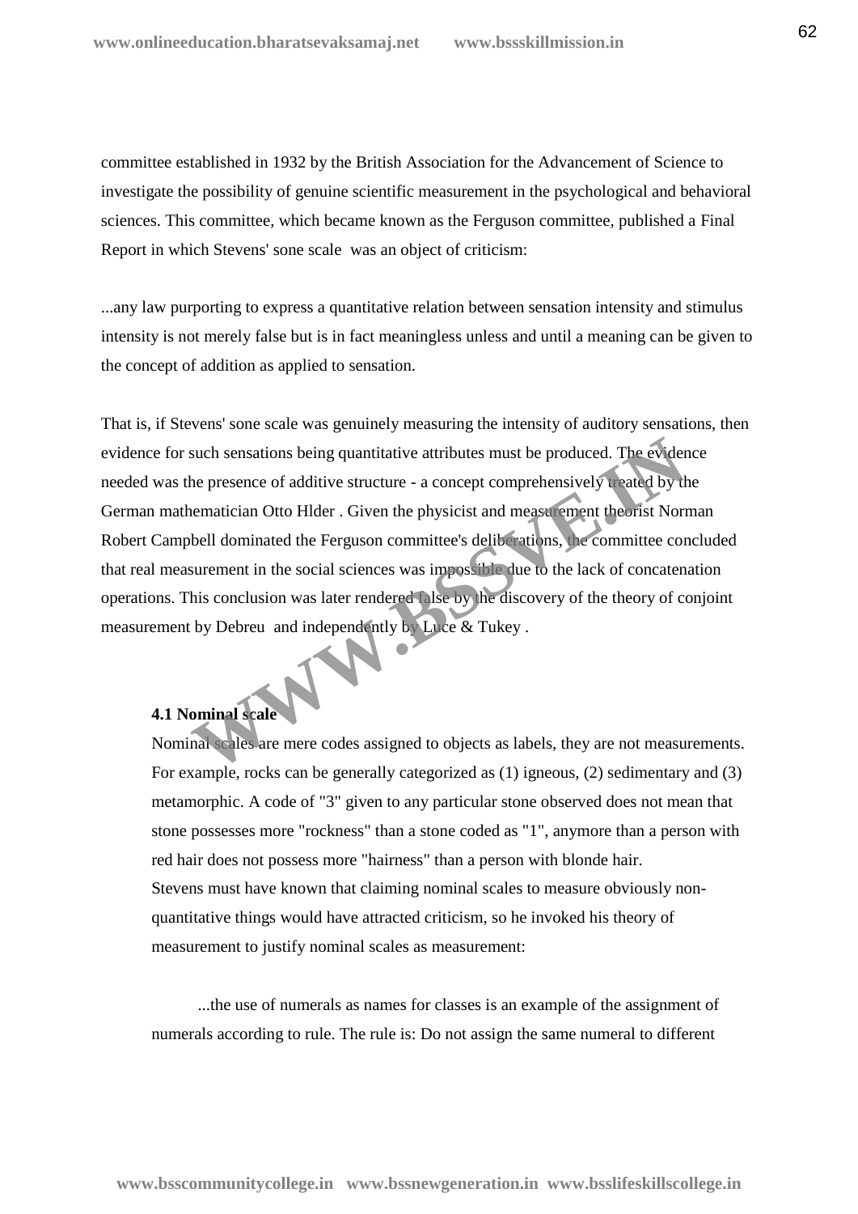committee established in 1932 by the British Association for the Advancement of Science to investigate the possibility of genuine scientific measurement in the psychological and behavioral sciences. This committee, which became known as the Ferguson committee, published a Final Report in which Stevens' sone scale was an object of criticism:

...any law purporting to express a quantitative relation between sensation intensity and stimulus intensity is not merely false but is in fact meaningless unless and until a meaning can be given to the concept of addition as applied to sensation.

That is, if Stevens' sone scale was genuinely measuring the intensity of auditory sensations, then evidence for such sensations being quantitative attributes must be produced. The evidence needed was the presence of additive structure - a concept comprehensively treated by the German mathematician Otto Hlder . Given the physicist and measurement theorist Norman Robert Campbell dominated the Ferguson committee's deliberations, the committee concluded that real measurement in the social sciences was impossible due to the lack of concatenation operations. This conclusion was later rendered false by the discovery of the theory of conjoint measurement by Debreu and independently by Luce & Tukey .

**4.1 Nominal scale**

Nominal scales are mere codes assigned to objects as labels, they are not measurements. For example, rocks can be generally categorized as (1) igneous, (2) sedimentary and (3) metamorphic. A code of "3" given to any particular stone observed does not mean that stone possesses more "rockness" than a stone coded as "1", anymore than a person with red hair does not possess more "hairness" than a person with blonde hair.
Stevens must have known that claiming nominal scales to measure obviously non-quantitative things would have attracted criticism, so he invoked his theory of measurement to justify nominal scales as measurement:

...the use of numerals as names for classes is an example of the assignment of numerals according to rule. The rule is: Do not assign the same numeral to different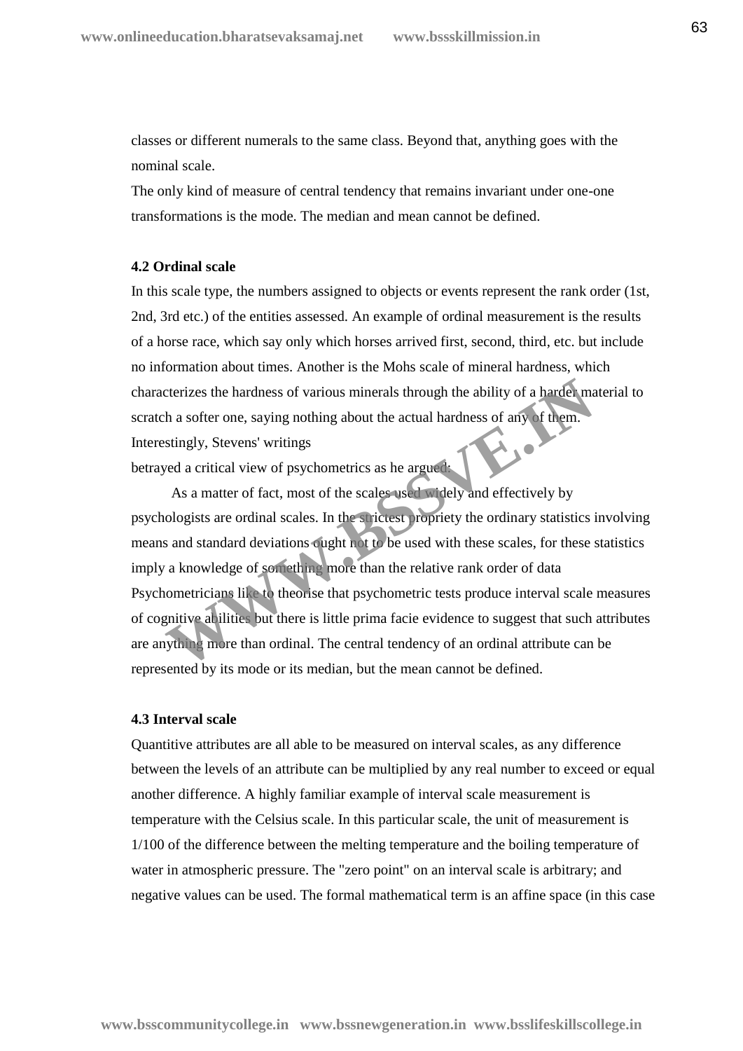classes or different numerals to the same class. Beyond that, anything goes with the nominal scale.

The only kind of measure of central tendency that remains invariant under one-one transformations is the mode. The median and mean cannot be defined.

#### 4.2 Ordinal scale

In this scale type, the numbers assigned to objects or events represent the rank order (1st, 2nd, 3rd etc.) of the entities assessed. An example of ordinal measurement is the results of a horse race, which say only which horses arrived first, second, third, etc. but include no information about times. Another is the Mohs scale of mineral hardness, which characterizes the hardness of various minerals through the ability of a harder material to scratch a softer one, saying nothing about the actual hardness of any of them. Interestingly, Stevens' writings betrayed a critical view of psychometrics as he argued:

As a matter of fact, most of the scales used widely and effectively by psychologists are ordinal scales. In the strictest propriety the ordinary statistics involving means and standard deviations ought not to be used with these scales, for these statistics imply a knowledge of something more than the relative rank order of data Psychometricians like to theorise that psychometric tests produce interval scale measures of cognitive abilities but there is little prima facie evidence to suggest that such attributes are anything more than ordinal. The central tendency of an ordinal attribute can be represented by its mode or its median, but the mean cannot be defined.

#### 4.3 Interval scale

Quantitive attributes are all able to be measured on interval scales, as any difference between the levels of an attribute can be multiplied by any real number to exceed or equal another difference. A highly familiar example of interval scale measurement is temperature with the Celsius scale. In this particular scale, the unit of measurement is 1/100 of the difference between the melting temperature and the boiling temperature of water in atmospheric pressure. The "zero point" on an interval scale is arbitrary; and negative values can be used. The formal mathematical term is an affine space (in this case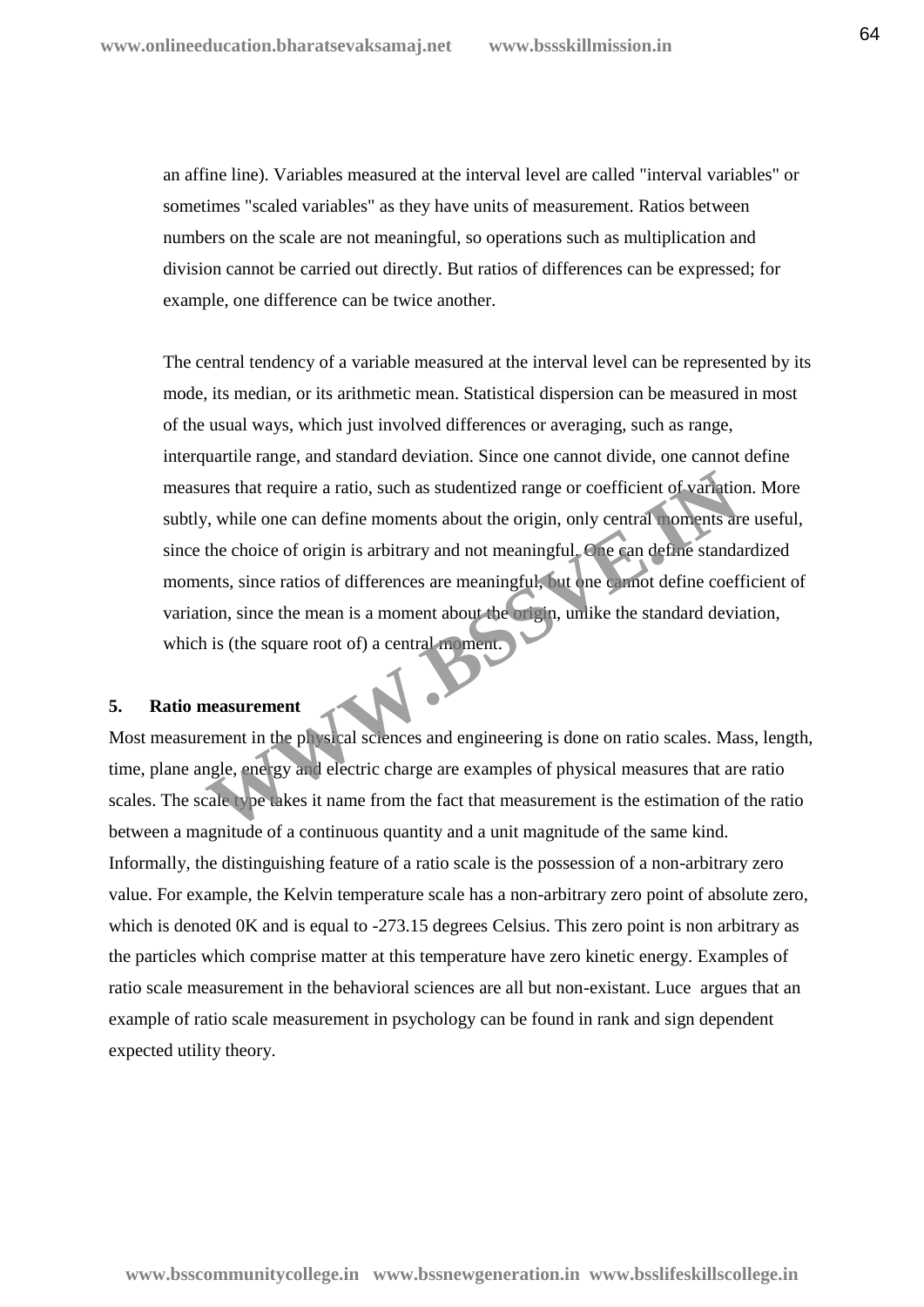an affine line). Variables measured at the interval level are called "interval variables" or sometimes "scaled variables" as they have units of measurement. Ratios between numbers on the scale are not meaningful, so operations such as multiplication and division cannot be carried out directly. But ratios of differences can be expressed; for example, one difference can be twice another.

The central tendency of a variable measured at the interval level can be represented by its mode, its median, or its arithmetic mean. Statistical dispersion can be measured in most of the usual ways, which just involved differences or averaging, such as range, interquartile range, and standard deviation. Since one cannot divide, one cannot define measures that require a ratio, such as studentized range or coefficient of variation. More subtly, while one can define moments about the origin, only central moments are useful, since the choice of origin is arbitrary and not meaningful. One can define standardized moments, since ratios of differences are meaningful, but one cannot define coefficient of variation, since the mean is a moment about the origin, unlike the standard deviation, which is (the square root of) a central moment.

**5. Ratio measurement**

Most measurement in the physical sciences and engineering is done on ratio scales. Mass, length, time, plane angle, energy and electric charge are examples of physical measures that are ratio scales. The scale type takes it name from the fact that measurement is the estimation of the ratio between a magnitude of a continuous quantity and a unit magnitude of the same kind. Informally, the distinguishing feature of a ratio scale is the possession of a non-arbitrary zero value. For example, the Kelvin temperature scale has a non-arbitrary zero point of absolute zero, which is denoted 0K and is equal to -273.15 degrees Celsius. This zero point is non arbitrary as the particles which comprise matter at this temperature have zero kinetic energy. Examples of ratio scale measurement in the behavioral sciences are all but non-existant. Luce argues that an example of ratio scale measurement in psychology can be found in rank and sign dependent expected utility theory.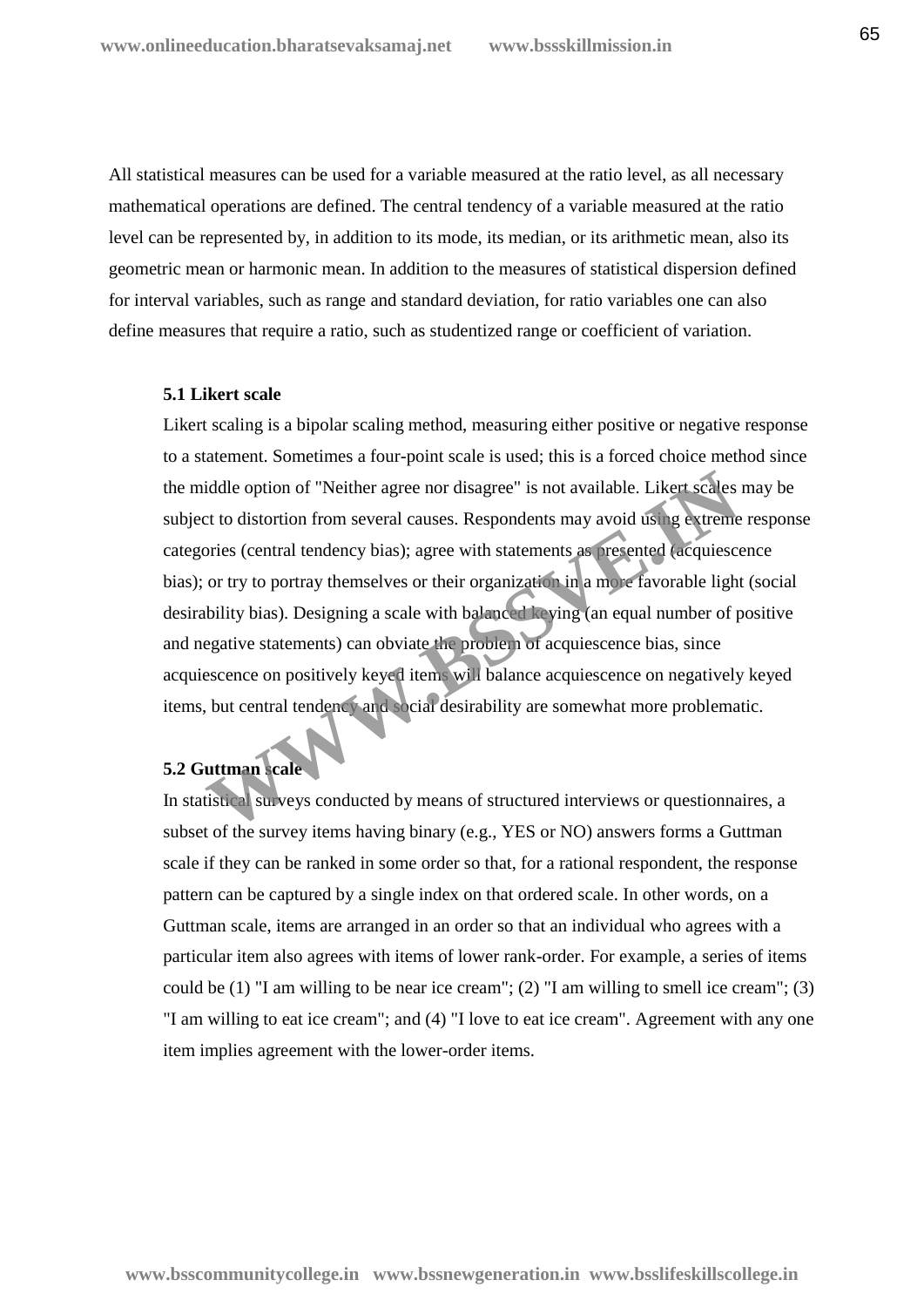All statistical measures can be used for a variable measured at the ratio level, as all necessary mathematical operations are defined. The central tendency of a variable measured at the ratio level can be represented by, in addition to its mode, its median, or its arithmetic mean, also its geometric mean or harmonic mean. In addition to the measures of statistical dispersion defined for interval variables, such as range and standard deviation, for ratio variables one can also define measures that require a ratio, such as studentized range or coefficient of variation.

### 5.1 Likert scale

Likert scaling is a bipolar scaling method, measuring either positive or negative response to a statement. Sometimes a four-point scale is used; this is a forced choice method since the middle option of "Neither agree nor disagree" is not available. Likert scales may be subject to distortion from several causes. Respondents may avoid using extreme response categories (central tendency bias); agree with statements as presented (acquiescence bias); or try to portray themselves or their organization in a more favorable light (social desirability bias). Designing a scale with balanced keying (an equal number of positive and negative statements) can obviate the problem of acquiescence bias, since acquiescence on positively keyed items will balance acquiescence on negatively keyed items, but central tendency and social desirability are somewhat more problematic.

### 5.2 Guttman scale

In statistical surveys conducted by means of structured interviews or questionnaires, a subset of the survey items having binary (e.g., YES or NO) answers forms a Guttman scale if they can be ranked in some order so that, for a rational respondent, the response pattern can be captured by a single index on that ordered scale. In other words, on a Guttman scale, items are arranged in an order so that an individual who agrees with a particular item also agrees with items of lower rank-order. For example, a series of items could be (1) "I am willing to be near ice cream"; (2) "I am willing to smell ice cream"; (3) "I am willing to eat ice cream"; and (4) "I love to eat ice cream". Agreement with any one item implies agreement with the lower-order items.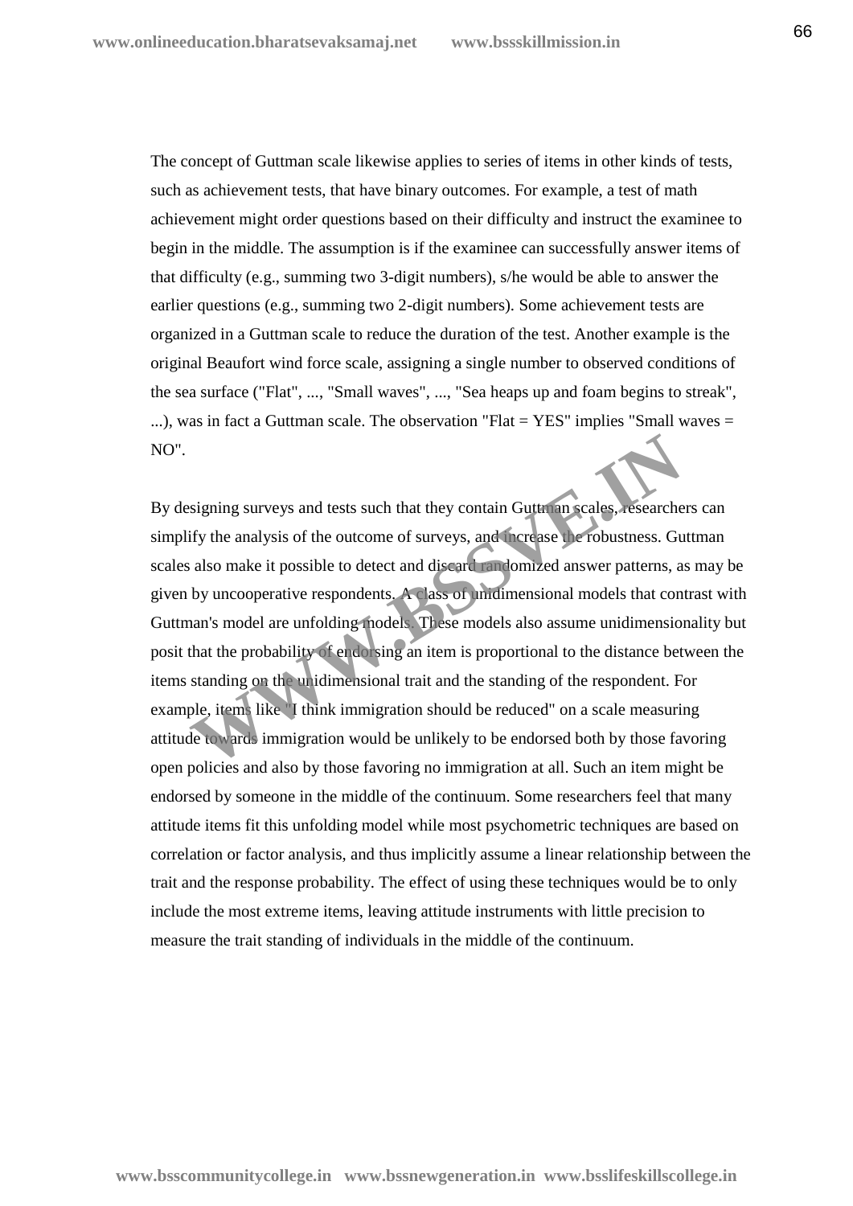The concept of Guttman scale likewise applies to series of items in other kinds of tests, such as achievement tests, that have binary outcomes. For example, a test of math achievement might order questions based on their difficulty and instruct the examinee to begin in the middle. The assumption is if the examinee can successfully answer items of that difficulty (e.g., summing two 3-digit numbers), s/he would be able to answer the earlier questions (e.g., summing two 2-digit numbers). Some achievement tests are organized in a Guttman scale to reduce the duration of the test. Another example is the original Beaufort wind force scale, assigning a single number to observed conditions of the sea surface ("Flat", ..., "Small waves", ..., "Sea heaps up and foam begins to streak", ...), was in fact a Guttman scale. The observation "Flat = YES" implies "Small waves = NO".

By designing surveys and tests such that they contain Guttman scales, researchers can simplify the analysis of the outcome of surveys, and increase the robustness. Guttman scales also make it possible to detect and discard randomized answer patterns, as may be given by uncooperative respondents. A class of unidimensional models that contrast with Guttman's model are unfolding models. These models also assume unidimensionality but posit that the probability of endorsing an item is proportional to the distance between the items standing on the unidimensional trait and the standing of the respondent. For example, items like "I think immigration should be reduced" on a scale measuring attitude towards immigration would be unlikely to be endorsed both by those favoring open policies and also by those favoring no immigration at all. Such an item might be endorsed by someone in the middle of the continuum. Some researchers feel that many attitude items fit this unfolding model while most psychometric techniques are based on correlation or factor analysis, and thus implicitly assume a linear relationship between the trait and the response probability. The effect of using these techniques would be to only include the most extreme items, leaving attitude instruments with little precision to measure the trait standing of individuals in the middle of the continuum.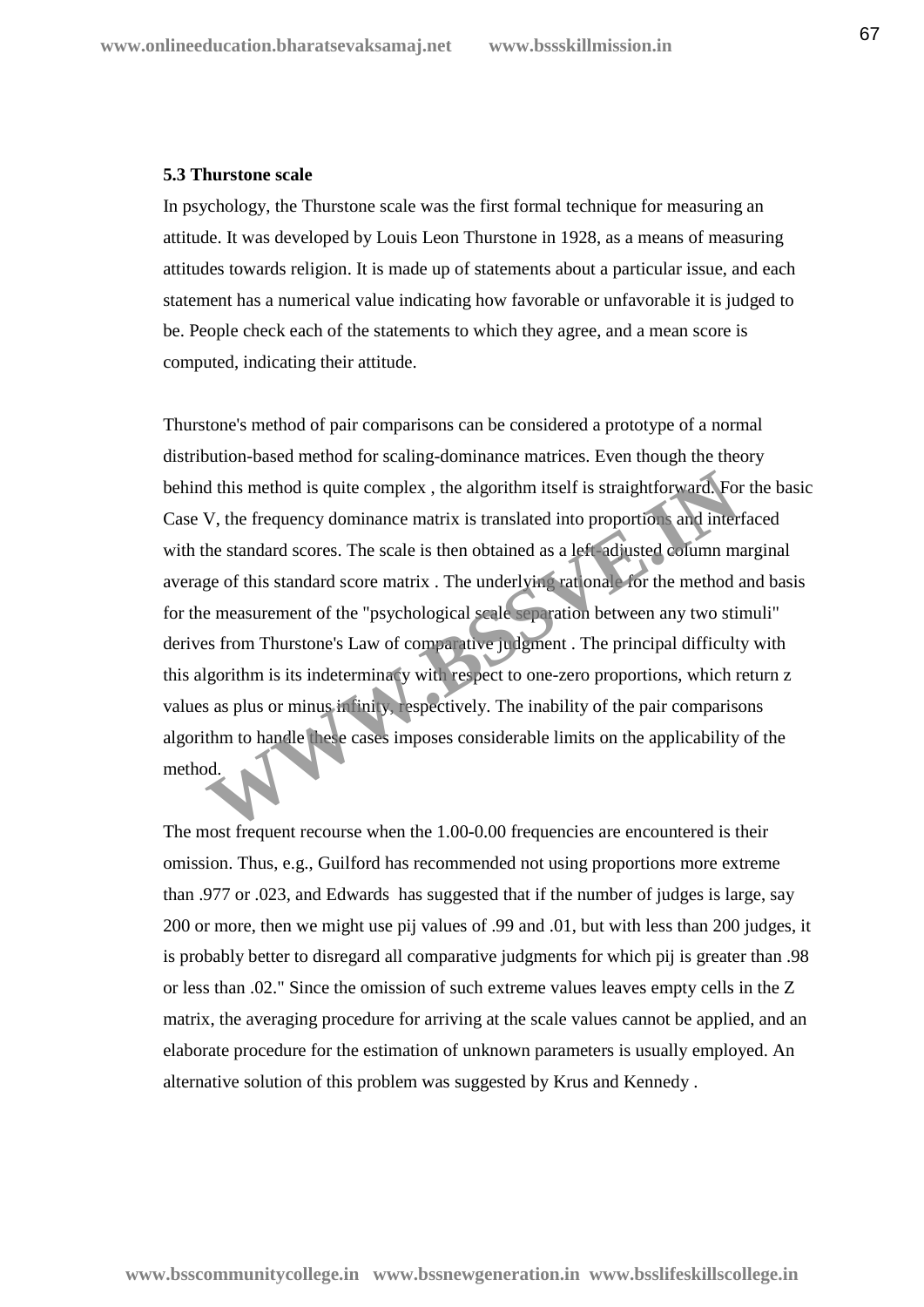### 5.3 Thurstone scale

In psychology, the Thurstone scale was the first formal technique for measuring an attitude. It was developed by Louis Leon Thurstone in 1928, as a means of measuring attitudes towards religion. It is made up of statements about a particular issue, and each statement has a numerical value indicating how favorable or unfavorable it is judged to be. People check each of the statements to which they agree, and a mean score is computed, indicating their attitude.

Thurstone's method of pair comparisons can be considered a prototype of a normal distribution-based method for scaling-dominance matrices. Even though the theory behind this method is quite complex , the algorithm itself is straightforward. For the basic Case V, the frequency dominance matrix is translated into proportions and interfaced with the standard scores. The scale is then obtained as a left-adjusted column marginal average of this standard score matrix . The underlying rationale for the method and basis for the measurement of the "psychological scale separation between any two stimuli" derives from Thurstone's Law of comparative judgment . The principal difficulty with this algorithm is its indeterminacy with respect to one-zero proportions, which return z values as plus or minus infinity, respectively. The inability of the pair comparisons algorithm to handle these cases imposes considerable limits on the applicability of the method.

The most frequent recourse when the 1.00-0.00 frequencies are encountered is their omission. Thus, e.g., Guilford has recommended not using proportions more extreme than .977 or .023, and Edwards has suggested that if the number of judges is large, say 200 or more, then we might use pij values of .99 and .01, but with less than 200 judges, it is probably better to disregard all comparative judgments for which pij is greater than .98 or less than .02." Since the omission of such extreme values leaves empty cells in the Z matrix, the averaging procedure for arriving at the scale values cannot be applied, and an elaborate procedure for the estimation of unknown parameters is usually employed. An alternative solution of this problem was suggested by Krus and Kennedy .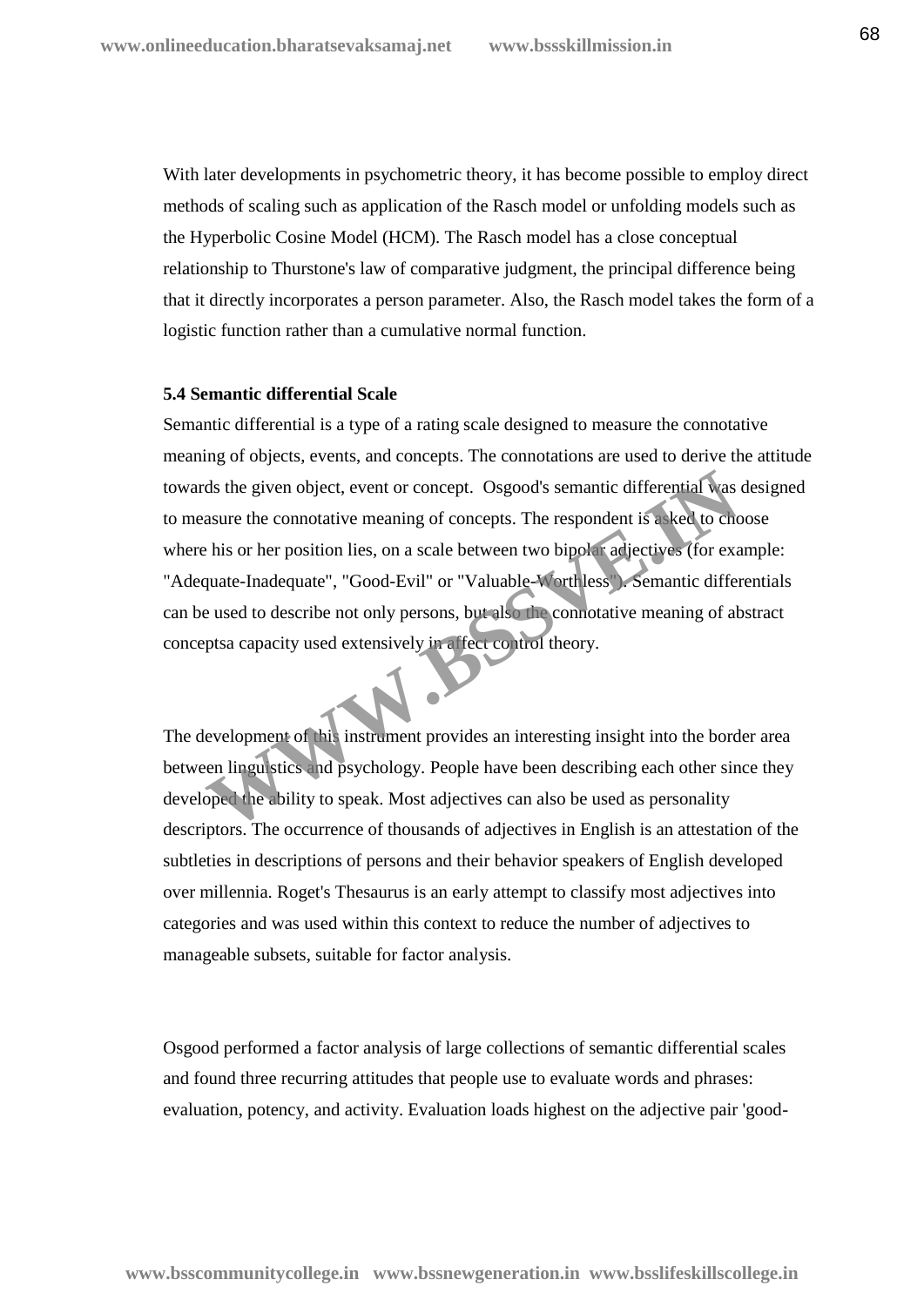With later developments in psychometric theory, it has become possible to employ direct methods of scaling such as application of the Rasch model or unfolding models such as the Hyperbolic Cosine Model (HCM). The Rasch model has a close conceptual relationship to Thurstone's law of comparative judgment, the principal difference being that it directly incorporates a person parameter. Also, the Rasch model takes the form of a logistic function rather than a cumulative normal function.

**5.4 Semantic differential Scale**

Semantic differential is a type of a rating scale designed to measure the connotative meaning of objects, events, and concepts. The connotations are used to derive the attitude towards the given object, event or concept. Osgood's semantic differential was designed to measure the connotative meaning of concepts. The respondent is asked to choose where his or her position lies, on a scale between two bipolar adjectives (for example: "Adequate-Inadequate", "Good-Evil" or "Valuable-Worthless"). Semantic differentials can be used to describe not only persons, but also the connotative meaning of abstract conceptsa capacity used extensively in affect control theory.

The development of this instrument provides an interesting insight into the border area between linguistics and psychology. People have been describing each other since they developed the ability to speak. Most adjectives can also be used as personality descriptors. The occurrence of thousands of adjectives in English is an attestation of the subtleties in descriptions of persons and their behavior speakers of English developed over millennia. Roget's Thesaurus is an early attempt to classify most adjectives into categories and was used within this context to reduce the number of adjectives to manageable subsets, suitable for factor analysis.

Osgood performed a factor analysis of large collections of semantic differential scales and found three recurring attitudes that people use to evaluate words and phrases: evaluation, potency, and activity. Evaluation loads highest on the adjective pair 'good-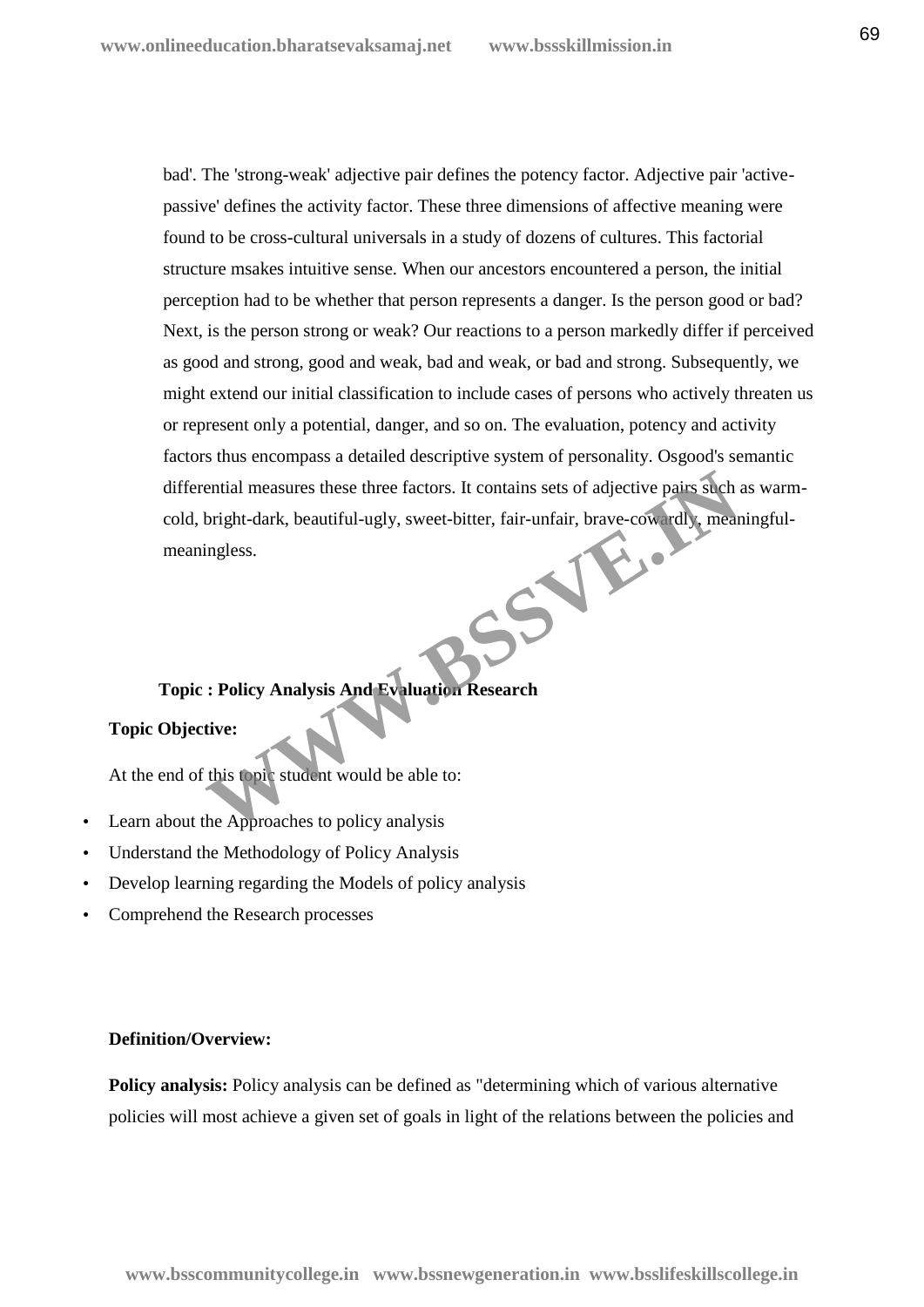bad'. The 'strong-weak' adjective pair defines the potency factor. Adjective pair 'active-passive' defines the activity factor. These three dimensions of affective meaning were found to be cross-cultural universals in a study of dozens of cultures. This factorial structure msakes intuitive sense. When our ancestors encountered a person, the initial perception had to be whether that person represents a danger. Is the person good or bad? Next, is the person strong or weak? Our reactions to a person markedly differ if perceived as good and strong, good and weak, bad and weak, or bad and strong. Subsequently, we might extend our initial classification to include cases of persons who actively threaten us or represent only a potential, danger, and so on. The evaluation, potency and activity factors thus encompass a detailed descriptive system of personality. Osgood's semantic differential measures these three factors. It contains sets of adjective pairs such as warm-cold, bright-dark, beautiful-ugly, sweet-bitter, fair-unfair, brave-cowardly, meaningful-meaningless.

**Topic : Policy Analysis And Evaluation Research**

**Topic Objective:**

At the end of this topic student would be able to:

- Learn about the Approaches to policy analysis
- Understand the Methodology of Policy Analysis
- Develop learning regarding the Models of policy analysis
- Comprehend the Research processes

**Definition/Overview:**

**Policy analysis:** Policy analysis can be defined as "determining which of various alternative policies will most achieve a given set of goals in light of the relations between the policies and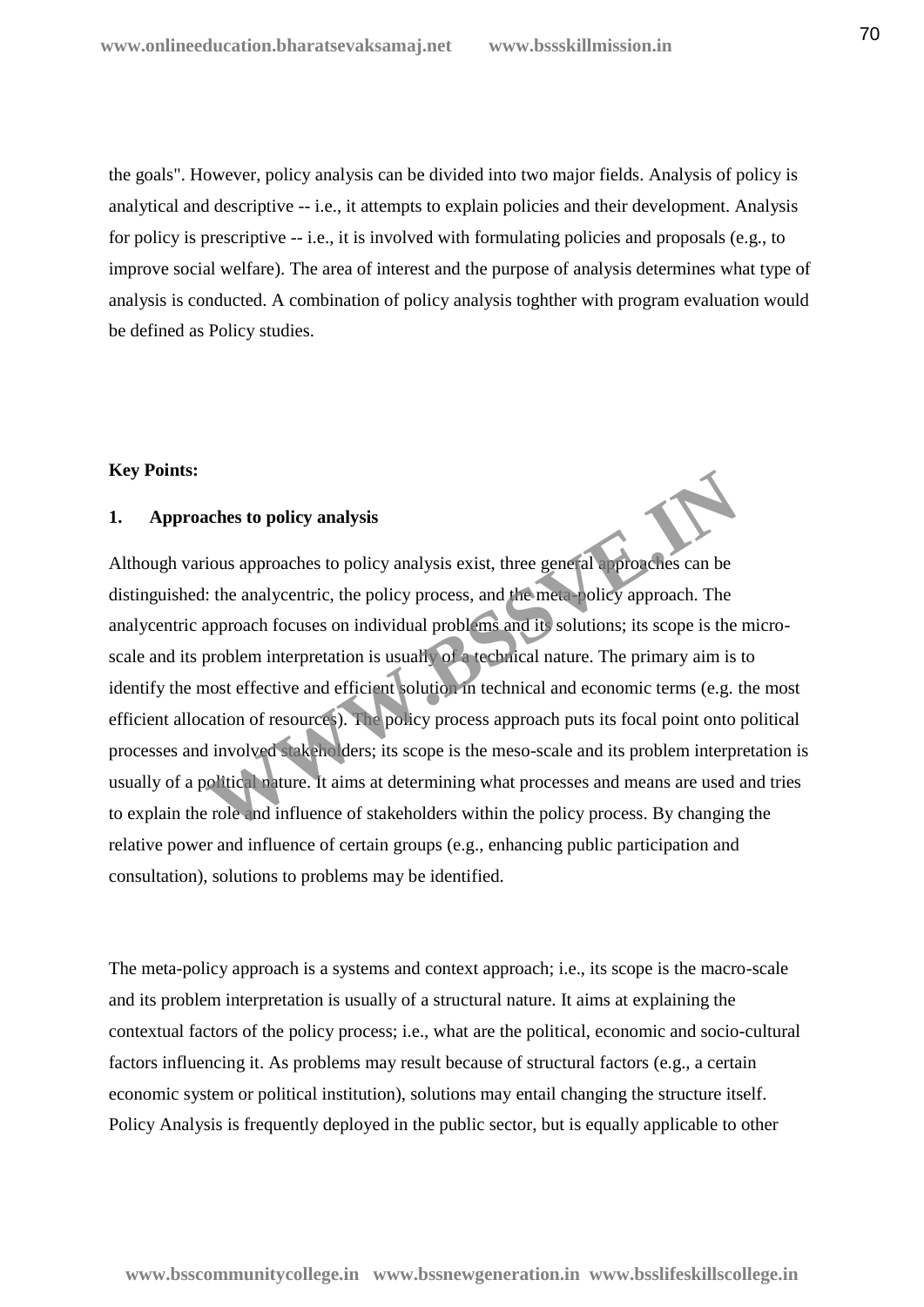the goals". However, policy analysis can be divided into two major fields. Analysis of policy is analytical and descriptive -- i.e., it attempts to explain policies and their development. Analysis for policy is prescriptive -- i.e., it is involved with formulating policies and proposals (e.g., to improve social welfare). The area of interest and the purpose of analysis determines what type of analysis is conducted. A combination of policy analysis toghther with program evaluation would be defined as Policy studies.

**Key Points:**

**1. Approaches to policy analysis**

Although various approaches to policy analysis exist, three general approaches can be distinguished: the analycentric, the policy process, and the meta-policy approach. The analycentric approach focuses on individual problems and its solutions; its scope is the micro-scale and its problem interpretation is usually of a technical nature. The primary aim is to identify the most effective and efficient solution in technical and economic terms (e.g. the most efficient allocation of resources). The policy process approach puts its focal point onto political processes and involved stakeholders; its scope is the meso-scale and its problem interpretation is usually of a political nature. It aims at determining what processes and means are used and tries to explain the role and influence of stakeholders within the policy process. By changing the relative power and influence of certain groups (e.g., enhancing public participation and consultation), solutions to problems may be identified.

The meta-policy approach is a systems and context approach; i.e., its scope is the macro-scale and its problem interpretation is usually of a structural nature. It aims at explaining the contextual factors of the policy process; i.e., what are the political, economic and socio-cultural factors influencing it. As problems may result because of structural factors (e.g., a certain economic system or political institution), solutions may entail changing the structure itself. Policy Analysis is frequently deployed in the public sector, but is equally applicable to other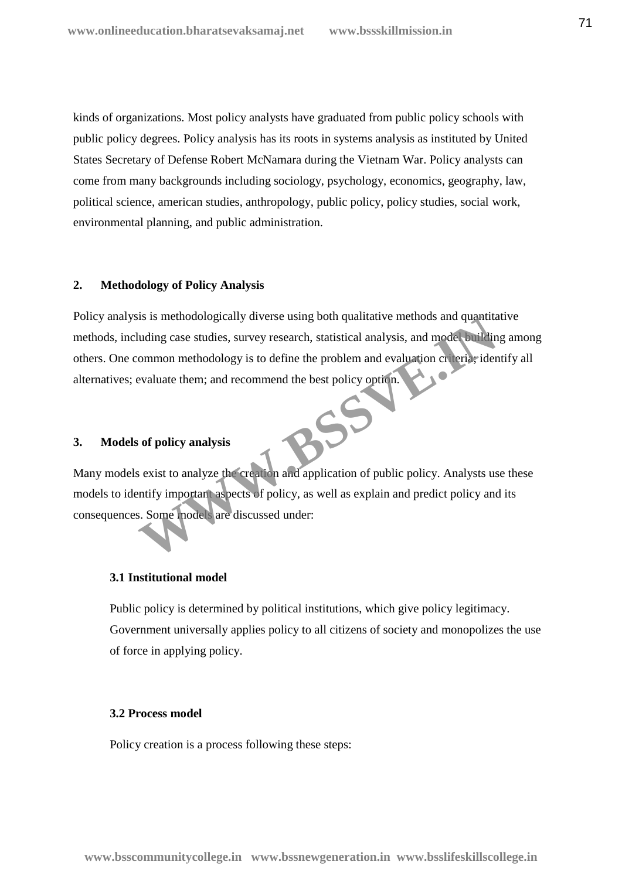kinds of organizations. Most policy analysts have graduated from public policy schools with public policy degrees. Policy analysis has its roots in systems analysis as instituted by United States Secretary of Defense Robert McNamara during the Vietnam War. Policy analysts can come from many backgrounds including sociology, psychology, economics, geography, law, political science, american studies, anthropology, public policy, policy studies, social work, environmental planning, and public administration.

## 2. Methodology of Policy Analysis

Policy analysis is methodologically diverse using both qualitative methods and quantitative methods, including case studies, survey research, statistical analysis, and model building among others. One common methodology is to define the problem and evaluation criteria; identify all alternatives; evaluate them; and recommend the best policy option.

## 3. Models of policy analysis

Many models exist to analyze the creation and application of public policy. Analysts use these models to identify important aspects of policy, as well as explain and predict policy and its consequences. Some models are discussed under:

### 3.1 Institutional model

Public policy is determined by political institutions, which give policy legitimacy. Government universally applies policy to all citizens of society and monopolizes the use of force in applying policy.

### 3.2 Process model

Policy creation is a process following these steps: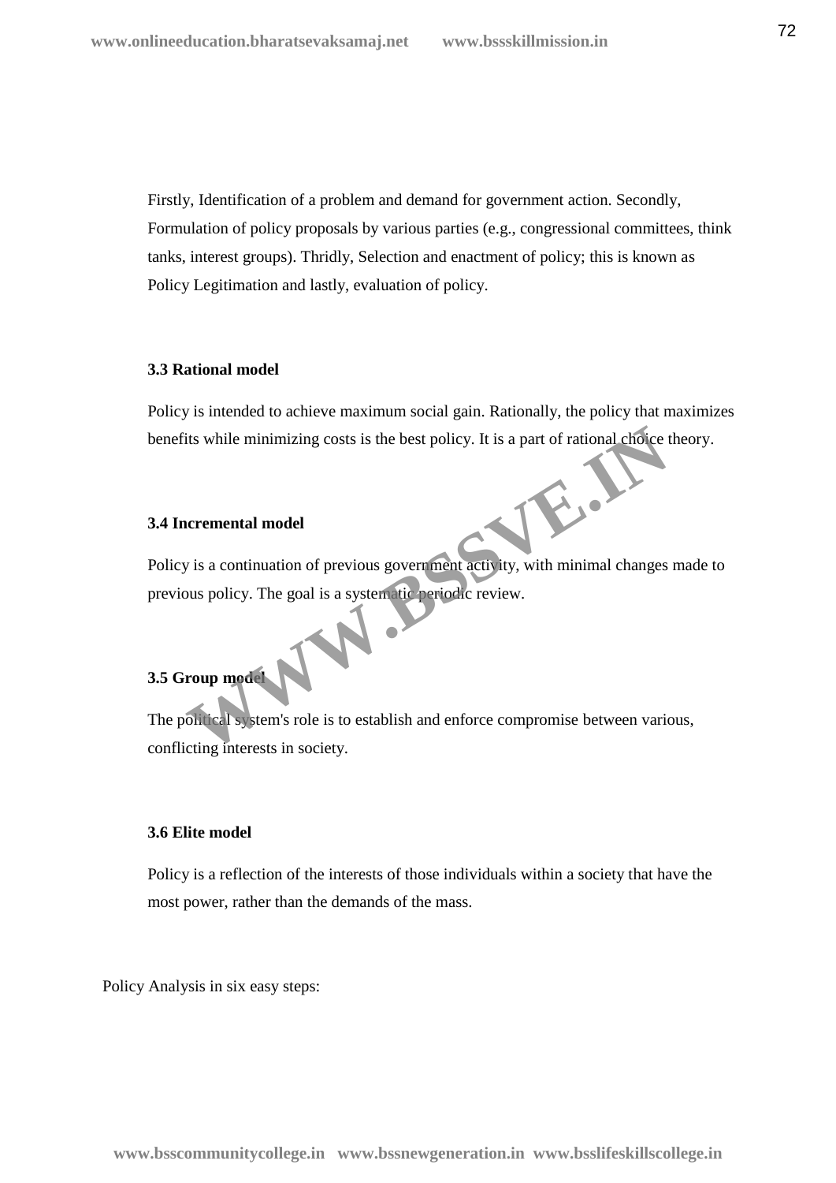Firstly, Identification of a problem and demand for government action. Secondly, Formulation of policy proposals by various parties (e.g., congressional committees, think tanks, interest groups). Thridly, Selection and enactment of policy; this is known as Policy Legitimation and lastly, evaluation of policy.

### 3.3 Rational model

Policy is intended to achieve maximum social gain. Rationally, the policy that maximizes benefits while minimizing costs is the best policy. It is a part of rational choice theory.

### 3.4 Incremental model

Policy is a continuation of previous government activity, with minimal changes made to previous policy. The goal is a systematic periodic review.

### 3.5 Group model

The political system's role is to establish and enforce compromise between various, conflicting interests in society.

### 3.6 Elite model

Policy is a reflection of the interests of those individuals within a society that have the most power, rather than the demands of the mass.

Policy Analysis in six easy steps: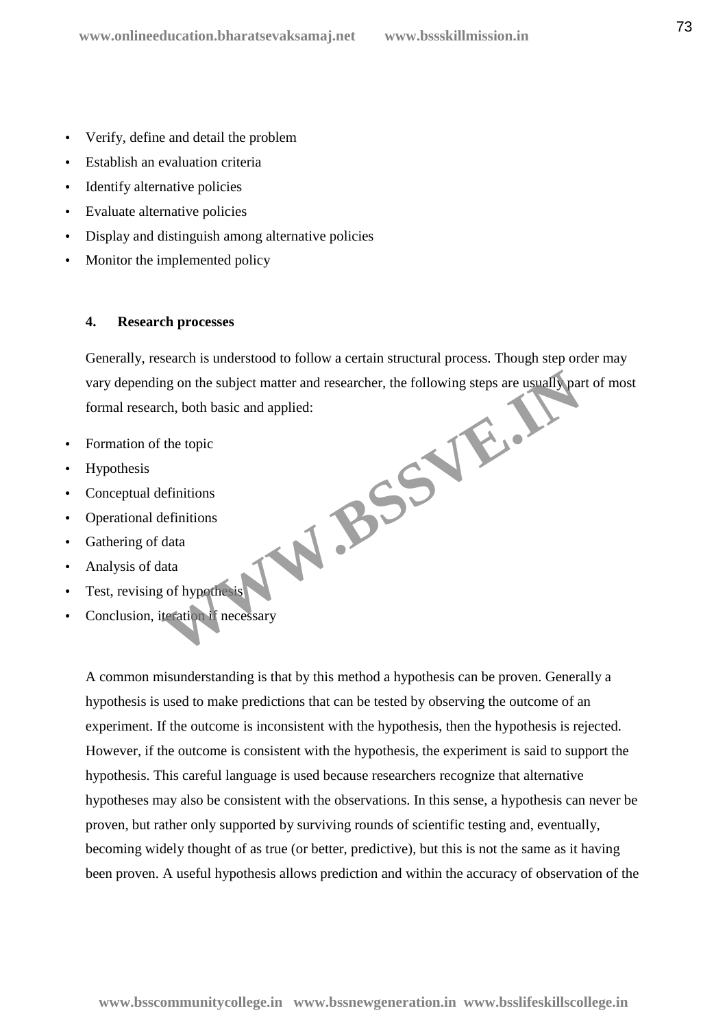- Verify, define and detail the problem
- Establish an evaluation criteria
- Identify alternative policies
- Evaluate alternative policies
- Display and distinguish among alternative policies
- Monitor the implemented policy

### 4. Research processes

Generally, research is understood to follow a certain structural process. Though step order may vary depending on the subject matter and researcher, the following steps are usually part of most formal research, both basic and applied:

- Formation of the topic
- Hypothesis
- Conceptual definitions
- Operational definitions
- Gathering of data
- Analysis of data
- Test, revising of hypothesis
- Conclusion, iteration if necessary

A common misunderstanding is that by this method a hypothesis can be proven. Generally a hypothesis is used to make predictions that can be tested by observing the outcome of an experiment. If the outcome is inconsistent with the hypothesis, then the hypothesis is rejected. However, if the outcome is consistent with the hypothesis, the experiment is said to support the hypothesis. This careful language is used because researchers recognize that alternative hypotheses may also be consistent with the observations. In this sense, a hypothesis can never be proven, but rather only supported by surviving rounds of scientific testing and, eventually, becoming widely thought of as true (or better, predictive), but this is not the same as it having been proven. A useful hypothesis allows prediction and within the accuracy of observation of the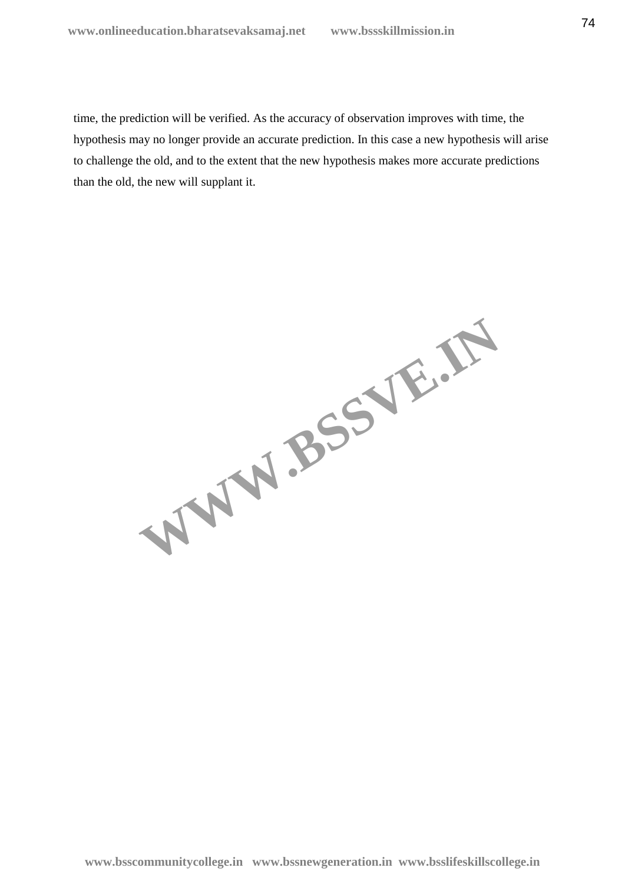time, the prediction will be verified. As the accuracy of observation improves with time, the hypothesis may no longer provide an accurate prediction. In this case a new hypothesis will arise to challenge the old, and to the extent that the new hypothesis makes more accurate predictions than the old, the new will supplant it.